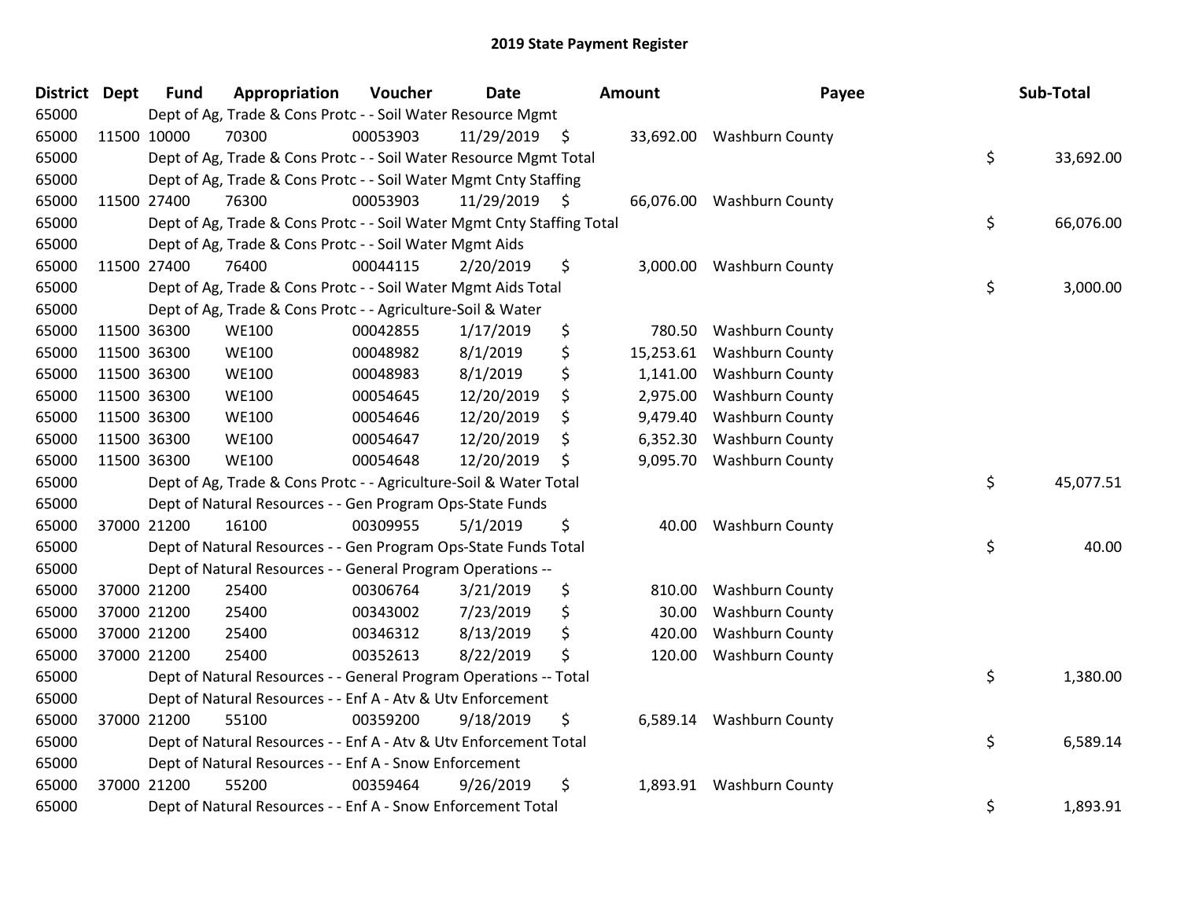# 2019 State Payment Register

| District | Dept | Fund | Appropriation | Voucher | Date | Amount | Payee | Sub-Total |
|---|---|---|---|---|---|---|---|---|
| 65000 | | Dept of Ag, Trade & Cons Protc - - Soil Water Resource Mgmt | | | | | | |
| 65000 | 11500 | 10000 | 70300 | 00053903 | 11/29/2019 | $ 33,692.00 | Washburn County | |
| 65000 | | Dept of Ag, Trade & Cons Protc - - Soil Water Resource Mgmt Total | | | | | | $ 33,692.00 |
| 65000 | | Dept of Ag, Trade & Cons Protc - - Soil Water Mgmt Cnty Staffing | | | | | | |
| 65000 | 11500 | 27400 | 76300 | 00053903 | 11/29/2019 | $ 66,076.00 | Washburn County | |
| 65000 | | Dept of Ag, Trade & Cons Protc - - Soil Water Mgmt Cnty Staffing Total | | | | | | $ 66,076.00 |
| 65000 | | Dept of Ag, Trade & Cons Protc - - Soil Water Mgmt Aids | | | | | | |
| 65000 | 11500 | 27400 | 76400 | 00044115 | 2/20/2019 | $ 3,000.00 | Washburn County | |
| 65000 | | Dept of Ag, Trade & Cons Protc - - Soil Water Mgmt Aids Total | | | | | | $ 3,000.00 |
| 65000 | | Dept of Ag, Trade & Cons Protc - - Agriculture-Soil & Water | | | | | | |
| 65000 | 11500 | 36300 | WE100 | 00042855 | 1/17/2019 | $ 780.50 | Washburn County | |
| 65000 | 11500 | 36300 | WE100 | 00048982 | 8/1/2019 | $ 15,253.61 | Washburn County | |
| 65000 | 11500 | 36300 | WE100 | 00048983 | 8/1/2019 | $ 1,141.00 | Washburn County | |
| 65000 | 11500 | 36300 | WE100 | 00054645 | 12/20/2019 | $ 2,975.00 | Washburn County | |
| 65000 | 11500 | 36300 | WE100 | 00054646 | 12/20/2019 | $ 9,479.40 | Washburn County | |
| 65000 | 11500 | 36300 | WE100 | 00054647 | 12/20/2019 | $ 6,352.30 | Washburn County | |
| 65000 | 11500 | 36300 | WE100 | 00054648 | 12/20/2019 | $ 9,095.70 | Washburn County | |
| 65000 | | Dept of Ag, Trade & Cons Protc - - Agriculture-Soil & Water Total | | | | | | $ 45,077.51 |
| 65000 | | Dept of Natural Resources - - Gen Program Ops-State Funds | | | | | | |
| 65000 | 37000 | 21200 | 16100 | 00309955 | 5/1/2019 | $ 40.00 | Washburn County | |
| 65000 | | Dept of Natural Resources - - Gen Program Ops-State Funds Total | | | | | | $ 40.00 |
| 65000 | | Dept of Natural Resources - - General Program Operations -- | | | | | | |
| 65000 | 37000 | 21200 | 25400 | 00306764 | 3/21/2019 | $ 810.00 | Washburn County | |
| 65000 | 37000 | 21200 | 25400 | 00343002 | 7/23/2019 | $ 30.00 | Washburn County | |
| 65000 | 37000 | 21200 | 25400 | 00346312 | 8/13/2019 | $ 420.00 | Washburn County | |
| 65000 | 37000 | 21200 | 25400 | 00352613 | 8/22/2019 | $ 120.00 | Washburn County | |
| 65000 | | Dept of Natural Resources - - General Program Operations -- Total | | | | | | $ 1,380.00 |
| 65000 | | Dept of Natural Resources - - Enf A - Atv & Utv Enforcement | | | | | | |
| 65000 | 37000 | 21200 | 55100 | 00359200 | 9/18/2019 | $ 6,589.14 | Washburn County | |
| 65000 | | Dept of Natural Resources - - Enf A - Atv & Utv Enforcement Total | | | | | | $ 6,589.14 |
| 65000 | | Dept of Natural Resources - - Enf A - Snow Enforcement | | | | | | |
| 65000 | 37000 | 21200 | 55200 | 00359464 | 9/26/2019 | $ 1,893.91 | Washburn County | |
| 65000 | | Dept of Natural Resources - - Enf A - Snow Enforcement Total | | | | | | $ 1,893.91 |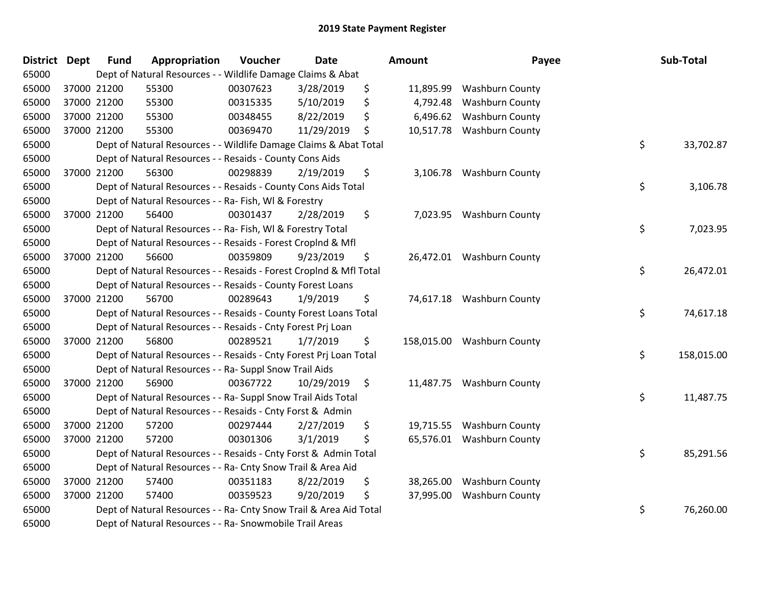# 2019 State Payment Register

| District | Dept | Fund | Appropriation | Voucher | Date | Amount | Payee | Sub-Total |
|---|---|---|---|---|---|---|---|---|
| 65000 | | Dept of Natural Resources - - Wildlife Damage Claims & Abat | | | | | | |
| 65000 | 37000 | 21200 | 55300 | 00307623 | 3/28/2019 | $ 11,895.99 | Washburn County | |
| 65000 | 37000 | 21200 | 55300 | 00315335 | 5/10/2019 | $ 4,792.48 | Washburn County | |
| 65000 | 37000 | 21200 | 55300 | 00348455 | 8/22/2019 | $ 6,496.62 | Washburn County | |
| 65000 | 37000 | 21200 | 55300 | 00369470 | 11/29/2019 | $ 10,517.78 | Washburn County | |
| 65000 | | Dept of Natural Resources - - Wildlife Damage Claims & Abat Total | | | | | | $ 33,702.87 |
| 65000 | | Dept of Natural Resources - - Resaids - County Cons Aids | | | | | | |
| 65000 | 37000 | 21200 | 56300 | 00298839 | 2/19/2019 | $ 3,106.78 | Washburn County | |
| 65000 | | Dept of Natural Resources - - Resaids - County Cons Aids Total | | | | | | $ 3,106.78 |
| 65000 | | Dept of Natural Resources - - Ra- Fish, Wl & Forestry | | | | | | |
| 65000 | 37000 | 21200 | 56400 | 00301437 | 2/28/2019 | $ 7,023.95 | Washburn County | |
| 65000 | | Dept of Natural Resources - - Ra- Fish, Wl & Forestry Total | | | | | | $ 7,023.95 |
| 65000 | | Dept of Natural Resources - - Resaids - Forest Croplnd & Mfl | | | | | | |
| 65000 | 37000 | 21200 | 56600 | 00359809 | 9/23/2019 | $ 26,472.01 | Washburn County | |
| 65000 | | Dept of Natural Resources - - Resaids - Forest Croplnd & Mfl Total | | | | | | $ 26,472.01 |
| 65000 | | Dept of Natural Resources - - Resaids - County Forest Loans | | | | | | |
| 65000 | 37000 | 21200 | 56700 | 00289643 | 1/9/2019 | $ 74,617.18 | Washburn County | |
| 65000 | | Dept of Natural Resources - - Resaids - County Forest Loans Total | | | | | | $ 74,617.18 |
| 65000 | | Dept of Natural Resources - - Resaids - Cnty Forest Prj Loan | | | | | | |
| 65000 | 37000 | 21200 | 56800 | 00289521 | 1/7/2019 | $ 158,015.00 | Washburn County | |
| 65000 | | Dept of Natural Resources - - Resaids - Cnty Forest Prj Loan Total | | | | | | $ 158,015.00 |
| 65000 | | Dept of Natural Resources - - Ra- Suppl Snow Trail Aids | | | | | | |
| 65000 | 37000 | 21200 | 56900 | 00367722 | 10/29/2019 | $ 11,487.75 | Washburn County | |
| 65000 | | Dept of Natural Resources - - Ra- Suppl Snow Trail Aids Total | | | | | | $ 11,487.75 |
| 65000 | | Dept of Natural Resources - - Resaids - Cnty Forst & Admin | | | | | | |
| 65000 | 37000 | 21200 | 57200 | 00297444 | 2/27/2019 | $ 19,715.55 | Washburn County | |
| 65000 | 37000 | 21200 | 57200 | 00301306 | 3/1/2019 | $ 65,576.01 | Washburn County | |
| 65000 | | Dept of Natural Resources - - Resaids - Cnty Forst & Admin Total | | | | | | $ 85,291.56 |
| 65000 | | Dept of Natural Resources - - Ra- Cnty Snow Trail & Area Aid | | | | | | |
| 65000 | 37000 | 21200 | 57400 | 00351183 | 8/22/2019 | $ 38,265.00 | Washburn County | |
| 65000 | 37000 | 21200 | 57400 | 00359523 | 9/20/2019 | $ 37,995.00 | Washburn County | |
| 65000 | | Dept of Natural Resources - - Ra- Cnty Snow Trail & Area Aid Total | | | | | | $ 76,260.00 |
| 65000 | | Dept of Natural Resources - - Ra- Snowmobile Trail Areas | | | | | | |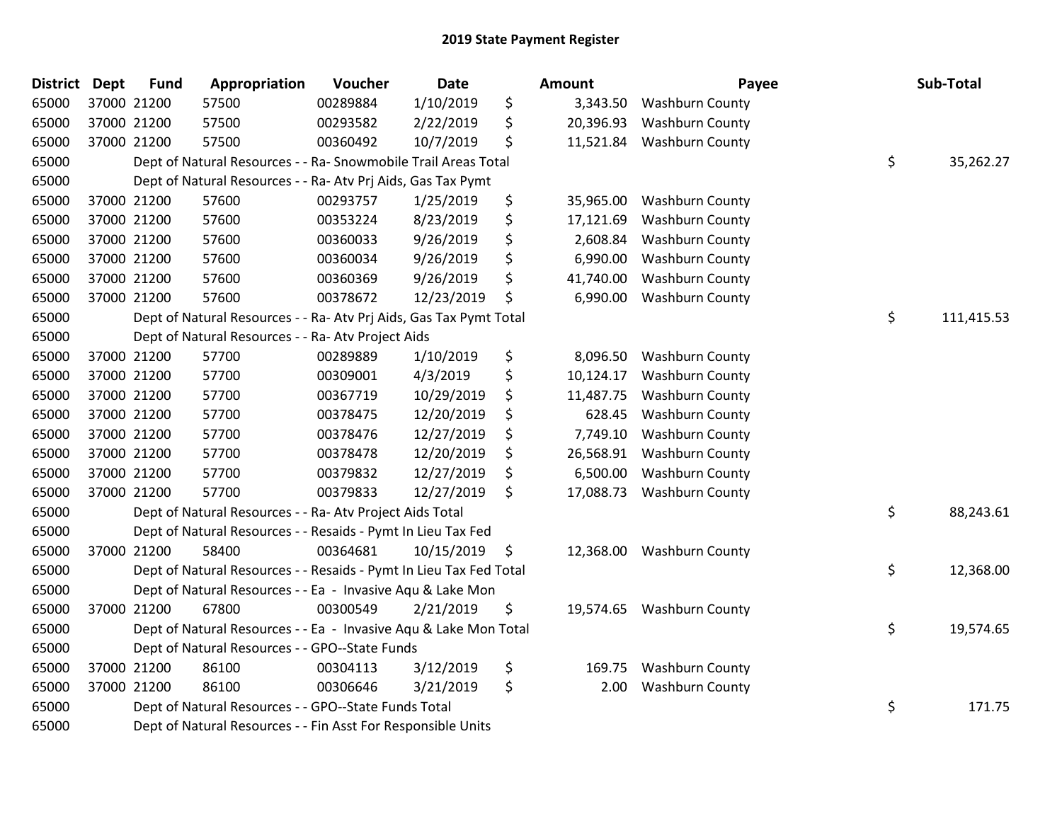# 2019 State Payment Register

| District | Dept | Fund | Appropriation | Voucher | Date | Amount | Payee | Sub-Total |
|---|---|---|---|---|---|---|---|---|
| 65000 | 37000 | 21200 | 57500 | 00289884 | 1/10/2019 | $ 3,343.50 | Washburn County | |
| 65000 | 37000 | 21200 | 57500 | 00293582 | 2/22/2019 | $ 20,396.93 | Washburn County | |
| 65000 | 37000 | 21200 | 57500 | 00360492 | 10/7/2019 | $ 11,521.84 | Washburn County | |
| 65000 | | | Dept of Natural Resources - - Ra- Snowmobile Trail Areas Total | | | | | $ 35,262.27 |
| 65000 | | | Dept of Natural Resources - - Ra- Atv Prj Aids, Gas Tax Pymt | | | | | |
| 65000 | 37000 | 21200 | 57600 | 00293757 | 1/25/2019 | $ 35,965.00 | Washburn County | |
| 65000 | 37000 | 21200 | 57600 | 00353224 | 8/23/2019 | $ 17,121.69 | Washburn County | |
| 65000 | 37000 | 21200 | 57600 | 00360033 | 9/26/2019 | $ 2,608.84 | Washburn County | |
| 65000 | 37000 | 21200 | 57600 | 00360034 | 9/26/2019 | $ 6,990.00 | Washburn County | |
| 65000 | 37000 | 21200 | 57600 | 00360369 | 9/26/2019 | $ 41,740.00 | Washburn County | |
| 65000 | 37000 | 21200 | 57600 | 00378672 | 12/23/2019 | $ 6,990.00 | Washburn County | |
| 65000 | | | Dept of Natural Resources - - Ra- Atv Prj Aids, Gas Tax Pymt Total | | | | | $ 111,415.53 |
| 65000 | | | Dept of Natural Resources - - Ra- Atv Project Aids | | | | | |
| 65000 | 37000 | 21200 | 57700 | 00289889 | 1/10/2019 | $ 8,096.50 | Washburn County | |
| 65000 | 37000 | 21200 | 57700 | 00309001 | 4/3/2019 | $ 10,124.17 | Washburn County | |
| 65000 | 37000 | 21200 | 57700 | 00367719 | 10/29/2019 | $ 11,487.75 | Washburn County | |
| 65000 | 37000 | 21200 | 57700 | 00378475 | 12/20/2019 | $ 628.45 | Washburn County | |
| 65000 | 37000 | 21200 | 57700 | 00378476 | 12/27/2019 | $ 7,749.10 | Washburn County | |
| 65000 | 37000 | 21200 | 57700 | 00378478 | 12/20/2019 | $ 26,568.91 | Washburn County | |
| 65000 | 37000 | 21200 | 57700 | 00379832 | 12/27/2019 | $ 6,500.00 | Washburn County | |
| 65000 | 37000 | 21200 | 57700 | 00379833 | 12/27/2019 | $ 17,088.73 | Washburn County | |
| 65000 | | | Dept of Natural Resources - - Ra- Atv Project Aids Total | | | | | $ 88,243.61 |
| 65000 | | | Dept of Natural Resources - - Resaids - Pymt In Lieu Tax Fed | | | | | |
| 65000 | 37000 | 21200 | 58400 | 00364681 | 10/15/2019 | $ 12,368.00 | Washburn County | |
| 65000 | | | Dept of Natural Resources - - Resaids - Pymt In Lieu Tax Fed Total | | | | | $ 12,368.00 |
| 65000 | | | Dept of Natural Resources - - Ea - Invasive Aqu & Lake Mon | | | | | |
| 65000 | 37000 | 21200 | 67800 | 00300549 | 2/21/2019 | $ 19,574.65 | Washburn County | |
| 65000 | | | Dept of Natural Resources - - Ea - Invasive Aqu & Lake Mon Total | | | | | $ 19,574.65 |
| 65000 | | | Dept of Natural Resources - - GPO--State Funds | | | | | |
| 65000 | 37000 | 21200 | 86100 | 00304113 | 3/12/2019 | $ 169.75 | Washburn County | |
| 65000 | 37000 | 21200 | 86100 | 00306646 | 3/21/2019 | $ 2.00 | Washburn County | |
| 65000 | | | Dept of Natural Resources - - GPO--State Funds Total | | | | | $ 171.75 |
| 65000 | | | Dept of Natural Resources - - Fin Asst For Responsible Units | | | | | |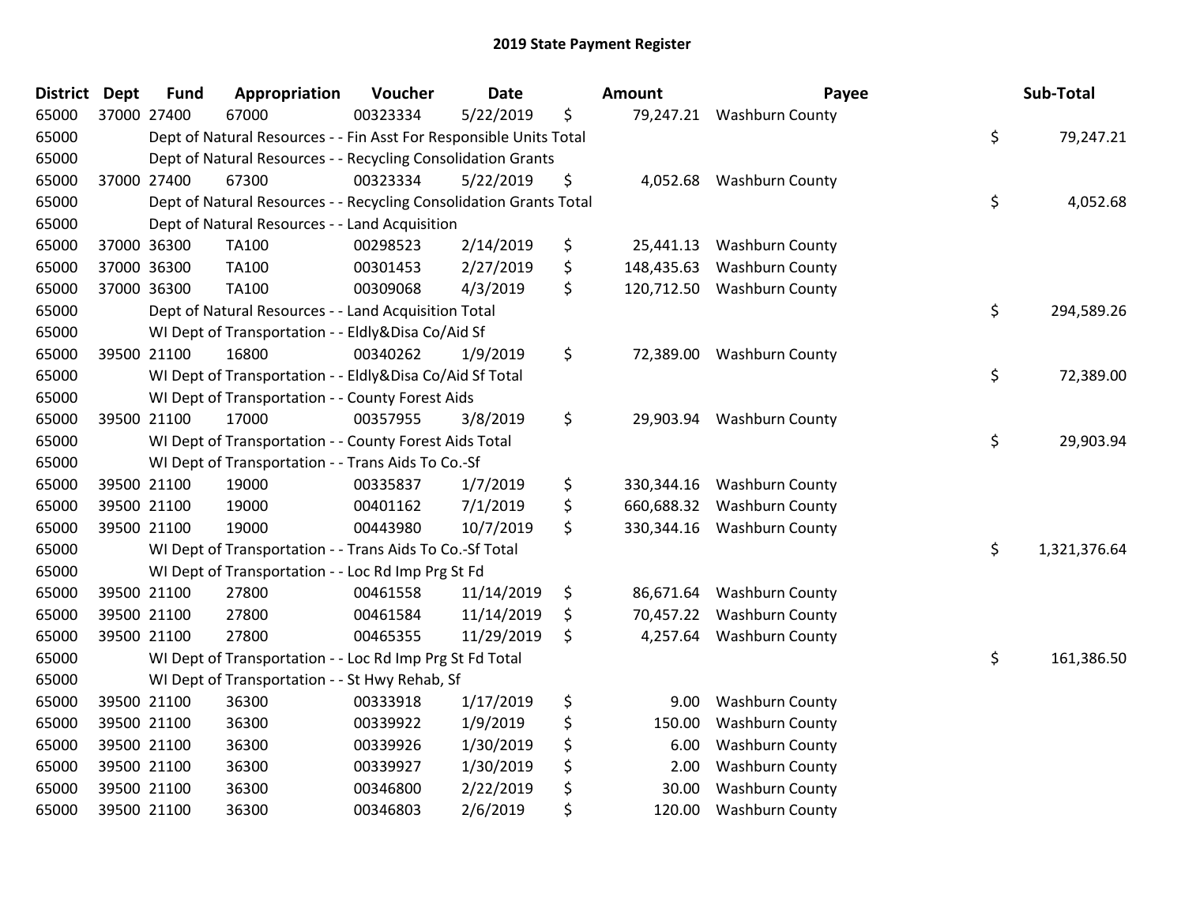# 2019 State Payment Register

| District | Dept | Fund | Appropriation | Voucher | Date | | Amount | Payee | | Sub-Total |
|---|---|---|---|---|---|---|---|---|---|---|
| 65000 | 37000 | 27400 | 67000 | 00323334 | 5/22/2019 | $ | 79,247.21 | Washburn County | | |
| 65000 | | Dept of Natural Resources - - Fin Asst For Responsible Units Total | | | | | | | $ | 79,247.21 |
| 65000 | | Dept of Natural Resources - - Recycling Consolidation Grants | | | | | | | | |
| 65000 | 37000 | 27400 | 67300 | 00323334 | 5/22/2019 | $ | 4,052.68 | Washburn County | | |
| 65000 | | Dept of Natural Resources - - Recycling Consolidation Grants Total | | | | | | | $ | 4,052.68 |
| 65000 | | Dept of Natural Resources - - Land Acquisition | | | | | | | | |
| 65000 | 37000 | 36300 | TA100 | 00298523 | 2/14/2019 | $ | 25,441.13 | Washburn County | | |
| 65000 | 37000 | 36300 | TA100 | 00301453 | 2/27/2019 | $ | 148,435.63 | Washburn County | | |
| 65000 | 37000 | 36300 | TA100 | 00309068 | 4/3/2019 | $ | 120,712.50 | Washburn County | | |
| 65000 | | Dept of Natural Resources - - Land Acquisition Total | | | | | | | $ | 294,589.26 |
| 65000 | | WI Dept of Transportation - - Eldly&Disa Co/Aid Sf | | | | | | | | |
| 65000 | 39500 | 21100 | 16800 | 00340262 | 1/9/2019 | $ | 72,389.00 | Washburn County | | |
| 65000 | | WI Dept of Transportation - - Eldly&Disa Co/Aid Sf Total | | | | | | | $ | 72,389.00 |
| 65000 | | WI Dept of Transportation - - County Forest Aids | | | | | | | | |
| 65000 | 39500 | 21100 | 17000 | 00357955 | 3/8/2019 | $ | 29,903.94 | Washburn County | | |
| 65000 | | WI Dept of Transportation - - County Forest Aids Total | | | | | | | $ | 29,903.94 |
| 65000 | | WI Dept of Transportation - - Trans Aids To Co.-Sf | | | | | | | | |
| 65000 | 39500 | 21100 | 19000 | 00335837 | 1/7/2019 | $ | 330,344.16 | Washburn County | | |
| 65000 | 39500 | 21100 | 19000 | 00401162 | 7/1/2019 | $ | 660,688.32 | Washburn County | | |
| 65000 | 39500 | 21100 | 19000 | 00443980 | 10/7/2019 | $ | 330,344.16 | Washburn County | | |
| 65000 | | WI Dept of Transportation - - Trans Aids To Co.-Sf Total | | | | | | | $ | 1,321,376.64 |
| 65000 | | WI Dept of Transportation - - Loc Rd Imp Prg St Fd | | | | | | | | |
| 65000 | 39500 | 21100 | 27800 | 00461558 | 11/14/2019 | $ | 86,671.64 | Washburn County | | |
| 65000 | 39500 | 21100 | 27800 | 00461584 | 11/14/2019 | $ | 70,457.22 | Washburn County | | |
| 65000 | 39500 | 21100 | 27800 | 00465355 | 11/29/2019 | $ | 4,257.64 | Washburn County | | |
| 65000 | | WI Dept of Transportation - - Loc Rd Imp Prg St Fd Total | | | | | | | $ | 161,386.50 |
| 65000 | | WI Dept of Transportation - - St Hwy Rehab, Sf | | | | | | | | |
| 65000 | 39500 | 21100 | 36300 | 00333918 | 1/17/2019 | $ | 9.00 | Washburn County | | |
| 65000 | 39500 | 21100 | 36300 | 00339922 | 1/9/2019 | $ | 150.00 | Washburn County | | |
| 65000 | 39500 | 21100 | 36300 | 00339926 | 1/30/2019 | $ | 6.00 | Washburn County | | |
| 65000 | 39500 | 21100 | 36300 | 00339927 | 1/30/2019 | $ | 2.00 | Washburn County | | |
| 65000 | 39500 | 21100 | 36300 | 00346800 | 2/22/2019 | $ | 30.00 | Washburn County | | |
| 65000 | 39500 | 21100 | 36300 | 00346803 | 2/6/2019 | $ | 120.00 | Washburn County | | |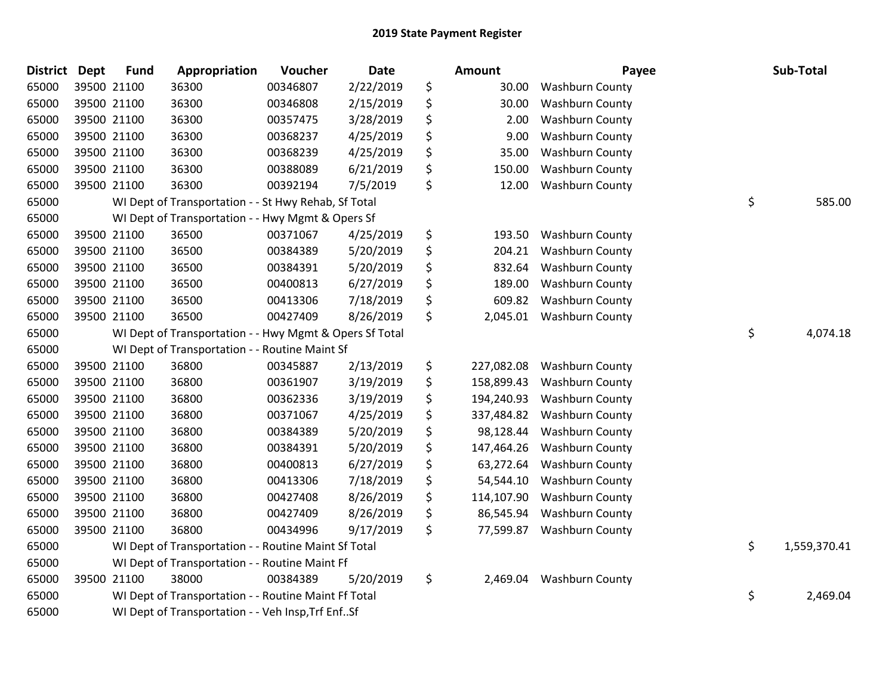# 2019 State Payment Register

| District | Dept | Fund | Appropriation | Voucher | Date | | Amount | Payee | | Sub-Total |
|---|---|---|---|---|---|---|---|---|---|---|
| 65000 | 39500 | 21100 | 36300 | 00346807 | 2/22/2019 | $ | 30.00 | Washburn County | | |
| 65000 | 39500 | 21100 | 36300 | 00346808 | 2/15/2019 | $ | 30.00 | Washburn County | | |
| 65000 | 39500 | 21100 | 36300 | 00357475 | 3/28/2019 | $ | 2.00 | Washburn County | | |
| 65000 | 39500 | 21100 | 36300 | 00368237 | 4/25/2019 | $ | 9.00 | Washburn County | | |
| 65000 | 39500 | 21100 | 36300 | 00368239 | 4/25/2019 | $ | 35.00 | Washburn County | | |
| 65000 | 39500 | 21100 | 36300 | 00388089 | 6/21/2019 | $ | 150.00 | Washburn County | | |
| 65000 | 39500 | 21100 | 36300 | 00392194 | 7/5/2019 | $ | 12.00 | Washburn County | | |
| 65000 | | | WI Dept of Transportation - - St Hwy Rehab, Sf Total | | | | | | $ | 585.00 |
| 65000 | | | WI Dept of Transportation - - Hwy Mgmt & Opers Sf | | | | | | | |
| 65000 | 39500 | 21100 | 36500 | 00371067 | 4/25/2019 | $ | 193.50 | Washburn County | | |
| 65000 | 39500 | 21100 | 36500 | 00384389 | 5/20/2019 | $ | 204.21 | Washburn County | | |
| 65000 | 39500 | 21100 | 36500 | 00384391 | 5/20/2019 | $ | 832.64 | Washburn County | | |
| 65000 | 39500 | 21100 | 36500 | 00400813 | 6/27/2019 | $ | 189.00 | Washburn County | | |
| 65000 | 39500 | 21100 | 36500 | 00413306 | 7/18/2019 | $ | 609.82 | Washburn County | | |
| 65000 | 39500 | 21100 | 36500 | 00427409 | 8/26/2019 | $ | 2,045.01 | Washburn County | | |
| 65000 | | | WI Dept of Transportation - - Hwy Mgmt & Opers Sf Total | | | | | | $ | 4,074.18 |
| 65000 | | | WI Dept of Transportation - - Routine Maint Sf | | | | | | | |
| 65000 | 39500 | 21100 | 36800 | 00345887 | 2/13/2019 | $ | 227,082.08 | Washburn County | | |
| 65000 | 39500 | 21100 | 36800 | 00361907 | 3/19/2019 | $ | 158,899.43 | Washburn County | | |
| 65000 | 39500 | 21100 | 36800 | 00362336 | 3/19/2019 | $ | 194,240.93 | Washburn County | | |
| 65000 | 39500 | 21100 | 36800 | 00371067 | 4/25/2019 | $ | 337,484.82 | Washburn County | | |
| 65000 | 39500 | 21100 | 36800 | 00384389 | 5/20/2019 | $ | 98,128.44 | Washburn County | | |
| 65000 | 39500 | 21100 | 36800 | 00384391 | 5/20/2019 | $ | 147,464.26 | Washburn County | | |
| 65000 | 39500 | 21100 | 36800 | 00400813 | 6/27/2019 | $ | 63,272.64 | Washburn County | | |
| 65000 | 39500 | 21100 | 36800 | 00413306 | 7/18/2019 | $ | 54,544.10 | Washburn County | | |
| 65000 | 39500 | 21100 | 36800 | 00427408 | 8/26/2019 | $ | 114,107.90 | Washburn County | | |
| 65000 | 39500 | 21100 | 36800 | 00427409 | 8/26/2019 | $ | 86,545.94 | Washburn County | | |
| 65000 | 39500 | 21100 | 36800 | 00434996 | 9/17/2019 | $ | 77,599.87 | Washburn County | | |
| 65000 | | | WI Dept of Transportation - - Routine Maint Sf Total | | | | | | $ | 1,559,370.41 |
| 65000 | | | WI Dept of Transportation - - Routine Maint Ff | | | | | | | |
| 65000 | 39500 | 21100 | 38000 | 00384389 | 5/20/2019 | $ | 2,469.04 | Washburn County | | |
| 65000 | | | WI Dept of Transportation - - Routine Maint Ff Total | | | | | | $ | 2,469.04 |
| 65000 | | | WI Dept of Transportation - - Veh Insp,Trf Enf..Sf | | | | | | | |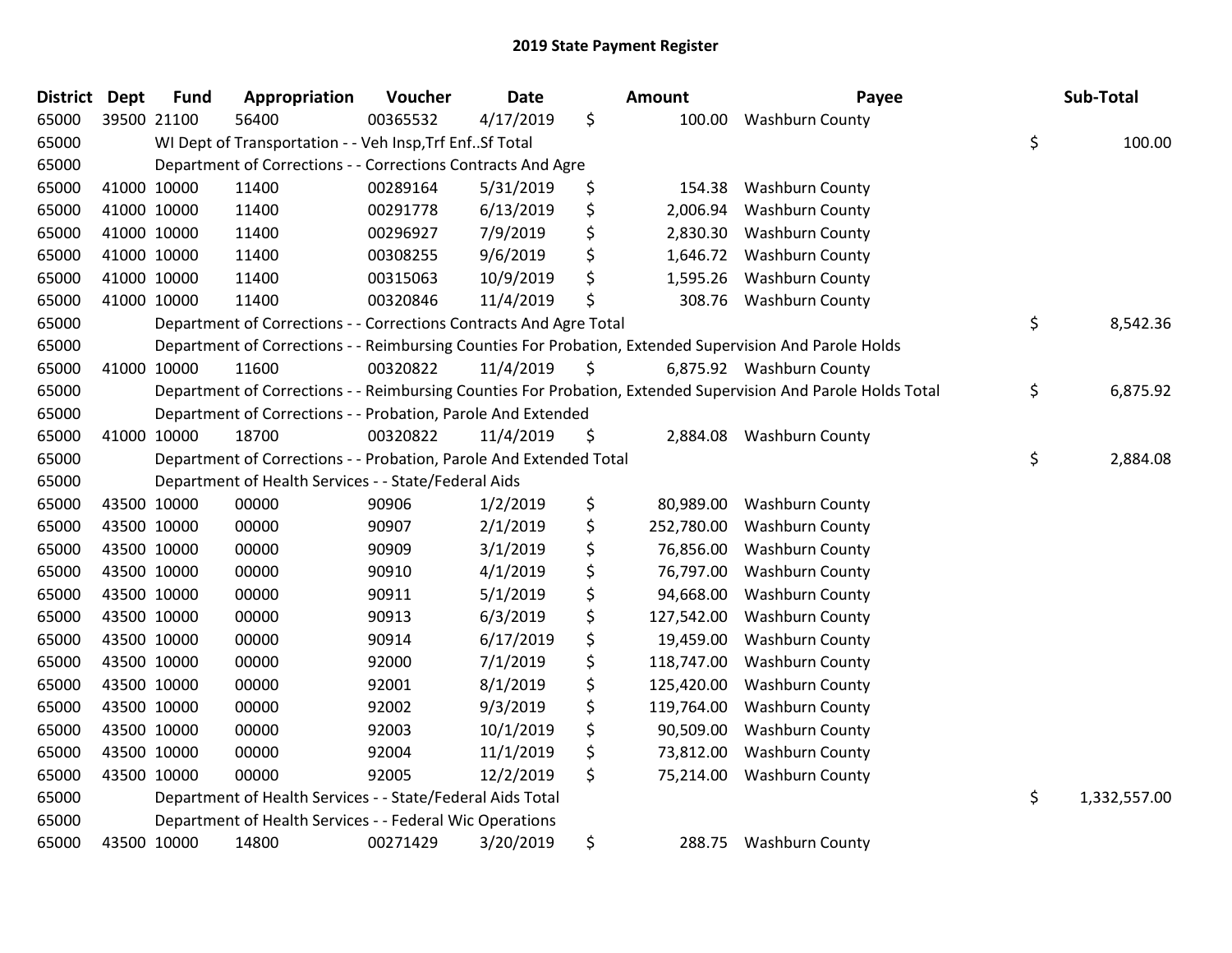# 2019 State Payment Register

| District | Dept | Fund | Appropriation | Voucher | Date | Amount | Payee | Sub-Total |
|---|---|---|---|---|---|---|---|---|
| 65000 | 39500 | 21100 | 56400 | 00365532 | 4/17/2019 | $ 100.00 | Washburn County | |
| 65000 | | WI Dept of Transportation - - Veh Insp,Trf Enf..Sf Total | | | | | | $ 100.00 |
| 65000 | | Department of Corrections - - Corrections Contracts And Agre | | | | | | |
| 65000 | 41000 | 10000 | 11400 | 00289164 | 5/31/2019 | $ 154.38 | Washburn County | |
| 65000 | 41000 | 10000 | 11400 | 00291778 | 6/13/2019 | $ 2,006.94 | Washburn County | |
| 65000 | 41000 | 10000 | 11400 | 00296927 | 7/9/2019 | $ 2,830.30 | Washburn County | |
| 65000 | 41000 | 10000 | 11400 | 00308255 | 9/6/2019 | $ 1,646.72 | Washburn County | |
| 65000 | 41000 | 10000 | 11400 | 00315063 | 10/9/2019 | $ 1,595.26 | Washburn County | |
| 65000 | 41000 | 10000 | 11400 | 00320846 | 11/4/2019 | $ 308.76 | Washburn County | |
| 65000 | | Department of Corrections - - Corrections Contracts And Agre Total | | | | | | $ 8,542.36 |
| 65000 | | Department of Corrections - - Reimbursing Counties For Probation, Extended Supervision And Parole Holds | | | | | | |
| 65000 | 41000 | 10000 | 11600 | 00320822 | 11/4/2019 | $ 6,875.92 | Washburn County | |
| 65000 | | Department of Corrections - - Reimbursing Counties For Probation, Extended Supervision And Parole Holds Total | | | | | | $ 6,875.92 |
| 65000 | | Department of Corrections - - Probation, Parole And Extended | | | | | | |
| 65000 | 41000 | 10000 | 18700 | 00320822 | 11/4/2019 | $ 2,884.08 | Washburn County | |
| 65000 | | Department of Corrections - - Probation, Parole And Extended Total | | | | | | $ 2,884.08 |
| 65000 | | Department of Health Services - - State/Federal Aids | | | | | | |
| 65000 | 43500 | 10000 | 00000 | 90906 | 1/2/2019 | $ 80,989.00 | Washburn County | |
| 65000 | 43500 | 10000 | 00000 | 90907 | 2/1/2019 | $ 252,780.00 | Washburn County | |
| 65000 | 43500 | 10000 | 00000 | 90909 | 3/1/2019 | $ 76,856.00 | Washburn County | |
| 65000 | 43500 | 10000 | 00000 | 90910 | 4/1/2019 | $ 76,797.00 | Washburn County | |
| 65000 | 43500 | 10000 | 00000 | 90911 | 5/1/2019 | $ 94,668.00 | Washburn County | |
| 65000 | 43500 | 10000 | 00000 | 90913 | 6/3/2019 | $ 127,542.00 | Washburn County | |
| 65000 | 43500 | 10000 | 00000 | 90914 | 6/17/2019 | $ 19,459.00 | Washburn County | |
| 65000 | 43500 | 10000 | 00000 | 92000 | 7/1/2019 | $ 118,747.00 | Washburn County | |
| 65000 | 43500 | 10000 | 00000 | 92001 | 8/1/2019 | $ 125,420.00 | Washburn County | |
| 65000 | 43500 | 10000 | 00000 | 92002 | 9/3/2019 | $ 119,764.00 | Washburn County | |
| 65000 | 43500 | 10000 | 00000 | 92003 | 10/1/2019 | $ 90,509.00 | Washburn County | |
| 65000 | 43500 | 10000 | 00000 | 92004 | 11/1/2019 | $ 73,812.00 | Washburn County | |
| 65000 | 43500 | 10000 | 00000 | 92005 | 12/2/2019 | $ 75,214.00 | Washburn County | |
| 65000 | | Department of Health Services - - State/Federal Aids Total | | | | | | $ 1,332,557.00 |
| 65000 | | Department of Health Services - - Federal Wic Operations | | | | | | |
| 65000 | 43500 | 10000 | 14800 | 00271429 | 3/20/2019 | $ 288.75 | Washburn County | |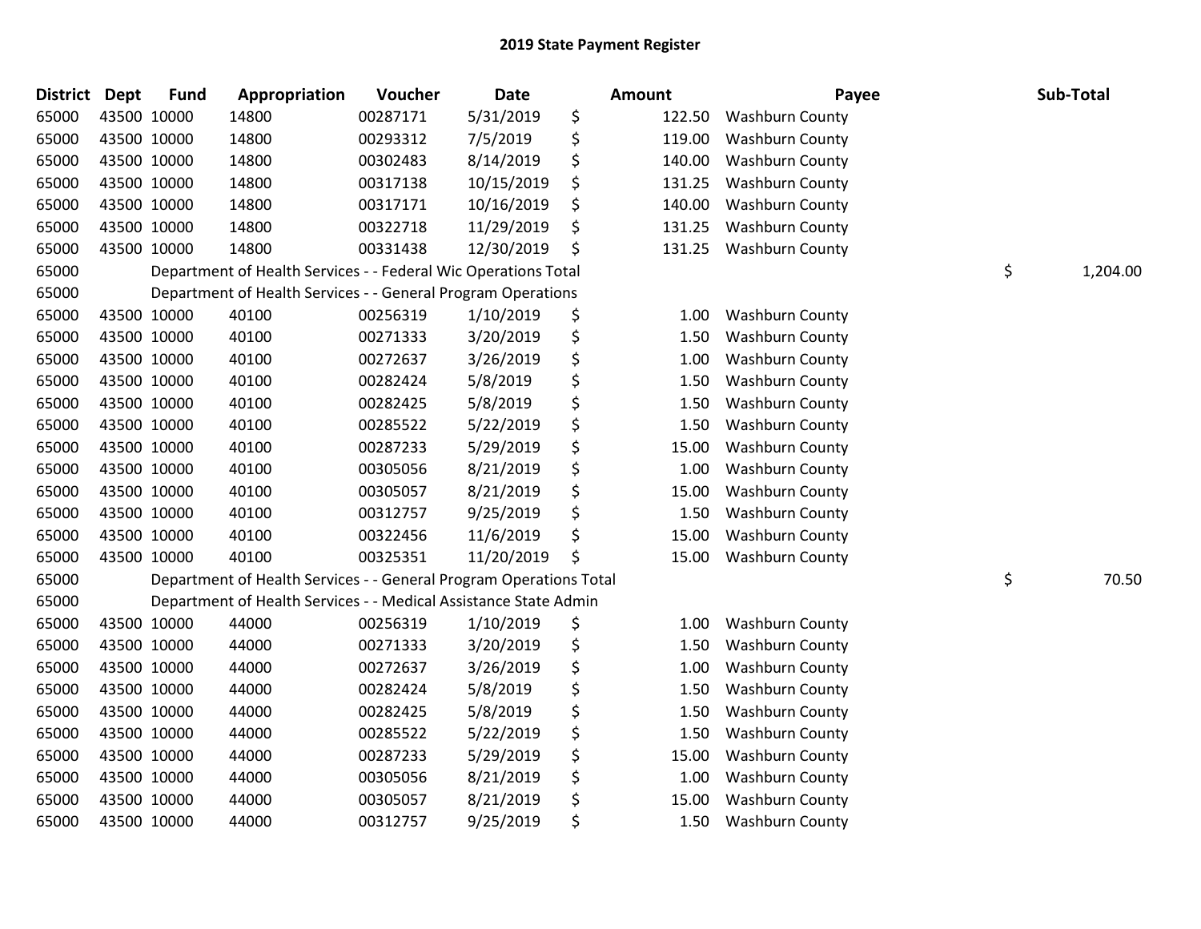## 2019 State Payment Register

| District | Dept | Fund | Appropriation | Voucher | Date | Amount | Payee | Sub-Total |
|---|---|---|---|---|---|---|---|---|
| 65000 | 43500 | 10000 | 14800 | 00287171 | 5/31/2019 | $ 122.50 | Washburn County | |
| 65000 | 43500 | 10000 | 14800 | 00293312 | 7/5/2019 | $ 119.00 | Washburn County | |
| 65000 | 43500 | 10000 | 14800 | 00302483 | 8/14/2019 | $ 140.00 | Washburn County | |
| 65000 | 43500 | 10000 | 14800 | 00317138 | 10/15/2019 | $ 131.25 | Washburn County | |
| 65000 | 43500 | 10000 | 14800 | 00317171 | 10/16/2019 | $ 140.00 | Washburn County | |
| 65000 | 43500 | 10000 | 14800 | 00322718 | 11/29/2019 | $ 131.25 | Washburn County | |
| 65000 | 43500 | 10000 | 14800 | 00331438 | 12/30/2019 | $ 131.25 | Washburn County | |
| 65000 | | | Department of Health Services - - Federal Wic Operations Total | | | | | $ 1,204.00 |
| 65000 | | | Department of Health Services - - General Program Operations | | | | | |
| 65000 | 43500 | 10000 | 40100 | 00256319 | 1/10/2019 | $ 1.00 | Washburn County | |
| 65000 | 43500 | 10000 | 40100 | 00271333 | 3/20/2019 | $ 1.50 | Washburn County | |
| 65000 | 43500 | 10000 | 40100 | 00272637 | 3/26/2019 | $ 1.00 | Washburn County | |
| 65000 | 43500 | 10000 | 40100 | 00282424 | 5/8/2019 | $ 1.50 | Washburn County | |
| 65000 | 43500 | 10000 | 40100 | 00282425 | 5/8/2019 | $ 1.50 | Washburn County | |
| 65000 | 43500 | 10000 | 40100 | 00285522 | 5/22/2019 | $ 1.50 | Washburn County | |
| 65000 | 43500 | 10000 | 40100 | 00287233 | 5/29/2019 | $ 15.00 | Washburn County | |
| 65000 | 43500 | 10000 | 40100 | 00305056 | 8/21/2019 | $ 1.00 | Washburn County | |
| 65000 | 43500 | 10000 | 40100 | 00305057 | 8/21/2019 | $ 15.00 | Washburn County | |
| 65000 | 43500 | 10000 | 40100 | 00312757 | 9/25/2019 | $ 1.50 | Washburn County | |
| 65000 | 43500 | 10000 | 40100 | 00322456 | 11/6/2019 | $ 15.00 | Washburn County | |
| 65000 | 43500 | 10000 | 40100 | 00325351 | 11/20/2019 | $ 15.00 | Washburn County | |
| 65000 | | | Department of Health Services - - General Program Operations Total | | | | | $ 70.50 |
| 65000 | | | Department of Health Services - - Medical Assistance State Admin | | | | | |
| 65000 | 43500 | 10000 | 44000 | 00256319 | 1/10/2019 | $ 1.00 | Washburn County | |
| 65000 | 43500 | 10000 | 44000 | 00271333 | 3/20/2019 | $ 1.50 | Washburn County | |
| 65000 | 43500 | 10000 | 44000 | 00272637 | 3/26/2019 | $ 1.00 | Washburn County | |
| 65000 | 43500 | 10000 | 44000 | 00282424 | 5/8/2019 | $ 1.50 | Washburn County | |
| 65000 | 43500 | 10000 | 44000 | 00282425 | 5/8/2019 | $ 1.50 | Washburn County | |
| 65000 | 43500 | 10000 | 44000 | 00285522 | 5/22/2019 | $ 1.50 | Washburn County | |
| 65000 | 43500 | 10000 | 44000 | 00287233 | 5/29/2019 | $ 15.00 | Washburn County | |
| 65000 | 43500 | 10000 | 44000 | 00305056 | 8/21/2019 | $ 1.00 | Washburn County | |
| 65000 | 43500 | 10000 | 44000 | 00305057 | 8/21/2019 | $ 15.00 | Washburn County | |
| 65000 | 43500 | 10000 | 44000 | 00312757 | 9/25/2019 | $ 1.50 | Washburn County | |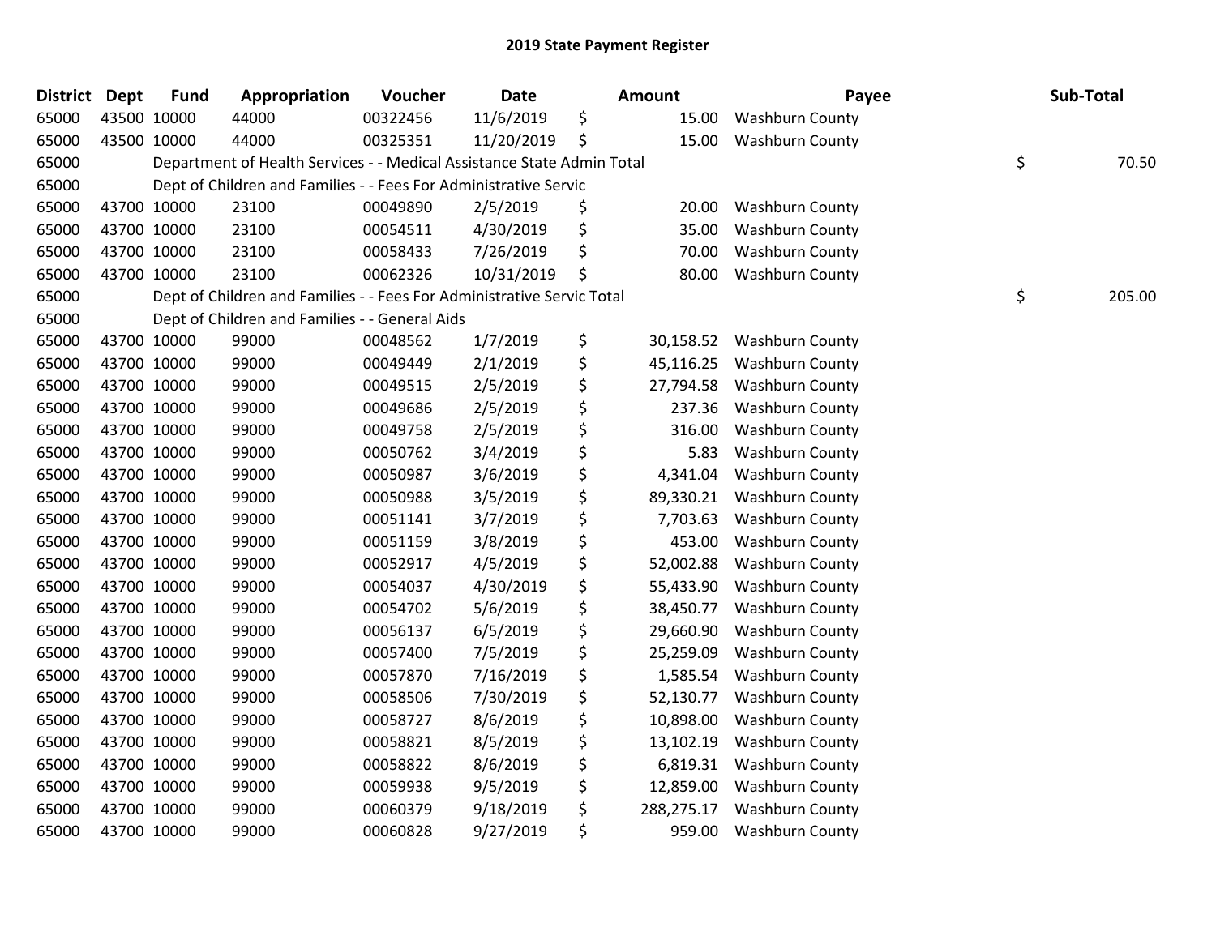# 2019 State Payment Register

| District | Dept | Fund | Appropriation | Voucher | Date | Amount | Payee | Sub-Total |
|---|---|---|---|---|---|---|---|---|
| 65000 | 43500 | 10000 | 44000 | 00322456 | 11/6/2019 | $ 15.00 | Washburn County | |
| 65000 | 43500 | 10000 | 44000 | 00325351 | 11/20/2019 | $ 15.00 | Washburn County | |
| 65000 | | | Department of Health Services - - Medical Assistance State Admin Total | | | | | $ 70.50 |
| 65000 | | | Dept of Children and Families - - Fees For Administrative Servic | | | | | |
| 65000 | 43700 | 10000 | 23100 | 00049890 | 2/5/2019 | $ 20.00 | Washburn County | |
| 65000 | 43700 | 10000 | 23100 | 00054511 | 4/30/2019 | $ 35.00 | Washburn County | |
| 65000 | 43700 | 10000 | 23100 | 00058433 | 7/26/2019 | $ 70.00 | Washburn County | |
| 65000 | 43700 | 10000 | 23100 | 00062326 | 10/31/2019 | $ 80.00 | Washburn County | |
| 65000 | | | Dept of Children and Families - - Fees For Administrative Servic Total | | | | | $ 205.00 |
| 65000 | | | Dept of Children and Families - - General Aids | | | | | |
| 65000 | 43700 | 10000 | 99000 | 00048562 | 1/7/2019 | $ 30,158.52 | Washburn County | |
| 65000 | 43700 | 10000 | 99000 | 00049449 | 2/1/2019 | $ 45,116.25 | Washburn County | |
| 65000 | 43700 | 10000 | 99000 | 00049515 | 2/5/2019 | $ 27,794.58 | Washburn County | |
| 65000 | 43700 | 10000 | 99000 | 00049686 | 2/5/2019 | $ 237.36 | Washburn County | |
| 65000 | 43700 | 10000 | 99000 | 00049758 | 2/5/2019 | $ 316.00 | Washburn County | |
| 65000 | 43700 | 10000 | 99000 | 00050762 | 3/4/2019 | $ 5.83 | Washburn County | |
| 65000 | 43700 | 10000 | 99000 | 00050987 | 3/6/2019 | $ 4,341.04 | Washburn County | |
| 65000 | 43700 | 10000 | 99000 | 00050988 | 3/5/2019 | $ 89,330.21 | Washburn County | |
| 65000 | 43700 | 10000 | 99000 | 00051141 | 3/7/2019 | $ 7,703.63 | Washburn County | |
| 65000 | 43700 | 10000 | 99000 | 00051159 | 3/8/2019 | $ 453.00 | Washburn County | |
| 65000 | 43700 | 10000 | 99000 | 00052917 | 4/5/2019 | $ 52,002.88 | Washburn County | |
| 65000 | 43700 | 10000 | 99000 | 00054037 | 4/30/2019 | $ 55,433.90 | Washburn County | |
| 65000 | 43700 | 10000 | 99000 | 00054702 | 5/6/2019 | $ 38,450.77 | Washburn County | |
| 65000 | 43700 | 10000 | 99000 | 00056137 | 6/5/2019 | $ 29,660.90 | Washburn County | |
| 65000 | 43700 | 10000 | 99000 | 00057400 | 7/5/2019 | $ 25,259.09 | Washburn County | |
| 65000 | 43700 | 10000 | 99000 | 00057870 | 7/16/2019 | $ 1,585.54 | Washburn County | |
| 65000 | 43700 | 10000 | 99000 | 00058506 | 7/30/2019 | $ 52,130.77 | Washburn County | |
| 65000 | 43700 | 10000 | 99000 | 00058727 | 8/6/2019 | $ 10,898.00 | Washburn County | |
| 65000 | 43700 | 10000 | 99000 | 00058821 | 8/5/2019 | $ 13,102.19 | Washburn County | |
| 65000 | 43700 | 10000 | 99000 | 00058822 | 8/6/2019 | $ 6,819.31 | Washburn County | |
| 65000 | 43700 | 10000 | 99000 | 00059938 | 9/5/2019 | $ 12,859.00 | Washburn County | |
| 65000 | 43700 | 10000 | 99000 | 00060379 | 9/18/2019 | $ 288,275.17 | Washburn County | |
| 65000 | 43700 | 10000 | 99000 | 00060828 | 9/27/2019 | $ 959.00 | Washburn County | |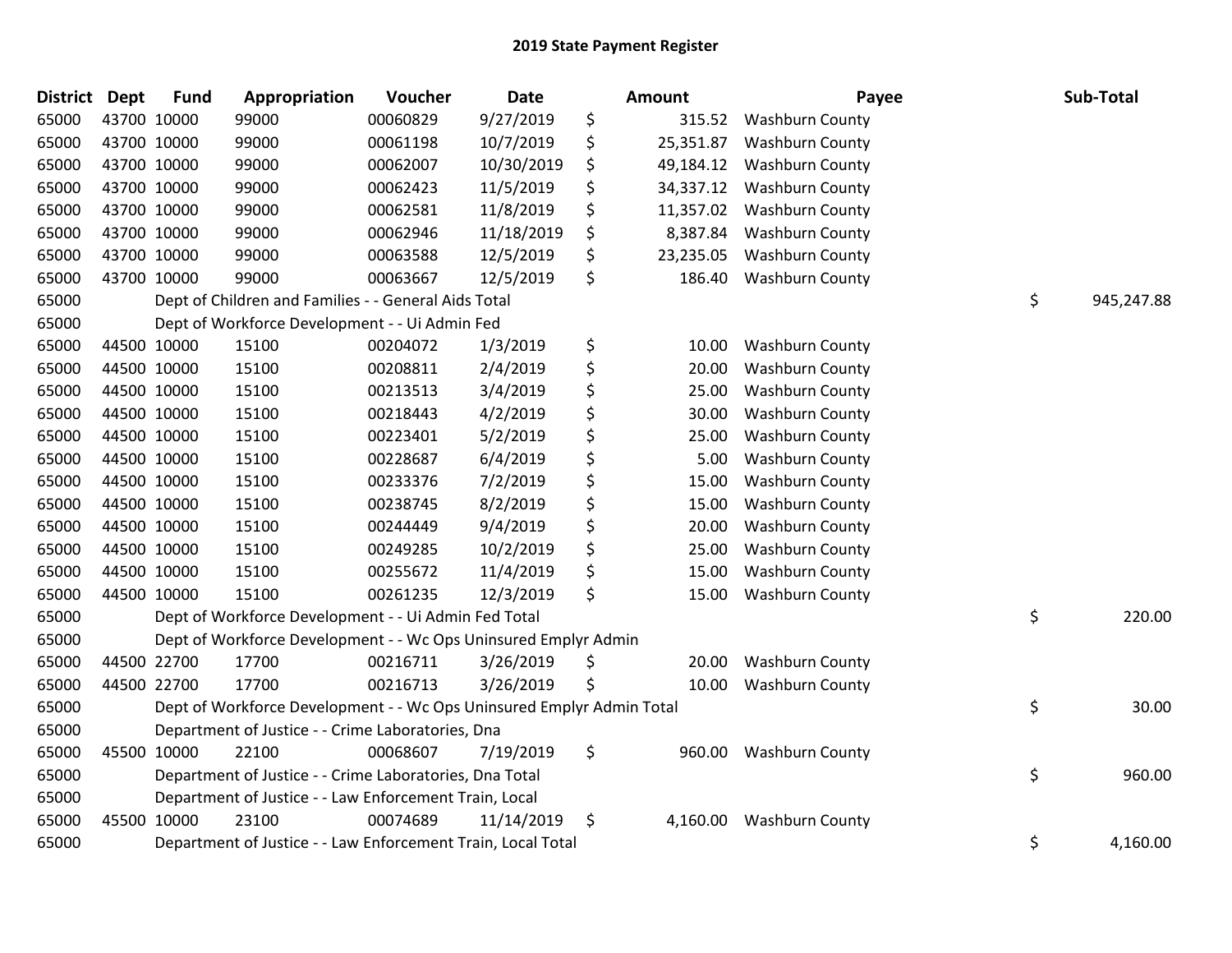# 2019 State Payment Register

| District | Dept | Fund | Appropriation | Voucher | Date | Amount | Payee | Sub-Total |
|---|---|---|---|---|---|---|---|---|
| 65000 | 43700 | 10000 | 99000 | 00060829 | 9/27/2019 | $ 315.52 | Washburn County | |
| 65000 | 43700 | 10000 | 99000 | 00061198 | 10/7/2019 | $ 25,351.87 | Washburn County | |
| 65000 | 43700 | 10000 | 99000 | 00062007 | 10/30/2019 | $ 49,184.12 | Washburn County | |
| 65000 | 43700 | 10000 | 99000 | 00062423 | 11/5/2019 | $ 34,337.12 | Washburn County | |
| 65000 | 43700 | 10000 | 99000 | 00062581 | 11/8/2019 | $ 11,357.02 | Washburn County | |
| 65000 | 43700 | 10000 | 99000 | 00062946 | 11/18/2019 | $ 8,387.84 | Washburn County | |
| 65000 | 43700 | 10000 | 99000 | 00063588 | 12/5/2019 | $ 23,235.05 | Washburn County | |
| 65000 | 43700 | 10000 | 99000 | 00063667 | 12/5/2019 | $ 186.40 | Washburn County | |
| 65000 | | | Dept of Children and Families - - General Aids Total | | | | | $ 945,247.88 |
| 65000 | | | Dept of Workforce Development - - Ui Admin Fed | | | | | |
| 65000 | 44500 | 10000 | 15100 | 00204072 | 1/3/2019 | $ 10.00 | Washburn County | |
| 65000 | 44500 | 10000 | 15100 | 00208811 | 2/4/2019 | $ 20.00 | Washburn County | |
| 65000 | 44500 | 10000 | 15100 | 00213513 | 3/4/2019 | $ 25.00 | Washburn County | |
| 65000 | 44500 | 10000 | 15100 | 00218443 | 4/2/2019 | $ 30.00 | Washburn County | |
| 65000 | 44500 | 10000 | 15100 | 00223401 | 5/2/2019 | $ 25.00 | Washburn County | |
| 65000 | 44500 | 10000 | 15100 | 00228687 | 6/4/2019 | $ 5.00 | Washburn County | |
| 65000 | 44500 | 10000 | 15100 | 00233376 | 7/2/2019 | $ 15.00 | Washburn County | |
| 65000 | 44500 | 10000 | 15100 | 00238745 | 8/2/2019 | $ 15.00 | Washburn County | |
| 65000 | 44500 | 10000 | 15100 | 00244449 | 9/4/2019 | $ 20.00 | Washburn County | |
| 65000 | 44500 | 10000 | 15100 | 00249285 | 10/2/2019 | $ 25.00 | Washburn County | |
| 65000 | 44500 | 10000 | 15100 | 00255672 | 11/4/2019 | $ 15.00 | Washburn County | |
| 65000 | 44500 | 10000 | 15100 | 00261235 | 12/3/2019 | $ 15.00 | Washburn County | |
| 65000 | | | Dept of Workforce Development - - Ui Admin Fed Total | | | | | $ 220.00 |
| 65000 | | | Dept of Workforce Development - - Wc Ops Uninsured Emplyr Admin | | | | | |
| 65000 | 44500 | 22700 | 17700 | 00216711 | 3/26/2019 | $ 20.00 | Washburn County | |
| 65000 | 44500 | 22700 | 17700 | 00216713 | 3/26/2019 | $ 10.00 | Washburn County | |
| 65000 | | | Dept of Workforce Development - - Wc Ops Uninsured Emplyr Admin Total | | | | | $ 30.00 |
| 65000 | | | Department of Justice - - Crime Laboratories, Dna | | | | | |
| 65000 | 45500 | 10000 | 22100 | 00068607 | 7/19/2019 | $ 960.00 | Washburn County | |
| 65000 | | | Department of Justice - - Crime Laboratories, Dna Total | | | | | $ 960.00 |
| 65000 | | | Department of Justice - - Law Enforcement Train, Local | | | | | |
| 65000 | 45500 | 10000 | 23100 | 00074689 | 11/14/2019 | $ 4,160.00 | Washburn County | |
| 65000 | | | Department of Justice - - Law Enforcement Train, Local Total | | | | | $ 4,160.00 |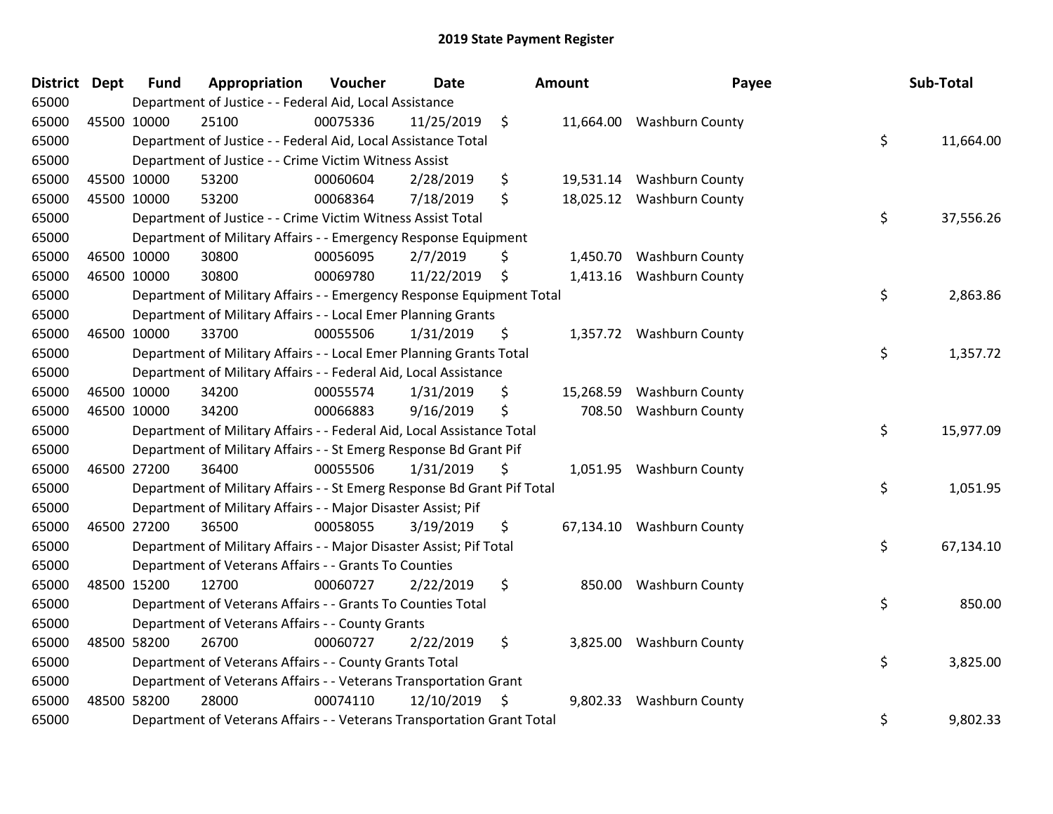# 2019 State Payment Register

| District | Dept | Fund | Appropriation | Voucher | Date | Amount | Payee | Sub-Total |
|---|---|---|---|---|---|---|---|---|
| 65000 | | Department of Justice - - Federal Aid, Local Assistance | | | | | | |
| 65000 | 45500 | 10000 | 25100 | 00075336 | 11/25/2019 | $ 11,664.00 | Washburn County | |
| 65000 | | Department of Justice - - Federal Aid, Local Assistance Total | | | | | | $ 11,664.00 |
| 65000 | | Department of Justice - - Crime Victim Witness Assist | | | | | | |
| 65000 | 45500 | 10000 | 53200 | 00060604 | 2/28/2019 | $ 19,531.14 | Washburn County | |
| 65000 | 45500 | 10000 | 53200 | 00068364 | 7/18/2019 | $ 18,025.12 | Washburn County | |
| 65000 | | Department of Justice - - Crime Victim Witness Assist Total | | | | | | $ 37,556.26 |
| 65000 | | Department of Military Affairs - - Emergency Response Equipment | | | | | | |
| 65000 | 46500 | 10000 | 30800 | 00056095 | 2/7/2019 | $ 1,450.70 | Washburn County | |
| 65000 | 46500 | 10000 | 30800 | 00069780 | 11/22/2019 | $ 1,413.16 | Washburn County | |
| 65000 | | Department of Military Affairs - - Emergency Response Equipment Total | | | | | | $ 2,863.86 |
| 65000 | | Department of Military Affairs - - Local Emer Planning Grants | | | | | | |
| 65000 | 46500 | 10000 | 33700 | 00055506 | 1/31/2019 | $ 1,357.72 | Washburn County | |
| 65000 | | Department of Military Affairs - - Local Emer Planning Grants Total | | | | | | $ 1,357.72 |
| 65000 | | Department of Military Affairs - - Federal Aid, Local Assistance | | | | | | |
| 65000 | 46500 | 10000 | 34200 | 00055574 | 1/31/2019 | $ 15,268.59 | Washburn County | |
| 65000 | 46500 | 10000 | 34200 | 00066883 | 9/16/2019 | $ 708.50 | Washburn County | |
| 65000 | | Department of Military Affairs - - Federal Aid, Local Assistance Total | | | | | | $ 15,977.09 |
| 65000 | | Department of Military Affairs - - St Emerg Response Bd Grant Pif | | | | | | |
| 65000 | 46500 | 27200 | 36400 | 00055506 | 1/31/2019 | $ 1,051.95 | Washburn County | |
| 65000 | | Department of Military Affairs - - St Emerg Response Bd Grant Pif Total | | | | | | $ 1,051.95 |
| 65000 | | Department of Military Affairs - - Major Disaster Assist; Pif | | | | | | |
| 65000 | 46500 | 27200 | 36500 | 00058055 | 3/19/2019 | $ 67,134.10 | Washburn County | |
| 65000 | | Department of Military Affairs - - Major Disaster Assist; Pif Total | | | | | | $ 67,134.10 |
| 65000 | | Department of Veterans Affairs - - Grants To Counties | | | | | | |
| 65000 | 48500 | 15200 | 12700 | 00060727 | 2/22/2019 | $ 850.00 | Washburn County | |
| 65000 | | Department of Veterans Affairs - - Grants To Counties Total | | | | | | $ 850.00 |
| 65000 | | Department of Veterans Affairs - - County Grants | | | | | | |
| 65000 | 48500 | 58200 | 26700 | 00060727 | 2/22/2019 | $ 3,825.00 | Washburn County | |
| 65000 | | Department of Veterans Affairs - - County Grants Total | | | | | | $ 3,825.00 |
| 65000 | | Department of Veterans Affairs - - Veterans Transportation Grant | | | | | | |
| 65000 | 48500 | 58200 | 28000 | 00074110 | 12/10/2019 | $ 9,802.33 | Washburn County | |
| 65000 | | Department of Veterans Affairs - - Veterans Transportation Grant Total | | | | | | $ 9,802.33 |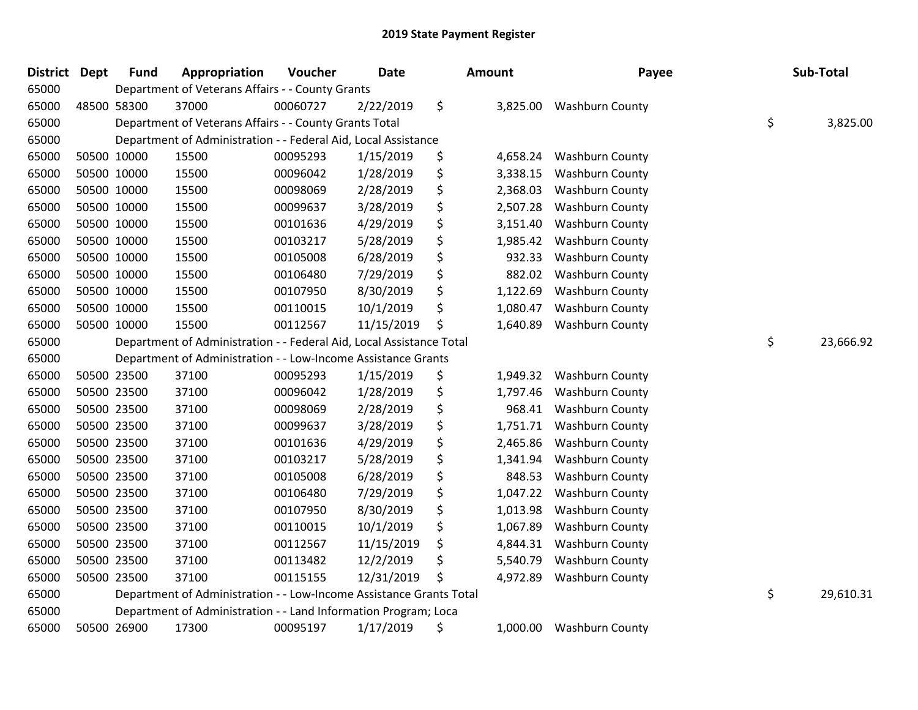# 2019 State Payment Register

| District | Dept | Fund | Appropriation | Voucher | Date | Amount | Payee | Sub-Total |
|---|---|---|---|---|---|---|---|---|
| 65000 | | Department of Veterans Affairs - - County Grants | | | | | | |
| 65000 | 48500 | 58300 | 37000 | 00060727 | 2/22/2019 | $ 3,825.00 | Washburn County | |
| 65000 | | Department of Veterans Affairs - - County Grants Total | | | | | | $ 3,825.00 |
| 65000 | | Department of Administration - - Federal Aid, Local Assistance | | | | | | |
| 65000 | 50500 | 10000 | 15500 | 00095293 | 1/15/2019 | $ 4,658.24 | Washburn County | |
| 65000 | 50500 | 10000 | 15500 | 00096042 | 1/28/2019 | $ 3,338.15 | Washburn County | |
| 65000 | 50500 | 10000 | 15500 | 00098069 | 2/28/2019 | $ 2,368.03 | Washburn County | |
| 65000 | 50500 | 10000 | 15500 | 00099637 | 3/28/2019 | $ 2,507.28 | Washburn County | |
| 65000 | 50500 | 10000 | 15500 | 00101636 | 4/29/2019 | $ 3,151.40 | Washburn County | |
| 65000 | 50500 | 10000 | 15500 | 00103217 | 5/28/2019 | $ 1,985.42 | Washburn County | |
| 65000 | 50500 | 10000 | 15500 | 00105008 | 6/28/2019 | $ 932.33 | Washburn County | |
| 65000 | 50500 | 10000 | 15500 | 00106480 | 7/29/2019 | $ 882.02 | Washburn County | |
| 65000 | 50500 | 10000 | 15500 | 00107950 | 8/30/2019 | $ 1,122.69 | Washburn County | |
| 65000 | 50500 | 10000 | 15500 | 00110015 | 10/1/2019 | $ 1,080.47 | Washburn County | |
| 65000 | 50500 | 10000 | 15500 | 00112567 | 11/15/2019 | $ 1,640.89 | Washburn County | |
| 65000 | | Department of Administration - - Federal Aid, Local Assistance Total | | | | | | $ 23,666.92 |
| 65000 | | Department of Administration - - Low-Income Assistance Grants | | | | | | |
| 65000 | 50500 | 23500 | 37100 | 00095293 | 1/15/2019 | $ 1,949.32 | Washburn County | |
| 65000 | 50500 | 23500 | 37100 | 00096042 | 1/28/2019 | $ 1,797.46 | Washburn County | |
| 65000 | 50500 | 23500 | 37100 | 00098069 | 2/28/2019 | $ 968.41 | Washburn County | |
| 65000 | 50500 | 23500 | 37100 | 00099637 | 3/28/2019 | $ 1,751.71 | Washburn County | |
| 65000 | 50500 | 23500 | 37100 | 00101636 | 4/29/2019 | $ 2,465.86 | Washburn County | |
| 65000 | 50500 | 23500 | 37100 | 00103217 | 5/28/2019 | $ 1,341.94 | Washburn County | |
| 65000 | 50500 | 23500 | 37100 | 00105008 | 6/28/2019 | $ 848.53 | Washburn County | |
| 65000 | 50500 | 23500 | 37100 | 00106480 | 7/29/2019 | $ 1,047.22 | Washburn County | |
| 65000 | 50500 | 23500 | 37100 | 00107950 | 8/30/2019 | $ 1,013.98 | Washburn County | |
| 65000 | 50500 | 23500 | 37100 | 00110015 | 10/1/2019 | $ 1,067.89 | Washburn County | |
| 65000 | 50500 | 23500 | 37100 | 00112567 | 11/15/2019 | $ 4,844.31 | Washburn County | |
| 65000 | 50500 | 23500 | 37100 | 00113482 | 12/2/2019 | $ 5,540.79 | Washburn County | |
| 65000 | 50500 | 23500 | 37100 | 00115155 | 12/31/2019 | $ 4,972.89 | Washburn County | |
| 65000 | | Department of Administration - - Low-Income Assistance Grants Total | | | | | | $ 29,610.31 |
| 65000 | | Department of Administration - - Land Information Program; Loca | | | | | | |
| 65000 | 50500 | 26900 | 17300 | 00095197 | 1/17/2019 | $ 1,000.00 | Washburn County | |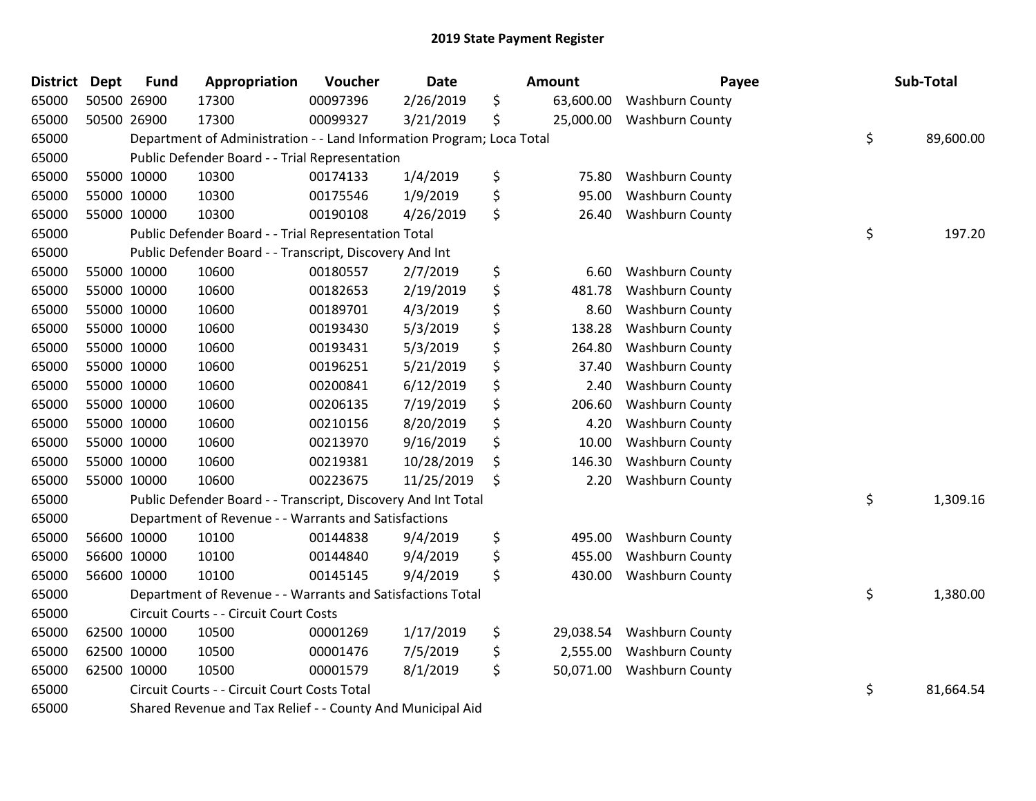# 2019 State Payment Register

| District | Dept | Fund | Appropriation | Voucher | Date | Amount | Payee | Sub-Total |
|---|---|---|---|---|---|---|---|---|
| 65000 | 50500 | 26900 | 17300 | 00097396 | 2/26/2019 | $ 63,600.00 | Washburn County | |
| 65000 | 50500 | 26900 | 17300 | 00099327 | 3/21/2019 | $ 25,000.00 | Washburn County | |
| 65000 | | Department of Administration - - Land Information Program; Loca Total | | | | | | $ 89,600.00 |
| 65000 | | Public Defender Board - - Trial Representation | | | | | | |
| 65000 | 55000 | 10000 | 10300 | 00174133 | 1/4/2019 | $ 75.80 | Washburn County | |
| 65000 | 55000 | 10000 | 10300 | 00175546 | 1/9/2019 | $ 95.00 | Washburn County | |
| 65000 | 55000 | 10000 | 10300 | 00190108 | 4/26/2019 | $ 26.40 | Washburn County | |
| 65000 | | Public Defender Board - - Trial Representation Total | | | | | | $ 197.20 |
| 65000 | | Public Defender Board - - Transcript, Discovery And Int | | | | | | |
| 65000 | 55000 | 10000 | 10600 | 00180557 | 2/7/2019 | $ 6.60 | Washburn County | |
| 65000 | 55000 | 10000 | 10600 | 00182653 | 2/19/2019 | $ 481.78 | Washburn County | |
| 65000 | 55000 | 10000 | 10600 | 00189701 | 4/3/2019 | $ 8.60 | Washburn County | |
| 65000 | 55000 | 10000 | 10600 | 00193430 | 5/3/2019 | $ 138.28 | Washburn County | |
| 65000 | 55000 | 10000 | 10600 | 00193431 | 5/3/2019 | $ 264.80 | Washburn County | |
| 65000 | 55000 | 10000 | 10600 | 00196251 | 5/21/2019 | $ 37.40 | Washburn County | |
| 65000 | 55000 | 10000 | 10600 | 00200841 | 6/12/2019 | $ 2.40 | Washburn County | |
| 65000 | 55000 | 10000 | 10600 | 00206135 | 7/19/2019 | $ 206.60 | Washburn County | |
| 65000 | 55000 | 10000 | 10600 | 00210156 | 8/20/2019 | $ 4.20 | Washburn County | |
| 65000 | 55000 | 10000 | 10600 | 00213970 | 9/16/2019 | $ 10.00 | Washburn County | |
| 65000 | 55000 | 10000 | 10600 | 00219381 | 10/28/2019 | $ 146.30 | Washburn County | |
| 65000 | 55000 | 10000 | 10600 | 00223675 | 11/25/2019 | $ 2.20 | Washburn County | |
| 65000 | | Public Defender Board - - Transcript, Discovery And Int Total | | | | | | $ 1,309.16 |
| 65000 | | Department of Revenue - - Warrants and Satisfactions | | | | | | |
| 65000 | 56600 | 10000 | 10100 | 00144838 | 9/4/2019 | $ 495.00 | Washburn County | |
| 65000 | 56600 | 10000 | 10100 | 00144840 | 9/4/2019 | $ 455.00 | Washburn County | |
| 65000 | 56600 | 10000 | 10100 | 00145145 | 9/4/2019 | $ 430.00 | Washburn County | |
| 65000 | | Department of Revenue - - Warrants and Satisfactions Total | | | | | | $ 1,380.00 |
| 65000 | | Circuit Courts - - Circuit Court Costs | | | | | | |
| 65000 | 62500 | 10000 | 10500 | 00001269 | 1/17/2019 | $ 29,038.54 | Washburn County | |
| 65000 | 62500 | 10000 | 10500 | 00001476 | 7/5/2019 | $ 2,555.00 | Washburn County | |
| 65000 | 62500 | 10000 | 10500 | 00001579 | 8/1/2019 | $ 50,071.00 | Washburn County | |
| 65000 | | Circuit Courts - - Circuit Court Costs Total | | | | | | $ 81,664.54 |
| 65000 | | Shared Revenue and Tax Relief - - County And Municipal Aid | | | | | | |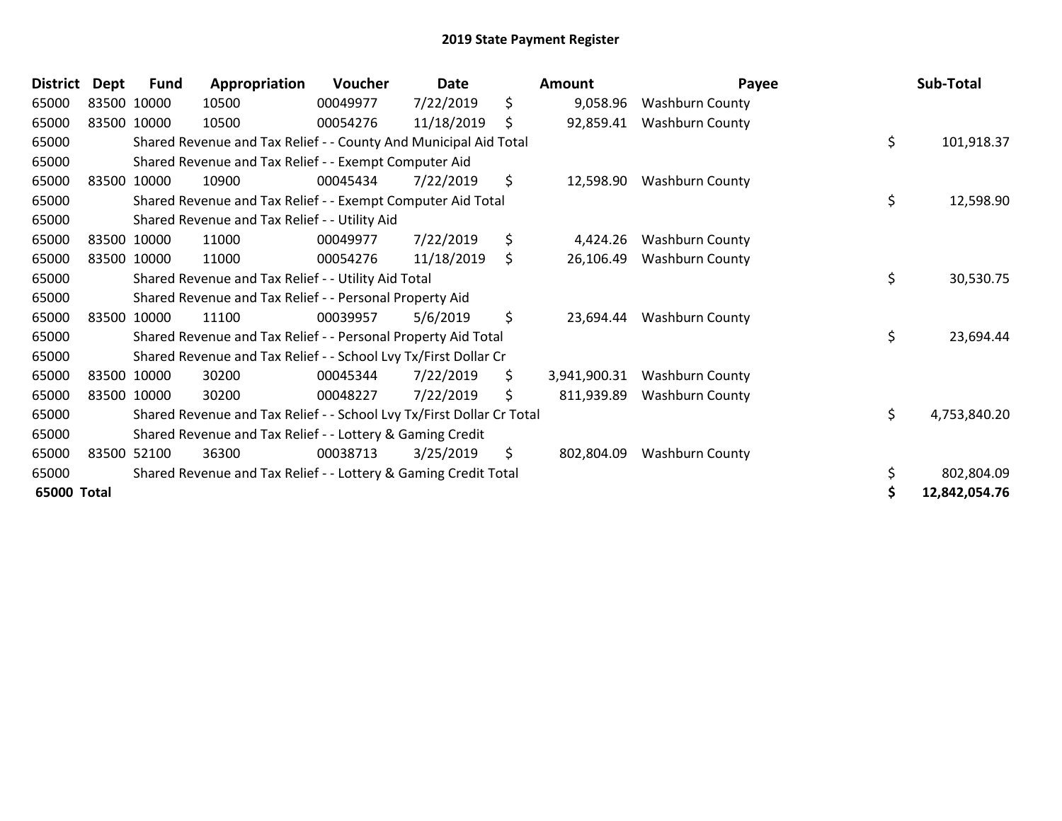# 2019 State Payment Register

| District | Dept | Fund | Appropriation | Voucher | Date | Amount | Payee | Sub-Total |
|---|---|---|---|---|---|---|---|---|
| 65000 | 83500 | 10000 | 10500 | 00049977 | 7/22/2019 | $ 9,058.96 | Washburn County | |
| 65000 | 83500 | 10000 | 10500 | 00054276 | 11/18/2019 | $ 92,859.41 | Washburn County | |
| 65000 | | Shared Revenue and Tax Relief - - County And Municipal Aid Total | | | | | | $ 101,918.37 |
| 65000 | | Shared Revenue and Tax Relief - - Exempt Computer Aid | | | | | | |
| 65000 | 83500 | 10000 | 10900 | 00045434 | 7/22/2019 | $ 12,598.90 | Washburn County | |
| 65000 | | Shared Revenue and Tax Relief - - Exempt Computer Aid Total | | | | | | $ 12,598.90 |
| 65000 | | Shared Revenue and Tax Relief - - Utility Aid | | | | | | |
| 65000 | 83500 | 10000 | 11000 | 00049977 | 7/22/2019 | $ 4,424.26 | Washburn County | |
| 65000 | 83500 | 10000 | 11000 | 00054276 | 11/18/2019 | $ 26,106.49 | Washburn County | |
| 65000 | | Shared Revenue and Tax Relief - - Utility Aid Total | | | | | | $ 30,530.75 |
| 65000 | | Shared Revenue and Tax Relief - - Personal Property Aid | | | | | | |
| 65000 | 83500 | 10000 | 11100 | 00039957 | 5/6/2019 | $ 23,694.44 | Washburn County | |
| 65000 | | Shared Revenue and Tax Relief - - Personal Property Aid Total | | | | | | $ 23,694.44 |
| 65000 | | Shared Revenue and Tax Relief - - School Lvy Tx/First Dollar Cr | | | | | | |
| 65000 | 83500 | 10000 | 30200 | 00045344 | 7/22/2019 | $ 3,941,900.31 | Washburn County | |
| 65000 | 83500 | 10000 | 30200 | 00048227 | 7/22/2019 | $ 811,939.89 | Washburn County | |
| 65000 | | Shared Revenue and Tax Relief - - School Lvy Tx/First Dollar Cr Total | | | | | | $ 4,753,840.20 |
| 65000 | | Shared Revenue and Tax Relief - - Lottery & Gaming Credit | | | | | | |
| 65000 | 83500 | 52100 | 36300 | 00038713 | 3/25/2019 | $ 802,804.09 | Washburn County | |
| 65000 | | Shared Revenue and Tax Relief - - Lottery & Gaming Credit Total | | | | | | $ 802,804.09 |
| **65000 Total** | | | | | | | | **$ 12,842,054.76** |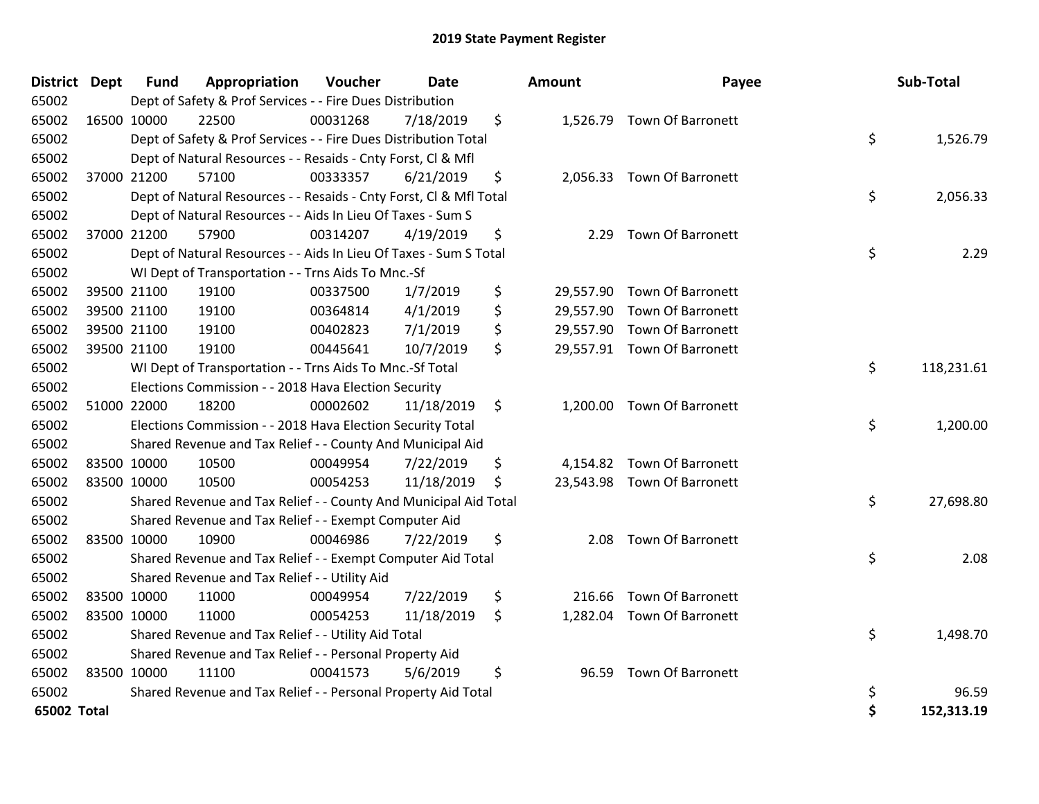# 2019 State Payment Register

| District | Dept | Fund | Appropriation | Voucher | Date | Amount | Payee | Sub-Total |
|---|---|---|---|---|---|---|---|---|
| 65002 | Dept of Safety & Prof Services - - Fire Dues Distribution | | | | | | | |
| 65002 | 16500 | 10000 | 22500 | 00031268 | 7/18/2019 | $ 1,526.79 | Town Of Barronett | |
| 65002 | Dept of Safety & Prof Services - - Fire Dues Distribution Total | | | | | | | $ 1,526.79 |
| 65002 | Dept of Natural Resources - - Resaids - Cnty Forst, Cl & Mfl | | | | | | | |
| 65002 | 37000 | 21200 | 57100 | 00333357 | 6/21/2019 | $ 2,056.33 | Town Of Barronett | |
| 65002 | Dept of Natural Resources - - Resaids - Cnty Forst, Cl & Mfl Total | | | | | | | $ 2,056.33 |
| 65002 | Dept of Natural Resources - - Aids In Lieu Of Taxes - Sum S | | | | | | | |
| 65002 | 37000 | 21200 | 57900 | 00314207 | 4/19/2019 | $ 2.29 | Town Of Barronett | |
| 65002 | Dept of Natural Resources - - Aids In Lieu Of Taxes - Sum S Total | | | | | | | $ 2.29 |
| 65002 | WI Dept of Transportation - - Trns Aids To Mnc.-Sf | | | | | | | |
| 65002 | 39500 | 21100 | 19100 | 00337500 | 1/7/2019 | $ 29,557.90 | Town Of Barronett | |
| 65002 | 39500 | 21100 | 19100 | 00364814 | 4/1/2019 | $ 29,557.90 | Town Of Barronett | |
| 65002 | 39500 | 21100 | 19100 | 00402823 | 7/1/2019 | $ 29,557.90 | Town Of Barronett | |
| 65002 | 39500 | 21100 | 19100 | 00445641 | 10/7/2019 | $ 29,557.91 | Town Of Barronett | |
| 65002 | WI Dept of Transportation - - Trns Aids To Mnc.-Sf Total | | | | | | | $ 118,231.61 |
| 65002 | Elections Commission - - 2018 Hava Election Security | | | | | | | |
| 65002 | 51000 | 22000 | 18200 | 00002602 | 11/18/2019 | $ 1,200.00 | Town Of Barronett | |
| 65002 | Elections Commission - - 2018 Hava Election Security Total | | | | | | | $ 1,200.00 |
| 65002 | Shared Revenue and Tax Relief - - County And Municipal Aid | | | | | | | |
| 65002 | 83500 | 10000 | 10500 | 00049954 | 7/22/2019 | $ 4,154.82 | Town Of Barronett | |
| 65002 | 83500 | 10000 | 10500 | 00054253 | 11/18/2019 | $ 23,543.98 | Town Of Barronett | |
| 65002 | Shared Revenue and Tax Relief - - County And Municipal Aid Total | | | | | | | $ 27,698.80 |
| 65002 | Shared Revenue and Tax Relief - - Exempt Computer Aid | | | | | | | |
| 65002 | 83500 | 10000 | 10900 | 00046986 | 7/22/2019 | $ 2.08 | Town Of Barronett | |
| 65002 | Shared Revenue and Tax Relief - - Exempt Computer Aid Total | | | | | | | $ 2.08 |
| 65002 | Shared Revenue and Tax Relief - - Utility Aid | | | | | | | |
| 65002 | 83500 | 10000 | 11000 | 00049954 | 7/22/2019 | $ 216.66 | Town Of Barronett | |
| 65002 | 83500 | 10000 | 11000 | 00054253 | 11/18/2019 | $ 1,282.04 | Town Of Barronett | |
| 65002 | Shared Revenue and Tax Relief - - Utility Aid Total | | | | | | | $ 1,498.70 |
| 65002 | Shared Revenue and Tax Relief - - Personal Property Aid | | | | | | | |
| 65002 | 83500 | 10000 | 11100 | 00041573 | 5/6/2019 | $ 96.59 | Town Of Barronett | |
| 65002 | Shared Revenue and Tax Relief - - Personal Property Aid Total | | | | | | | $ 96.59 |
| **65002 Total** | | | | | | | | **$ 152,313.19** |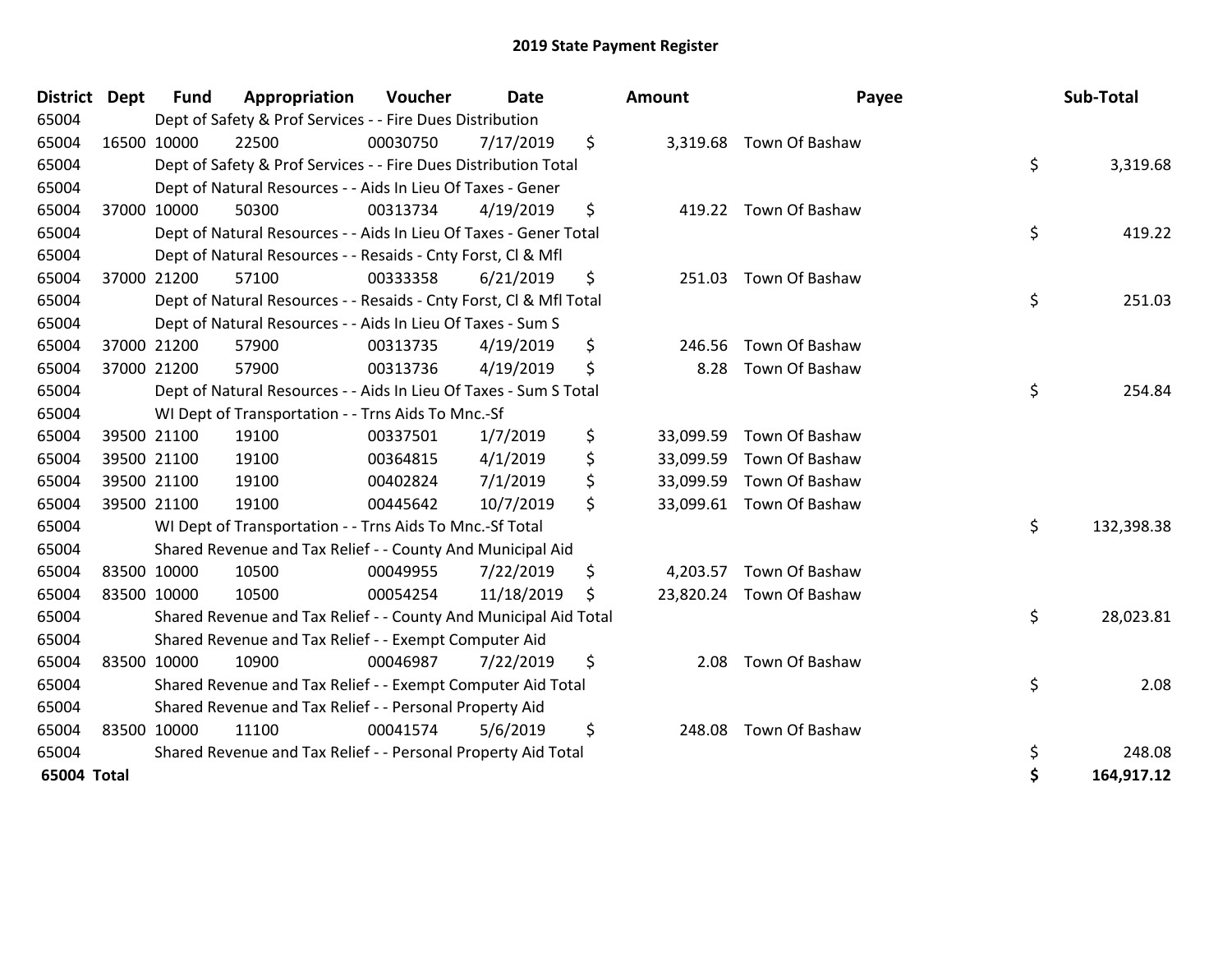# 2019 State Payment Register

| District | Dept | Fund | Appropriation | Voucher | Date | Amount | Payee | Sub-Total |
|---|---|---|---|---|---|---|---|---|
| 65004 | | Dept of Safety & Prof Services - - Fire Dues Distribution | | | | | | |
| 65004 | 16500 | 10000 | 22500 | 00030750 | 7/17/2019 | $ 3,319.68 | Town Of Bashaw | |
| 65004 | | Dept of Safety & Prof Services - - Fire Dues Distribution Total | | | | | | $ 3,319.68 |
| 65004 | | Dept of Natural Resources - - Aids In Lieu Of Taxes - Gener | | | | | | |
| 65004 | 37000 | 10000 | 50300 | 00313734 | 4/19/2019 | $ 419.22 | Town Of Bashaw | |
| 65004 | | Dept of Natural Resources - - Aids In Lieu Of Taxes - Gener Total | | | | | | $ 419.22 |
| 65004 | | Dept of Natural Resources - - Resaids - Cnty Forst, Cl & Mfl | | | | | | |
| 65004 | 37000 | 21200 | 57100 | 00333358 | 6/21/2019 | $ 251.03 | Town Of Bashaw | |
| 65004 | | Dept of Natural Resources - - Resaids - Cnty Forst, Cl & Mfl Total | | | | | | $ 251.03 |
| 65004 | | Dept of Natural Resources - - Aids In Lieu Of Taxes - Sum S | | | | | | |
| 65004 | 37000 | 21200 | 57900 | 00313735 | 4/19/2019 | $ 246.56 | Town Of Bashaw | |
| 65004 | 37000 | 21200 | 57900 | 00313736 | 4/19/2019 | $ 8.28 | Town Of Bashaw | |
| 65004 | | Dept of Natural Resources - - Aids In Lieu Of Taxes - Sum S Total | | | | | | $ 254.84 |
| 65004 | | WI Dept of Transportation - - Trns Aids To Mnc.-Sf | | | | | | |
| 65004 | 39500 | 21100 | 19100 | 00337501 | 1/7/2019 | $ 33,099.59 | Town Of Bashaw | |
| 65004 | 39500 | 21100 | 19100 | 00364815 | 4/1/2019 | $ 33,099.59 | Town Of Bashaw | |
| 65004 | 39500 | 21100 | 19100 | 00402824 | 7/1/2019 | $ 33,099.59 | Town Of Bashaw | |
| 65004 | 39500 | 21100 | 19100 | 00445642 | 10/7/2019 | $ 33,099.61 | Town Of Bashaw | |
| 65004 | | WI Dept of Transportation - - Trns Aids To Mnc.-Sf Total | | | | | | $ 132,398.38 |
| 65004 | | Shared Revenue and Tax Relief - - County And Municipal Aid | | | | | | |
| 65004 | 83500 | 10000 | 10500 | 00049955 | 7/22/2019 | $ 4,203.57 | Town Of Bashaw | |
| 65004 | 83500 | 10000 | 10500 | 00054254 | 11/18/2019 | $ 23,820.24 | Town Of Bashaw | |
| 65004 | | Shared Revenue and Tax Relief - - County And Municipal Aid Total | | | | | | $ 28,023.81 |
| 65004 | | Shared Revenue and Tax Relief - - Exempt Computer Aid | | | | | | |
| 65004 | 83500 | 10000 | 10900 | 00046987 | 7/22/2019 | $ 2.08 | Town Of Bashaw | |
| 65004 | | Shared Revenue and Tax Relief - - Exempt Computer Aid Total | | | | | | $ 2.08 |
| 65004 | | Shared Revenue and Tax Relief - - Personal Property Aid | | | | | | |
| 65004 | 83500 | 10000 | 11100 | 00041574 | 5/6/2019 | $ 248.08 | Town Of Bashaw | |
| 65004 | | Shared Revenue and Tax Relief - - Personal Property Aid Total | | | | | | $ 248.08 |
| **65004 Total** | | | | | | | | **$ 164,917.12** |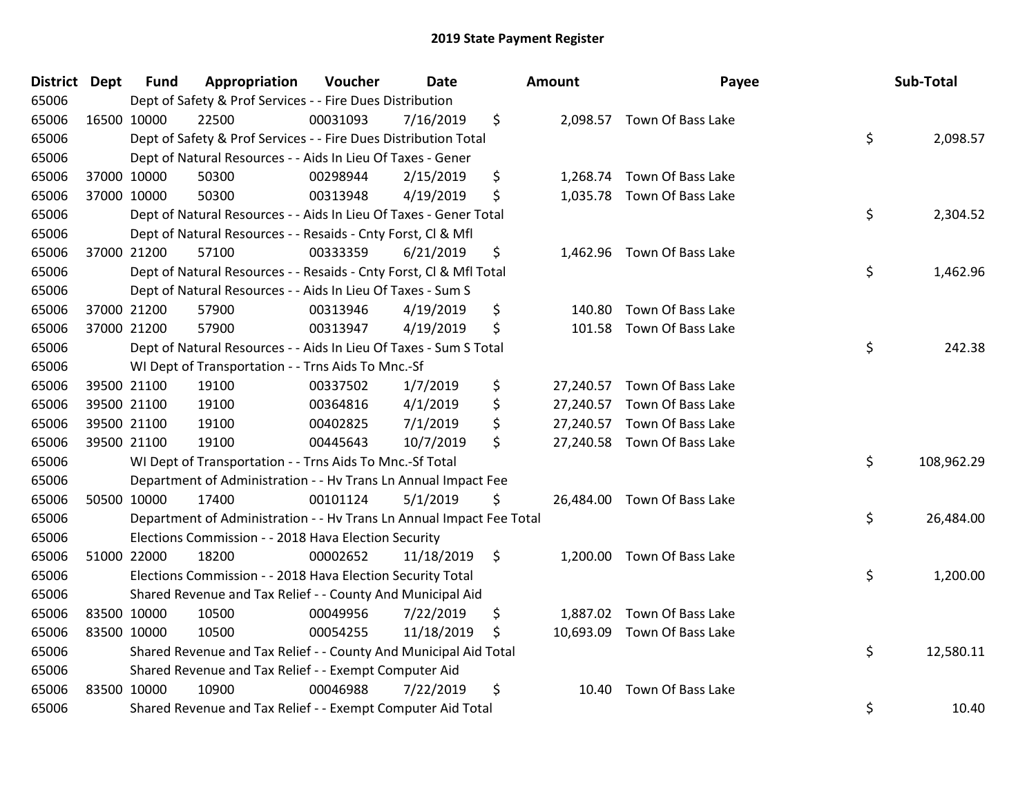# 2019 State Payment Register

| District | Dept | Fund | Appropriation | Voucher | Date | Amount | Payee | Sub-Total |
|---|---|---|---|---|---|---|---|---|
| 65006 | | Dept of Safety & Prof Services - - Fire Dues Distribution | | | | | | |
| 65006 | 16500 | 10000 | 22500 | 00031093 | 7/16/2019 | $ 2,098.57 | Town Of Bass Lake | |
| 65006 | | Dept of Safety & Prof Services - - Fire Dues Distribution Total | | | | | | $ 2,098.57 |
| 65006 | | Dept of Natural Resources - - Aids In Lieu Of Taxes - Gener | | | | | | |
| 65006 | 37000 | 10000 | 50300 | 00298944 | 2/15/2019 | $ 1,268.74 | Town Of Bass Lake | |
| 65006 | 37000 | 10000 | 50300 | 00313948 | 4/19/2019 | $ 1,035.78 | Town Of Bass Lake | |
| 65006 | | Dept of Natural Resources - - Aids In Lieu Of Taxes - Gener Total | | | | | | $ 2,304.52 |
| 65006 | | Dept of Natural Resources - - Resaids - Cnty Forst, Cl & Mfl | | | | | | |
| 65006 | 37000 | 21200 | 57100 | 00333359 | 6/21/2019 | $ 1,462.96 | Town Of Bass Lake | |
| 65006 | | Dept of Natural Resources - - Resaids - Cnty Forst, Cl & Mfl Total | | | | | | $ 1,462.96 |
| 65006 | | Dept of Natural Resources - - Aids In Lieu Of Taxes - Sum S | | | | | | |
| 65006 | 37000 | 21200 | 57900 | 00313946 | 4/19/2019 | $ 140.80 | Town Of Bass Lake | |
| 65006 | 37000 | 21200 | 57900 | 00313947 | 4/19/2019 | $ 101.58 | Town Of Bass Lake | |
| 65006 | | Dept of Natural Resources - - Aids In Lieu Of Taxes - Sum S Total | | | | | | $ 242.38 |
| 65006 | | WI Dept of Transportation - - Trns Aids To Mnc.-Sf | | | | | | |
| 65006 | 39500 | 21100 | 19100 | 00337502 | 1/7/2019 | $ 27,240.57 | Town Of Bass Lake | |
| 65006 | 39500 | 21100 | 19100 | 00364816 | 4/1/2019 | $ 27,240.57 | Town Of Bass Lake | |
| 65006 | 39500 | 21100 | 19100 | 00402825 | 7/1/2019 | $ 27,240.57 | Town Of Bass Lake | |
| 65006 | 39500 | 21100 | 19100 | 00445643 | 10/7/2019 | $ 27,240.58 | Town Of Bass Lake | |
| 65006 | | WI Dept of Transportation - - Trns Aids To Mnc.-Sf Total | | | | | | $ 108,962.29 |
| 65006 | | Department of Administration - - Hv Trans Ln Annual Impact Fee | | | | | | |
| 65006 | 50500 | 10000 | 17400 | 00101124 | 5/1/2019 | $ 26,484.00 | Town Of Bass Lake | |
| 65006 | | Department of Administration - - Hv Trans Ln Annual Impact Fee Total | | | | | | $ 26,484.00 |
| 65006 | | Elections Commission - - 2018 Hava Election Security | | | | | | |
| 65006 | 51000 | 22000 | 18200 | 00002652 | 11/18/2019 | $ 1,200.00 | Town Of Bass Lake | |
| 65006 | | Elections Commission - - 2018 Hava Election Security Total | | | | | | $ 1,200.00 |
| 65006 | | Shared Revenue and Tax Relief - - County And Municipal Aid | | | | | | |
| 65006 | 83500 | 10000 | 10500 | 00049956 | 7/22/2019 | $ 1,887.02 | Town Of Bass Lake | |
| 65006 | 83500 | 10000 | 10500 | 00054255 | 11/18/2019 | $ 10,693.09 | Town Of Bass Lake | |
| 65006 | | Shared Revenue and Tax Relief - - County And Municipal Aid Total | | | | | | $ 12,580.11 |
| 65006 | | Shared Revenue and Tax Relief - - Exempt Computer Aid | | | | | | |
| 65006 | 83500 | 10000 | 10900 | 00046988 | 7/22/2019 | $ 10.40 | Town Of Bass Lake | |
| 65006 | | Shared Revenue and Tax Relief - - Exempt Computer Aid Total | | | | | | $ 10.40 |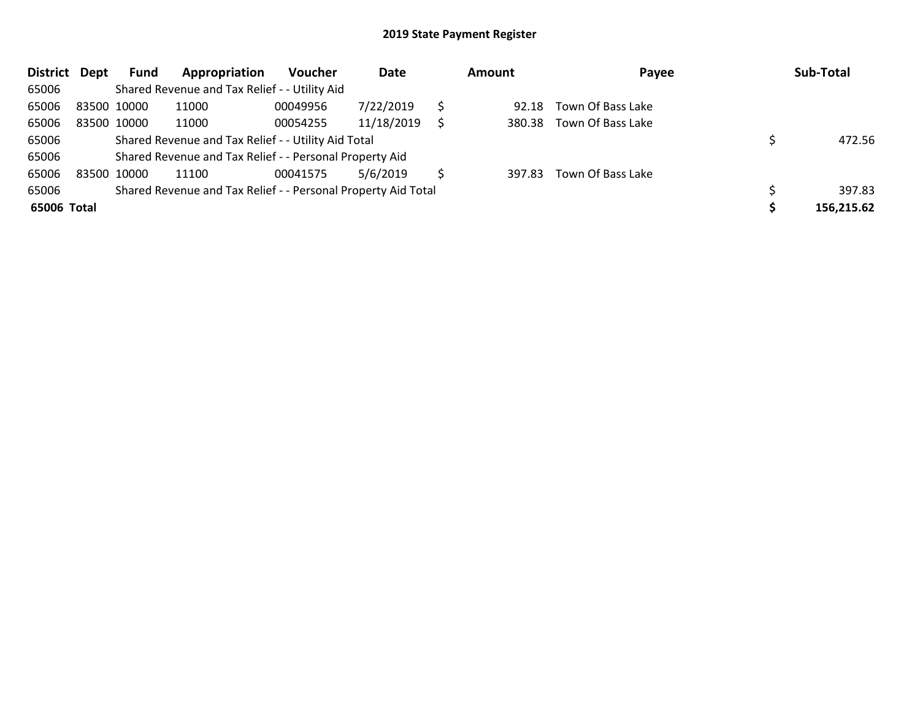# 2019 State Payment Register

| District | Dept | Fund | Appropriation | Voucher | Date | Amount | Payee | Sub-Total |
|---|---|---|---|---|---|---|---|---|
| 65006 | | Shared Revenue and Tax Relief - - Utility Aid | | | | | | |
| 65006 | 83500 | 10000 | 11000 | 00049956 | 7/22/2019 | $ 92.18 | Town Of Bass Lake | |
| 65006 | 83500 | 10000 | 11000 | 00054255 | 11/18/2019 | $ 380.38 | Town Of Bass Lake | |
| 65006 | | Shared Revenue and Tax Relief - - Utility Aid Total | | | | | | $ 472.56 |
| 65006 | | Shared Revenue and Tax Relief - - Personal Property Aid | | | | | | |
| 65006 | 83500 | 10000 | 11100 | 00041575 | 5/6/2019 | $ 397.83 | Town Of Bass Lake | |
| 65006 | | Shared Revenue and Tax Relief - - Personal Property Aid Total | | | | | | $ 397.83 |
| **65006 Total** | | | | | | | | **$ 156,215.62** |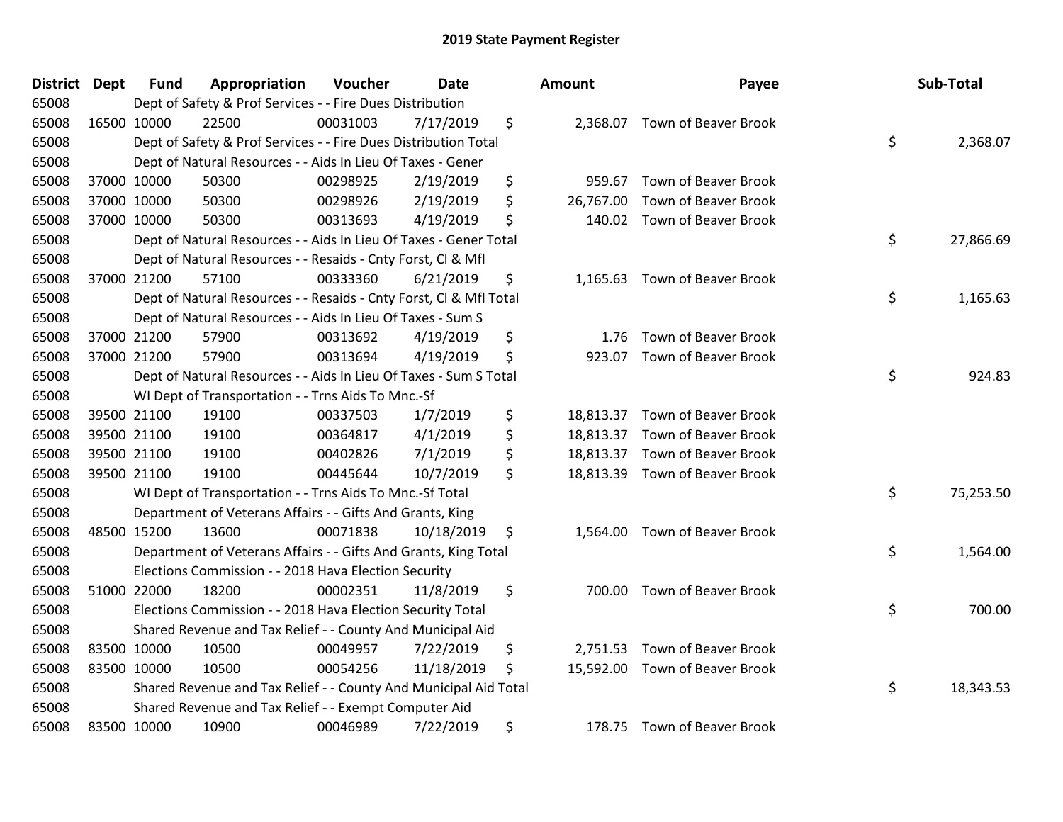# 2019 State Payment Register

| District | Dept | Fund | Appropriation | Voucher | Date | Amount | Payee | Sub-Total |
|---|---|---|---|---|---|---|---|---|
| 65008 | | Dept of Safety & Prof Services - - Fire Dues Distribution | | | | | | |
| 65008 | 16500 | 10000 | 22500 | 00031003 | 7/17/2019 | $ 2,368.07 | Town of Beaver Brook | |
| 65008 | | Dept of Safety & Prof Services - - Fire Dues Distribution Total | | | | | | $ 2,368.07 |
| 65008 | | Dept of Natural Resources - - Aids In Lieu Of Taxes - Gener | | | | | | |
| 65008 | 37000 | 10000 | 50300 | 00298925 | 2/19/2019 | $ 959.67 | Town of Beaver Brook | |
| 65008 | 37000 | 10000 | 50300 | 00298926 | 2/19/2019 | $ 26,767.00 | Town of Beaver Brook | |
| 65008 | 37000 | 10000 | 50300 | 00313693 | 4/19/2019 | $ 140.02 | Town of Beaver Brook | |
| 65008 | | Dept of Natural Resources - - Aids In Lieu Of Taxes - Gener Total | | | | | | $ 27,866.69 |
| 65008 | | Dept of Natural Resources - - Resaids - Cnty Forst, Cl & Mfl | | | | | | |
| 65008 | 37000 | 21200 | 57100 | 00333360 | 6/21/2019 | $ 1,165.63 | Town of Beaver Brook | |
| 65008 | | Dept of Natural Resources - - Resaids - Cnty Forst, Cl & Mfl Total | | | | | | $ 1,165.63 |
| 65008 | | Dept of Natural Resources - - Aids In Lieu Of Taxes - Sum S | | | | | | |
| 65008 | 37000 | 21200 | 57900 | 00313692 | 4/19/2019 | $ 1.76 | Town of Beaver Brook | |
| 65008 | 37000 | 21200 | 57900 | 00313694 | 4/19/2019 | $ 923.07 | Town of Beaver Brook | |
| 65008 | | Dept of Natural Resources - - Aids In Lieu Of Taxes - Sum S Total | | | | | | $ 924.83 |
| 65008 | | WI Dept of Transportation - - Trns Aids To Mnc.-Sf | | | | | | |
| 65008 | 39500 | 21100 | 19100 | 00337503 | 1/7/2019 | $ 18,813.37 | Town of Beaver Brook | |
| 65008 | 39500 | 21100 | 19100 | 00364817 | 4/1/2019 | $ 18,813.37 | Town of Beaver Brook | |
| 65008 | 39500 | 21100 | 19100 | 00402826 | 7/1/2019 | $ 18,813.37 | Town of Beaver Brook | |
| 65008 | 39500 | 21100 | 19100 | 00445644 | 10/7/2019 | $ 18,813.39 | Town of Beaver Brook | |
| 65008 | | WI Dept of Transportation - - Trns Aids To Mnc.-Sf Total | | | | | | $ 75,253.50 |
| 65008 | | Department of Veterans Affairs - - Gifts And Grants, King | | | | | | |
| 65008 | 48500 | 15200 | 13600 | 00071838 | 10/18/2019 | $ 1,564.00 | Town of Beaver Brook | |
| 65008 | | Department of Veterans Affairs - - Gifts And Grants, King Total | | | | | | $ 1,564.00 |
| 65008 | | Elections Commission - - 2018 Hava Election Security | | | | | | |
| 65008 | 51000 | 22000 | 18200 | 00002351 | 11/8/2019 | $ 700.00 | Town of Beaver Brook | |
| 65008 | | Elections Commission - - 2018 Hava Election Security Total | | | | | | $ 700.00 |
| 65008 | | Shared Revenue and Tax Relief - - County And Municipal Aid | | | | | | |
| 65008 | 83500 | 10000 | 10500 | 00049957 | 7/22/2019 | $ 2,751.53 | Town of Beaver Brook | |
| 65008 | 83500 | 10000 | 10500 | 00054256 | 11/18/2019 | $ 15,592.00 | Town of Beaver Brook | |
| 65008 | | Shared Revenue and Tax Relief - - County And Municipal Aid Total | | | | | | $ 18,343.53 |
| 65008 | | Shared Revenue and Tax Relief - - Exempt Computer Aid | | | | | | |
| 65008 | 83500 | 10000 | 10900 | 00046989 | 7/22/2019 | $ 178.75 | Town of Beaver Brook | |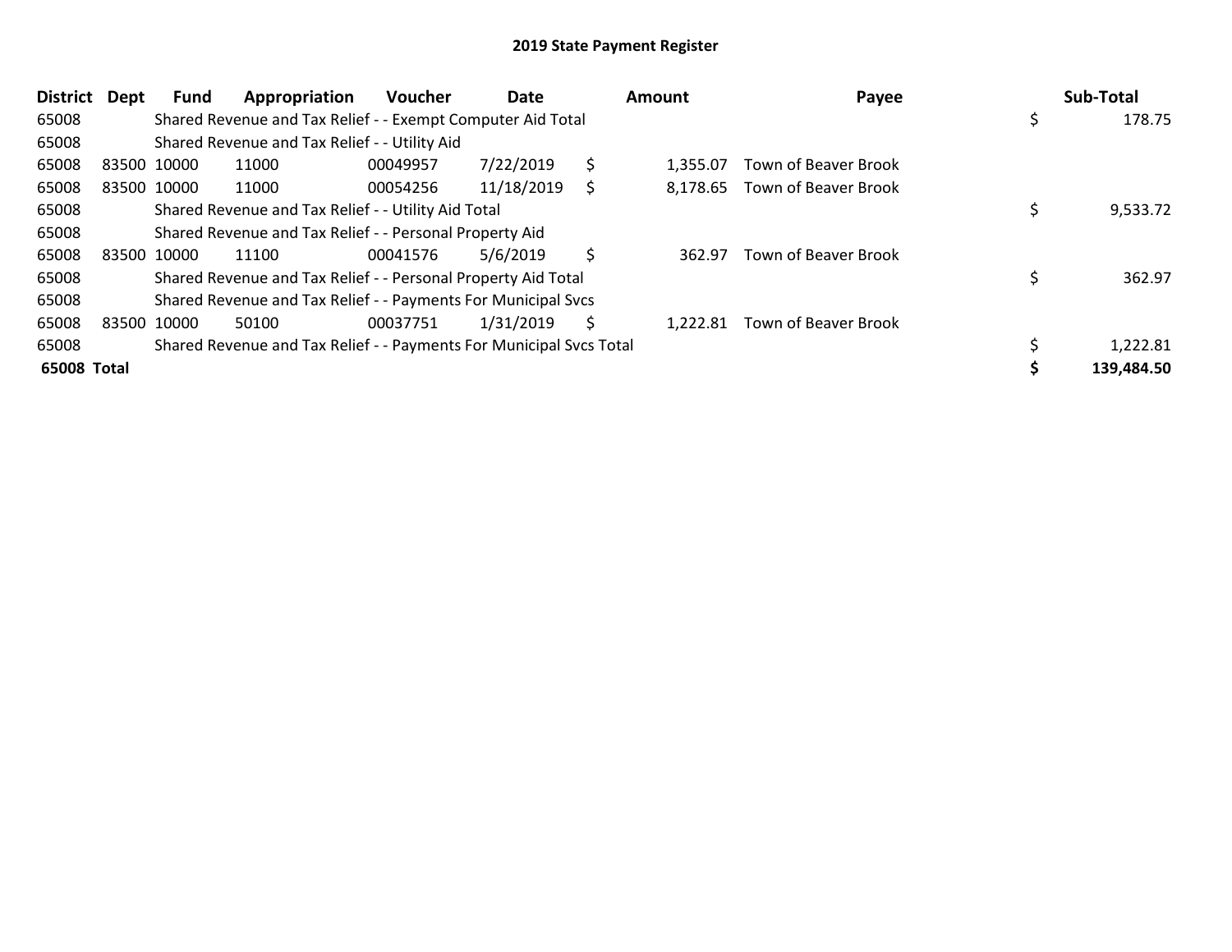# 2019 State Payment Register

| District | Dept | Fund | Appropriation | Voucher | Date | Amount | Payee | Sub-Total |
|---|---|---|---|---|---|---|---|---|
| 65008 | | Shared Revenue and Tax Relief - - Exempt Computer Aid Total | | | | | | $ 178.75 |
| 65008 | | Shared Revenue and Tax Relief - - Utility Aid | | | | | | |
| 65008 | 83500 | 10000 | 11000 | 00049957 | 7/22/2019 | $ 1,355.07 | Town of Beaver Brook | |
| 65008 | 83500 | 10000 | 11000 | 00054256 | 11/18/2019 | $ 8,178.65 | Town of Beaver Brook | |
| 65008 | | Shared Revenue and Tax Relief - - Utility Aid Total | | | | | | $ 9,533.72 |
| 65008 | | Shared Revenue and Tax Relief - - Personal Property Aid | | | | | | |
| 65008 | 83500 | 10000 | 11100 | 00041576 | 5/6/2019 | $ 362.97 | Town of Beaver Brook | |
| 65008 | | Shared Revenue and Tax Relief - - Personal Property Aid Total | | | | | | $ 362.97 |
| 65008 | | Shared Revenue and Tax Relief - - Payments For Municipal Svcs | | | | | | |
| 65008 | 83500 | 10000 | 50100 | 00037751 | 1/31/2019 | $ 1,222.81 | Town of Beaver Brook | |
| 65008 | | Shared Revenue and Tax Relief - - Payments For Municipal Svcs Total | | | | | | $ 1,222.81 |
| **65008 Total** | | | | | | | | **$ 139,484.50** |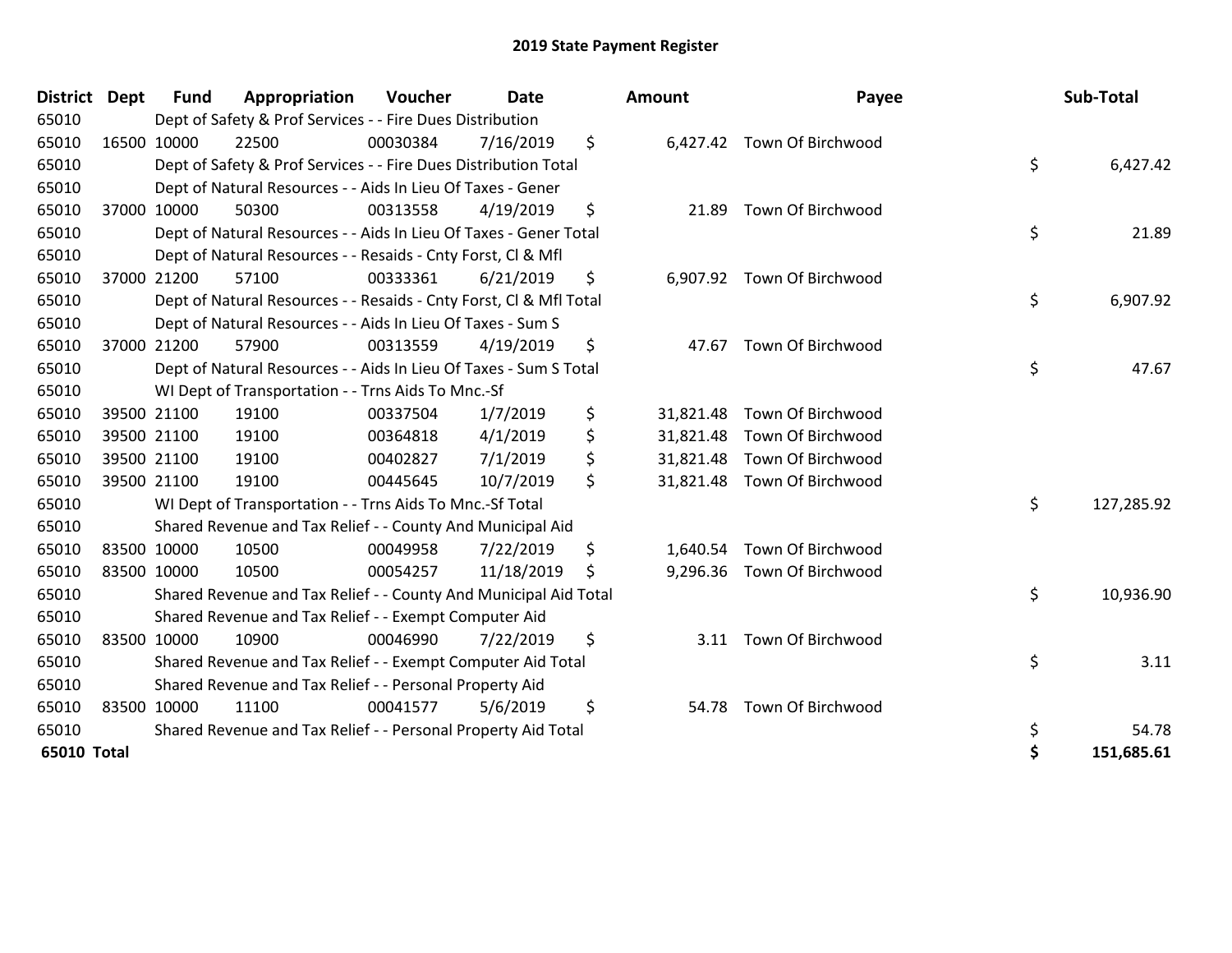## 2019 State Payment Register

| District | Dept | Fund | Appropriation | Voucher | Date | Amount | Payee | Sub-Total |
|---|---|---|---|---|---|---|---|---|
| 65010 | | Dept of Safety & Prof Services - - Fire Dues Distribution | | | | | | |
| 65010 | 16500 | 10000 | 22500 | 00030384 | 7/16/2019 | $ 6,427.42 | Town Of Birchwood | |
| 65010 | | Dept of Safety & Prof Services - - Fire Dues Distribution Total | | | | | | $ 6,427.42 |
| 65010 | | Dept of Natural Resources - - Aids In Lieu Of Taxes - Gener | | | | | | |
| 65010 | 37000 | 10000 | 50300 | 00313558 | 4/19/2019 | $ 21.89 | Town Of Birchwood | |
| 65010 | | Dept of Natural Resources - - Aids In Lieu Of Taxes - Gener Total | | | | | | $ 21.89 |
| 65010 | | Dept of Natural Resources - - Resaids - Cnty Forst, Cl & Mfl | | | | | | |
| 65010 | 37000 | 21200 | 57100 | 00333361 | 6/21/2019 | $ 6,907.92 | Town Of Birchwood | |
| 65010 | | Dept of Natural Resources - - Resaids - Cnty Forst, Cl & Mfl Total | | | | | | $ 6,907.92 |
| 65010 | | Dept of Natural Resources - - Aids In Lieu Of Taxes - Sum S | | | | | | |
| 65010 | 37000 | 21200 | 57900 | 00313559 | 4/19/2019 | $ 47.67 | Town Of Birchwood | |
| 65010 | | Dept of Natural Resources - - Aids In Lieu Of Taxes - Sum S Total | | | | | | $ 47.67 |
| 65010 | | WI Dept of Transportation - - Trns Aids To Mnc.-Sf | | | | | | |
| 65010 | 39500 | 21100 | 19100 | 00337504 | 1/7/2019 | $ 31,821.48 | Town Of Birchwood | |
| 65010 | 39500 | 21100 | 19100 | 00364818 | 4/1/2019 | $ 31,821.48 | Town Of Birchwood | |
| 65010 | 39500 | 21100 | 19100 | 00402827 | 7/1/2019 | $ 31,821.48 | Town Of Birchwood | |
| 65010 | 39500 | 21100 | 19100 | 00445645 | 10/7/2019 | $ 31,821.48 | Town Of Birchwood | |
| 65010 | | WI Dept of Transportation - - Trns Aids To Mnc.-Sf Total | | | | | | $ 127,285.92 |
| 65010 | | Shared Revenue and Tax Relief - - County And Municipal Aid | | | | | | |
| 65010 | 83500 | 10000 | 10500 | 00049958 | 7/22/2019 | $ 1,640.54 | Town Of Birchwood | |
| 65010 | 83500 | 10000 | 10500 | 00054257 | 11/18/2019 | $ 9,296.36 | Town Of Birchwood | |
| 65010 | | Shared Revenue and Tax Relief - - County And Municipal Aid Total | | | | | | $ 10,936.90 |
| 65010 | | Shared Revenue and Tax Relief - - Exempt Computer Aid | | | | | | |
| 65010 | 83500 | 10000 | 10900 | 00046990 | 7/22/2019 | $ 3.11 | Town Of Birchwood | |
| 65010 | | Shared Revenue and Tax Relief - - Exempt Computer Aid Total | | | | | | $ 3.11 |
| 65010 | | Shared Revenue and Tax Relief - - Personal Property Aid | | | | | | |
| 65010 | 83500 | 10000 | 11100 | 00041577 | 5/6/2019 | $ 54.78 | Town Of Birchwood | |
| 65010 | | Shared Revenue and Tax Relief - - Personal Property Aid Total | | | | | | $ 54.78 |
| **65010 Total** | | | | | | | | **$ 151,685.61** |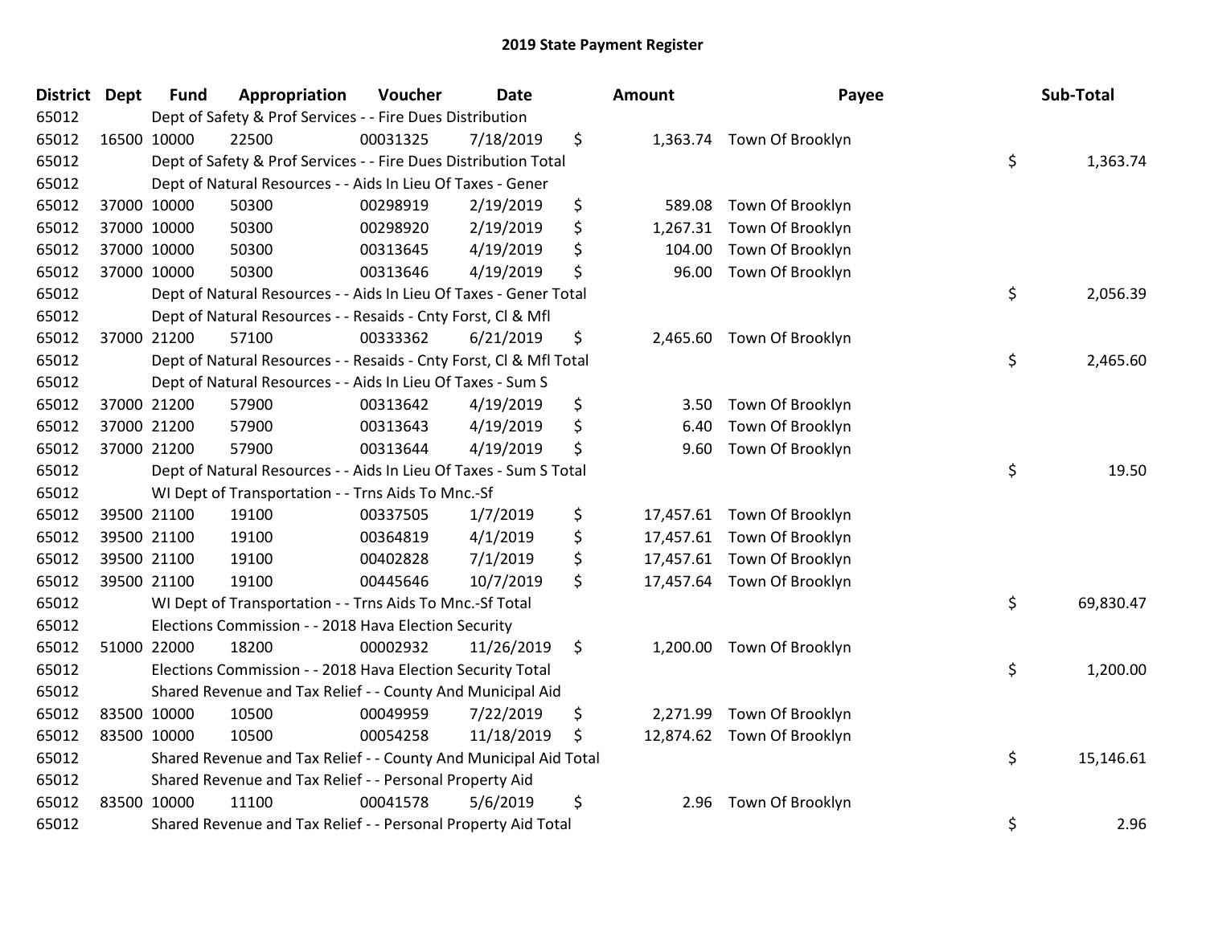## 2019 State Payment Register

| District | Dept | Fund | Appropriation | Voucher | Date | Amount | Payee | Sub-Total |
|---|---|---|---|---|---|---|---|---|
| 65012 | | Dept of Safety & Prof Services - - Fire Dues Distribution | | | | | | |
| 65012 | 16500 | 10000 | 22500 | 00031325 | 7/18/2019 | $ 1,363.74 | Town Of Brooklyn | |
| 65012 | | Dept of Safety & Prof Services - - Fire Dues Distribution Total | | | | | | $ 1,363.74 |
| 65012 | | Dept of Natural Resources - - Aids In Lieu Of Taxes - Gener | | | | | | |
| 65012 | 37000 | 10000 | 50300 | 00298919 | 2/19/2019 | $ 589.08 | Town Of Brooklyn | |
| 65012 | 37000 | 10000 | 50300 | 00298920 | 2/19/2019 | $ 1,267.31 | Town Of Brooklyn | |
| 65012 | 37000 | 10000 | 50300 | 00313645 | 4/19/2019 | $ 104.00 | Town Of Brooklyn | |
| 65012 | 37000 | 10000 | 50300 | 00313646 | 4/19/2019 | $ 96.00 | Town Of Brooklyn | |
| 65012 | | Dept of Natural Resources - - Aids In Lieu Of Taxes - Gener Total | | | | | | $ 2,056.39 |
| 65012 | | Dept of Natural Resources - - Resaids - Cnty Forst, Cl & Mfl | | | | | | |
| 65012 | 37000 | 21200 | 57100 | 00333362 | 6/21/2019 | $ 2,465.60 | Town Of Brooklyn | |
| 65012 | | Dept of Natural Resources - - Resaids - Cnty Forst, Cl & Mfl Total | | | | | | $ 2,465.60 |
| 65012 | | Dept of Natural Resources - - Aids In Lieu Of Taxes - Sum S | | | | | | |
| 65012 | 37000 | 21200 | 57900 | 00313642 | 4/19/2019 | $ 3.50 | Town Of Brooklyn | |
| 65012 | 37000 | 21200 | 57900 | 00313643 | 4/19/2019 | $ 6.40 | Town Of Brooklyn | |
| 65012 | 37000 | 21200 | 57900 | 00313644 | 4/19/2019 | $ 9.60 | Town Of Brooklyn | |
| 65012 | | Dept of Natural Resources - - Aids In Lieu Of Taxes - Sum S Total | | | | | | $ 19.50 |
| 65012 | | WI Dept of Transportation - - Trns Aids To Mnc.-Sf | | | | | | |
| 65012 | 39500 | 21100 | 19100 | 00337505 | 1/7/2019 | $ 17,457.61 | Town Of Brooklyn | |
| 65012 | 39500 | 21100 | 19100 | 00364819 | 4/1/2019 | $ 17,457.61 | Town Of Brooklyn | |
| 65012 | 39500 | 21100 | 19100 | 00402828 | 7/1/2019 | $ 17,457.61 | Town Of Brooklyn | |
| 65012 | 39500 | 21100 | 19100 | 00445646 | 10/7/2019 | $ 17,457.64 | Town Of Brooklyn | |
| 65012 | | WI Dept of Transportation - - Trns Aids To Mnc.-Sf Total | | | | | | $ 69,830.47 |
| 65012 | | Elections Commission - - 2018 Hava Election Security | | | | | | |
| 65012 | 51000 | 22000 | 18200 | 00002932 | 11/26/2019 | $ 1,200.00 | Town Of Brooklyn | |
| 65012 | | Elections Commission - - 2018 Hava Election Security Total | | | | | | $ 1,200.00 |
| 65012 | | Shared Revenue and Tax Relief - - County And Municipal Aid | | | | | | |
| 65012 | 83500 | 10000 | 10500 | 00049959 | 7/22/2019 | $ 2,271.99 | Town Of Brooklyn | |
| 65012 | 83500 | 10000 | 10500 | 00054258 | 11/18/2019 | $ 12,874.62 | Town Of Brooklyn | |
| 65012 | | Shared Revenue and Tax Relief - - County And Municipal Aid Total | | | | | | $ 15,146.61 |
| 65012 | | Shared Revenue and Tax Relief - - Personal Property Aid | | | | | | |
| 65012 | 83500 | 10000 | 11100 | 00041578 | 5/6/2019 | $ 2.96 | Town Of Brooklyn | |
| 65012 | | Shared Revenue and Tax Relief - - Personal Property Aid Total | | | | | | $ 2.96 |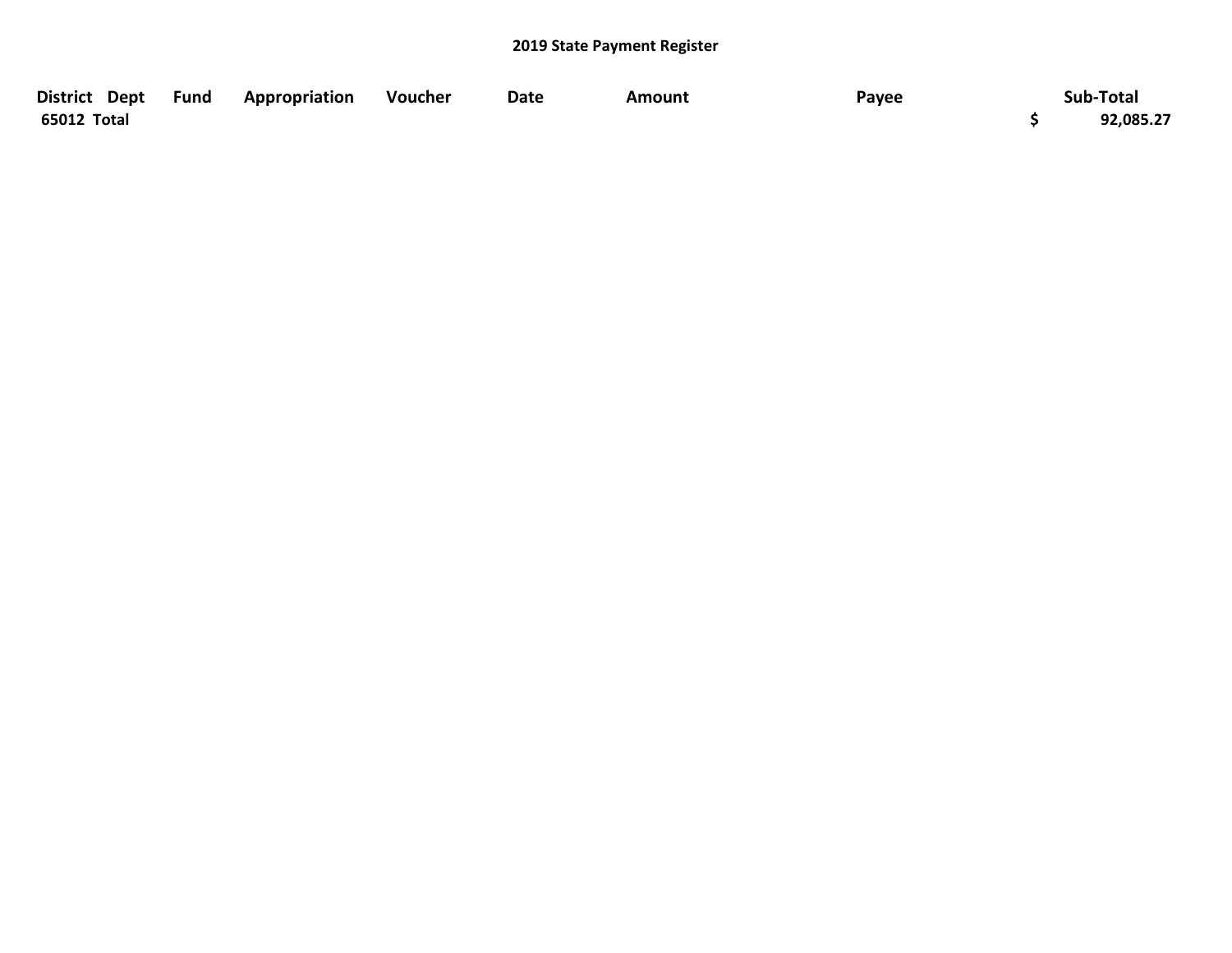**2019 State Payment Register**

| District | Dept | Fund | Appropriation | Voucher | Date | Amount | Payee | Sub-Total |
|---|---|---|---|---|---|---|---|---|
| 65012 Total | | | | | | | | $ 92,085.27 |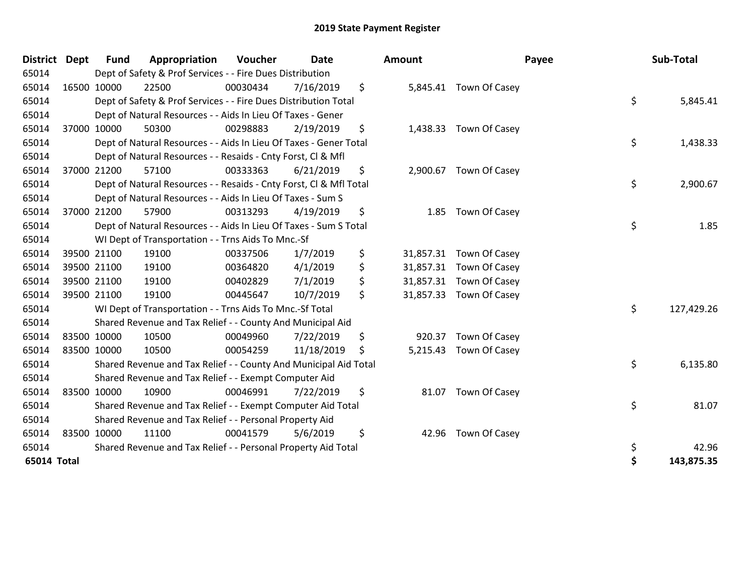# 2019 State Payment Register

| District | Dept | Fund | Appropriation | Voucher | Date | Amount | Payee | Sub-Total |
|---|---|---|---|---|---|---|---|---|
| 65014 | | Dept of Safety & Prof Services - - Fire Dues Distribution | | | | | | |
| 65014 | 16500 | 10000 | 22500 | 00030434 | 7/16/2019 | $ 5,845.41 | Town Of Casey | |
| 65014 | | Dept of Safety & Prof Services - - Fire Dues Distribution Total | | | | | | $ 5,845.41 |
| 65014 | | Dept of Natural Resources - - Aids In Lieu Of Taxes - Gener | | | | | | |
| 65014 | 37000 | 10000 | 50300 | 00298883 | 2/19/2019 | $ 1,438.33 | Town Of Casey | |
| 65014 | | Dept of Natural Resources - - Aids In Lieu Of Taxes - Gener Total | | | | | | $ 1,438.33 |
| 65014 | | Dept of Natural Resources - - Resaids - Cnty Forst, Cl & Mfl | | | | | | |
| 65014 | 37000 | 21200 | 57100 | 00333363 | 6/21/2019 | $ 2,900.67 | Town Of Casey | |
| 65014 | | Dept of Natural Resources - - Resaids - Cnty Forst, Cl & Mfl Total | | | | | | $ 2,900.67 |
| 65014 | | Dept of Natural Resources - - Aids In Lieu Of Taxes - Sum S | | | | | | |
| 65014 | 37000 | 21200 | 57900 | 00313293 | 4/19/2019 | $ 1.85 | Town Of Casey | |
| 65014 | | Dept of Natural Resources - - Aids In Lieu Of Taxes - Sum S Total | | | | | | $ 1.85 |
| 65014 | | WI Dept of Transportation - - Trns Aids To Mnc.-Sf | | | | | | |
| 65014 | 39500 | 21100 | 19100 | 00337506 | 1/7/2019 | $ 31,857.31 | Town Of Casey | |
| 65014 | 39500 | 21100 | 19100 | 00364820 | 4/1/2019 | $ 31,857.31 | Town Of Casey | |
| 65014 | 39500 | 21100 | 19100 | 00402829 | 7/1/2019 | $ 31,857.31 | Town Of Casey | |
| 65014 | 39500 | 21100 | 19100 | 00445647 | 10/7/2019 | $ 31,857.33 | Town Of Casey | |
| 65014 | | WI Dept of Transportation - - Trns Aids To Mnc.-Sf Total | | | | | | $ 127,429.26 |
| 65014 | | Shared Revenue and Tax Relief - - County And Municipal Aid | | | | | | |
| 65014 | 83500 | 10000 | 10500 | 00049960 | 7/22/2019 | $ 920.37 | Town Of Casey | |
| 65014 | 83500 | 10000 | 10500 | 00054259 | 11/18/2019 | $ 5,215.43 | Town Of Casey | |
| 65014 | | Shared Revenue and Tax Relief - - County And Municipal Aid Total | | | | | | $ 6,135.80 |
| 65014 | | Shared Revenue and Tax Relief - - Exempt Computer Aid | | | | | | |
| 65014 | 83500 | 10000 | 10900 | 00046991 | 7/22/2019 | $ 81.07 | Town Of Casey | |
| 65014 | | Shared Revenue and Tax Relief - - Exempt Computer Aid Total | | | | | | $ 81.07 |
| 65014 | | Shared Revenue and Tax Relief - - Personal Property Aid | | | | | | |
| 65014 | 83500 | 10000 | 11100 | 00041579 | 5/6/2019 | $ 42.96 | Town Of Casey | |
| 65014 | | Shared Revenue and Tax Relief - - Personal Property Aid Total | | | | | | $ 42.96 |
| **65014 Total** | | | | | | | | **$ 143,875.35** |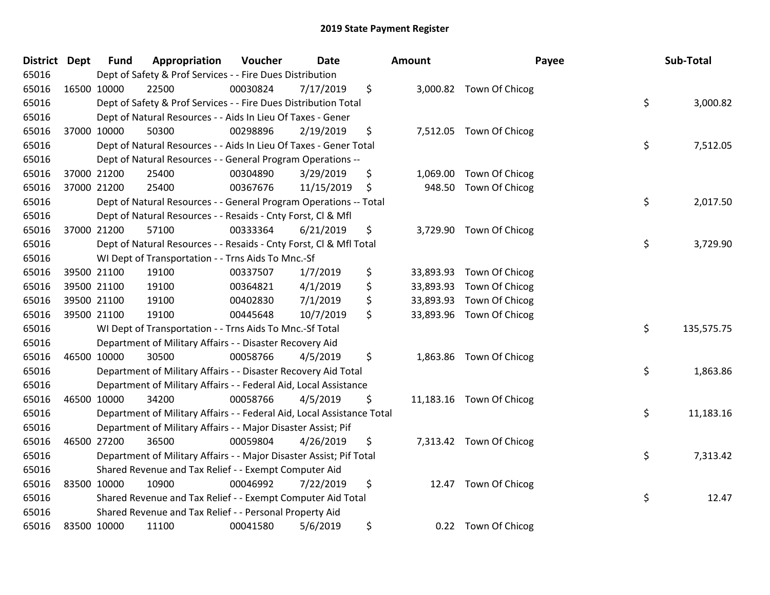# 2019 State Payment Register

| District | Dept | Fund | Appropriation | Voucher | Date | Amount | Payee | Sub-Total |
|---|---|---|---|---|---|---|---|---|
| 65016 | | Dept of Safety & Prof Services - - Fire Dues Distribution | | | | | | |
| 65016 | 16500 | 10000 | 22500 | 00030824 | 7/17/2019 | $ 3,000.82 | Town Of Chicog | |
| 65016 | | Dept of Safety & Prof Services - - Fire Dues Distribution Total | | | | | | $ 3,000.82 |
| 65016 | | Dept of Natural Resources - - Aids In Lieu Of Taxes - Gener | | | | | | |
| 65016 | 37000 | 10000 | 50300 | 00298896 | 2/19/2019 | $ 7,512.05 | Town Of Chicog | |
| 65016 | | Dept of Natural Resources - - Aids In Lieu Of Taxes - Gener Total | | | | | | $ 7,512.05 |
| 65016 | | Dept of Natural Resources - - General Program Operations -- | | | | | | |
| 65016 | 37000 | 21200 | 25400 | 00304890 | 3/29/2019 | $ 1,069.00 | Town Of Chicog | |
| 65016 | 37000 | 21200 | 25400 | 00367676 | 11/15/2019 | $ 948.50 | Town Of Chicog | |
| 65016 | | Dept of Natural Resources - - General Program Operations -- Total | | | | | | $ 2,017.50 |
| 65016 | | Dept of Natural Resources - - Resaids - Cnty Forst, Cl & Mfl | | | | | | |
| 65016 | 37000 | 21200 | 57100 | 00333364 | 6/21/2019 | $ 3,729.90 | Town Of Chicog | |
| 65016 | | Dept of Natural Resources - - Resaids - Cnty Forst, Cl & Mfl Total | | | | | | $ 3,729.90 |
| 65016 | | WI Dept of Transportation - - Trns Aids To Mnc.-Sf | | | | | | |
| 65016 | 39500 | 21100 | 19100 | 00337507 | 1/7/2019 | $ 33,893.93 | Town Of Chicog | |
| 65016 | 39500 | 21100 | 19100 | 00364821 | 4/1/2019 | $ 33,893.93 | Town Of Chicog | |
| 65016 | 39500 | 21100 | 19100 | 00402830 | 7/1/2019 | $ 33,893.93 | Town Of Chicog | |
| 65016 | 39500 | 21100 | 19100 | 00445648 | 10/7/2019 | $ 33,893.96 | Town Of Chicog | |
| 65016 | | WI Dept of Transportation - - Trns Aids To Mnc.-Sf Total | | | | | | $ 135,575.75 |
| 65016 | | Department of Military Affairs - - Disaster Recovery Aid | | | | | | |
| 65016 | 46500 | 10000 | 30500 | 00058766 | 4/5/2019 | $ 1,863.86 | Town Of Chicog | |
| 65016 | | Department of Military Affairs - - Disaster Recovery Aid Total | | | | | | $ 1,863.86 |
| 65016 | | Department of Military Affairs - - Federal Aid, Local Assistance | | | | | | |
| 65016 | 46500 | 10000 | 34200 | 00058766 | 4/5/2019 | $ 11,183.16 | Town Of Chicog | |
| 65016 | | Department of Military Affairs - - Federal Aid, Local Assistance Total | | | | | | $ 11,183.16 |
| 65016 | | Department of Military Affairs - - Major Disaster Assist; Pif | | | | | | |
| 65016 | 46500 | 27200 | 36500 | 00059804 | 4/26/2019 | $ 7,313.42 | Town Of Chicog | |
| 65016 | | Department of Military Affairs - - Major Disaster Assist; Pif Total | | | | | | $ 7,313.42 |
| 65016 | | Shared Revenue and Tax Relief - - Exempt Computer Aid | | | | | | |
| 65016 | 83500 | 10000 | 10900 | 00046992 | 7/22/2019 | $ 12.47 | Town Of Chicog | |
| 65016 | | Shared Revenue and Tax Relief - - Exempt Computer Aid Total | | | | | | $ 12.47 |
| 65016 | | Shared Revenue and Tax Relief - - Personal Property Aid | | | | | | |
| 65016 | 83500 | 10000 | 11100 | 00041580 | 5/6/2019 | $ 0.22 | Town Of Chicog | |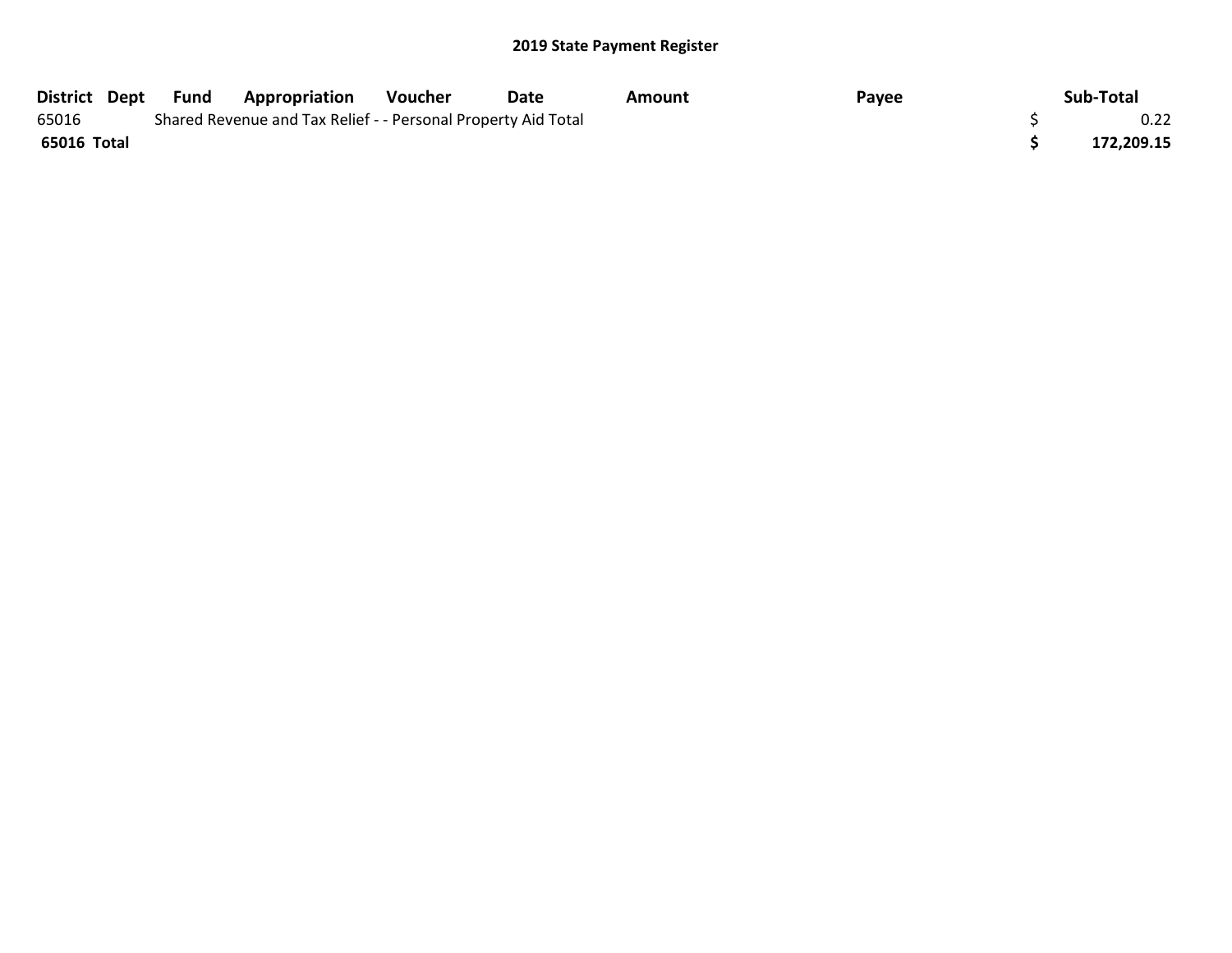## 2019 State Payment Register

| District | Dept | Fund | Appropriation | Voucher | Date | Amount | Payee | Sub-Total |
|---|---|---|---|---|---|---|---|---|
| 65016 | | Shared Revenue and Tax Relief - - Personal Property Aid Total | | | | | | $ 0.22 |
| **65016 Total** | | | | | | | | **$ 172,209.15** |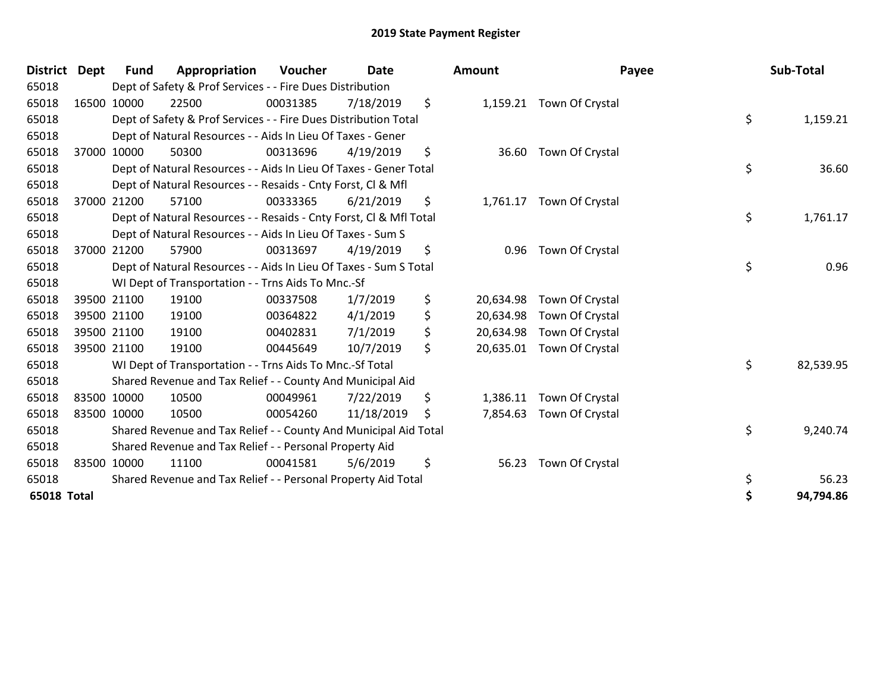## 2019 State Payment Register

| District | Dept | Fund | Appropriation | Voucher | Date | Amount | Payee | Sub-Total |
|---|---|---|---|---|---|---|---|---|
| 65018 | | Dept of Safety & Prof Services - - Fire Dues Distribution | | | | | | |
| 65018 | 16500 | 10000 | 22500 | 00031385 | 7/18/2019 | $ 1,159.21 | Town Of Crystal | |
| 65018 | | Dept of Safety & Prof Services - - Fire Dues Distribution Total | | | | | | $ 1,159.21 |
| 65018 | | Dept of Natural Resources - - Aids In Lieu Of Taxes - Gener | | | | | | |
| 65018 | 37000 | 10000 | 50300 | 00313696 | 4/19/2019 | $ 36.60 | Town Of Crystal | |
| 65018 | | Dept of Natural Resources - - Aids In Lieu Of Taxes - Gener Total | | | | | | $ 36.60 |
| 65018 | | Dept of Natural Resources - - Resaids - Cnty Forst, Cl & Mfl | | | | | | |
| 65018 | 37000 | 21200 | 57100 | 00333365 | 6/21/2019 | $ 1,761.17 | Town Of Crystal | |
| 65018 | | Dept of Natural Resources - - Resaids - Cnty Forst, Cl & Mfl Total | | | | | | $ 1,761.17 |
| 65018 | | Dept of Natural Resources - - Aids In Lieu Of Taxes - Sum S | | | | | | |
| 65018 | 37000 | 21200 | 57900 | 00313697 | 4/19/2019 | $ 0.96 | Town Of Crystal | |
| 65018 | | Dept of Natural Resources - - Aids In Lieu Of Taxes - Sum S Total | | | | | | $ 0.96 |
| 65018 | | WI Dept of Transportation - - Trns Aids To Mnc.-Sf | | | | | | |
| 65018 | 39500 | 21100 | 19100 | 00337508 | 1/7/2019 | $ 20,634.98 | Town Of Crystal | |
| 65018 | 39500 | 21100 | 19100 | 00364822 | 4/1/2019 | $ 20,634.98 | Town Of Crystal | |
| 65018 | 39500 | 21100 | 19100 | 00402831 | 7/1/2019 | $ 20,634.98 | Town Of Crystal | |
| 65018 | 39500 | 21100 | 19100 | 00445649 | 10/7/2019 | $ 20,635.01 | Town Of Crystal | |
| 65018 | | WI Dept of Transportation - - Trns Aids To Mnc.-Sf Total | | | | | | $ 82,539.95 |
| 65018 | | Shared Revenue and Tax Relief - - County And Municipal Aid | | | | | | |
| 65018 | 83500 | 10000 | 10500 | 00049961 | 7/22/2019 | $ 1,386.11 | Town Of Crystal | |
| 65018 | 83500 | 10000 | 10500 | 00054260 | 11/18/2019 | $ 7,854.63 | Town Of Crystal | |
| 65018 | | Shared Revenue and Tax Relief - - County And Municipal Aid Total | | | | | | $ 9,240.74 |
| 65018 | | Shared Revenue and Tax Relief - - Personal Property Aid | | | | | | |
| 65018 | 83500 | 10000 | 11100 | 00041581 | 5/6/2019 | $ 56.23 | Town Of Crystal | |
| 65018 | | Shared Revenue and Tax Relief - - Personal Property Aid Total | | | | | | $ 56.23 |
| **65018 Total** | | | | | | | | **$ 94,794.86** |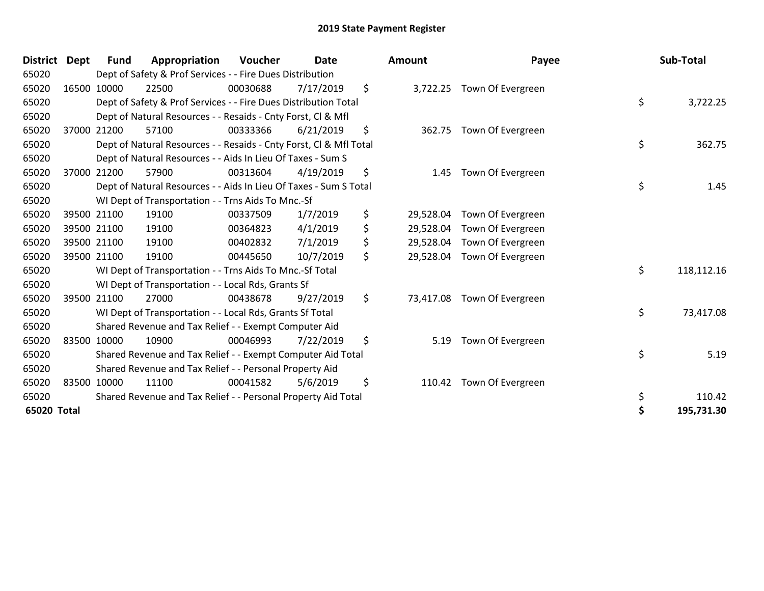# 2019 State Payment Register

| District | Dept | Fund | Appropriation | Voucher | Date | Amount | Payee | Sub-Total |
|---|---|---|---|---|---|---|---|---|
| 65020 | | Dept of Safety & Prof Services - - Fire Dues Distribution | | | | | | |
| 65020 | 16500 | 10000 | 22500 | 00030688 | 7/17/2019 | $ 3,722.25 | Town Of Evergreen | |
| 65020 | | Dept of Safety & Prof Services - - Fire Dues Distribution Total | | | | | | $ 3,722.25 |
| 65020 | | Dept of Natural Resources - - Resaids - Cnty Forst, Cl & Mfl | | | | | | |
| 65020 | 37000 | 21200 | 57100 | 00333366 | 6/21/2019 | $ 362.75 | Town Of Evergreen | |
| 65020 | | Dept of Natural Resources - - Resaids - Cnty Forst, Cl & Mfl Total | | | | | | $ 362.75 |
| 65020 | | Dept of Natural Resources - - Aids In Lieu Of Taxes - Sum S | | | | | | |
| 65020 | 37000 | 21200 | 57900 | 00313604 | 4/19/2019 | $ 1.45 | Town Of Evergreen | |
| 65020 | | Dept of Natural Resources - - Aids In Lieu Of Taxes - Sum S Total | | | | | | $ 1.45 |
| 65020 | | WI Dept of Transportation - - Trns Aids To Mnc.-Sf | | | | | | |
| 65020 | 39500 | 21100 | 19100 | 00337509 | 1/7/2019 | $ 29,528.04 | Town Of Evergreen | |
| 65020 | 39500 | 21100 | 19100 | 00364823 | 4/1/2019 | $ 29,528.04 | Town Of Evergreen | |
| 65020 | 39500 | 21100 | 19100 | 00402832 | 7/1/2019 | $ 29,528.04 | Town Of Evergreen | |
| 65020 | 39500 | 21100 | 19100 | 00445650 | 10/7/2019 | $ 29,528.04 | Town Of Evergreen | |
| 65020 | | WI Dept of Transportation - - Trns Aids To Mnc.-Sf Total | | | | | | $ 118,112.16 |
| 65020 | | WI Dept of Transportation - - Local Rds, Grants Sf | | | | | | |
| 65020 | 39500 | 21100 | 27000 | 00438678 | 9/27/2019 | $ 73,417.08 | Town Of Evergreen | |
| 65020 | | WI Dept of Transportation - - Local Rds, Grants Sf Total | | | | | | $ 73,417.08 |
| 65020 | | Shared Revenue and Tax Relief - - Exempt Computer Aid | | | | | | |
| 65020 | 83500 | 10000 | 10900 | 00046993 | 7/22/2019 | $ 5.19 | Town Of Evergreen | |
| 65020 | | Shared Revenue and Tax Relief - - Exempt Computer Aid Total | | | | | | $ 5.19 |
| 65020 | | Shared Revenue and Tax Relief - - Personal Property Aid | | | | | | |
| 65020 | 83500 | 10000 | 11100 | 00041582 | 5/6/2019 | $ 110.42 | Town Of Evergreen | |
| 65020 | | Shared Revenue and Tax Relief - - Personal Property Aid Total | | | | | | $ 110.42 |
| **65020 Total** | | | | | | | | **$ 195,731.30** |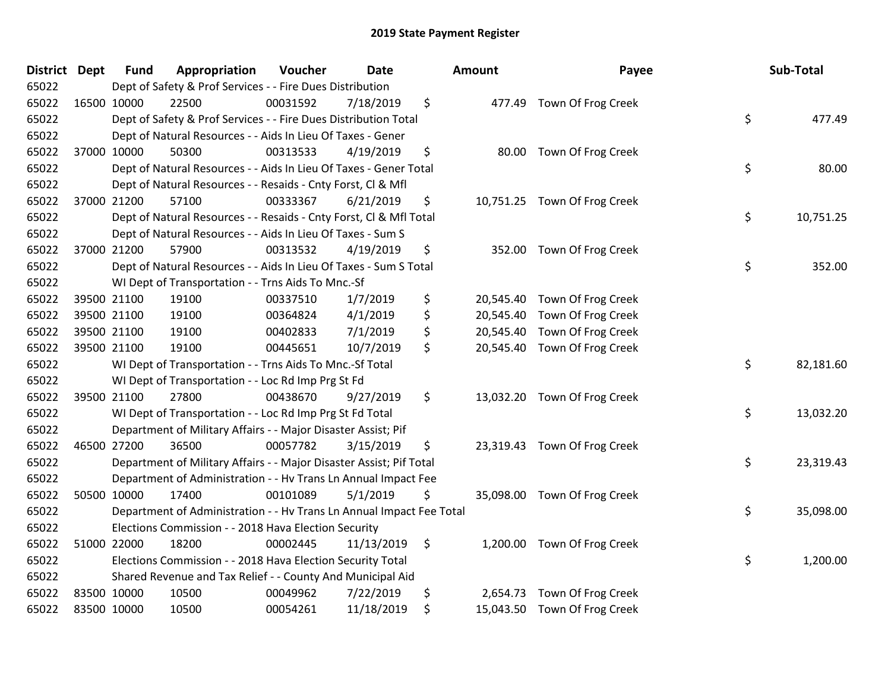# 2019 State Payment Register

| District | Dept | Fund | Appropriation | Voucher | Date | Amount | Payee | Sub-Total |
|---|---|---|---|---|---|---|---|---|
| 65022 | | Dept of Safety & Prof Services - - Fire Dues Distribution | | | | | | |
| 65022 | 16500 | 10000 | 22500 | 00031592 | 7/18/2019 | $ 477.49 | Town Of Frog Creek | |
| 65022 | | Dept of Safety & Prof Services - - Fire Dues Distribution Total | | | | | | $ 477.49 |
| 65022 | | Dept of Natural Resources - - Aids In Lieu Of Taxes - Gener | | | | | | |
| 65022 | 37000 | 10000 | 50300 | 00313533 | 4/19/2019 | $ 80.00 | Town Of Frog Creek | |
| 65022 | | Dept of Natural Resources - - Aids In Lieu Of Taxes - Gener Total | | | | | | $ 80.00 |
| 65022 | | Dept of Natural Resources - - Resaids - Cnty Forst, Cl & Mfl | | | | | | |
| 65022 | 37000 | 21200 | 57100 | 00333367 | 6/21/2019 | $ 10,751.25 | Town Of Frog Creek | |
| 65022 | | Dept of Natural Resources - - Resaids - Cnty Forst, Cl & Mfl Total | | | | | | $ 10,751.25 |
| 65022 | | Dept of Natural Resources - - Aids In Lieu Of Taxes - Sum S | | | | | | |
| 65022 | 37000 | 21200 | 57900 | 00313532 | 4/19/2019 | $ 352.00 | Town Of Frog Creek | |
| 65022 | | Dept of Natural Resources - - Aids In Lieu Of Taxes - Sum S Total | | | | | | $ 352.00 |
| 65022 | | WI Dept of Transportation - - Trns Aids To Mnc.-Sf | | | | | | |
| 65022 | 39500 | 21100 | 19100 | 00337510 | 1/7/2019 | $ 20,545.40 | Town Of Frog Creek | |
| 65022 | 39500 | 21100 | 19100 | 00364824 | 4/1/2019 | $ 20,545.40 | Town Of Frog Creek | |
| 65022 | 39500 | 21100 | 19100 | 00402833 | 7/1/2019 | $ 20,545.40 | Town Of Frog Creek | |
| 65022 | 39500 | 21100 | 19100 | 00445651 | 10/7/2019 | $ 20,545.40 | Town Of Frog Creek | |
| 65022 | | WI Dept of Transportation - - Trns Aids To Mnc.-Sf Total | | | | | | $ 82,181.60 |
| 65022 | | WI Dept of Transportation - - Loc Rd Imp Prg St Fd | | | | | | |
| 65022 | 39500 | 21100 | 27800 | 00438670 | 9/27/2019 | $ 13,032.20 | Town Of Frog Creek | |
| 65022 | | WI Dept of Transportation - - Loc Rd Imp Prg St Fd Total | | | | | | $ 13,032.20 |
| 65022 | | Department of Military Affairs - - Major Disaster Assist; Pif | | | | | | |
| 65022 | 46500 | 27200 | 36500 | 00057782 | 3/15/2019 | $ 23,319.43 | Town Of Frog Creek | |
| 65022 | | Department of Military Affairs - - Major Disaster Assist; Pif Total | | | | | | $ 23,319.43 |
| 65022 | | Department of Administration - - Hv Trans Ln Annual Impact Fee | | | | | | |
| 65022 | 50500 | 10000 | 17400 | 00101089 | 5/1/2019 | $ 35,098.00 | Town Of Frog Creek | |
| 65022 | | Department of Administration - - Hv Trans Ln Annual Impact Fee Total | | | | | | $ 35,098.00 |
| 65022 | | Elections Commission - - 2018 Hava Election Security | | | | | | |
| 65022 | 51000 | 22000 | 18200 | 00002445 | 11/13/2019 | $ 1,200.00 | Town Of Frog Creek | |
| 65022 | | Elections Commission - - 2018 Hava Election Security Total | | | | | | $ 1,200.00 |
| 65022 | | Shared Revenue and Tax Relief - - County And Municipal Aid | | | | | | |
| 65022 | 83500 | 10000 | 10500 | 00049962 | 7/22/2019 | $ 2,654.73 | Town Of Frog Creek | |
| 65022 | 83500 | 10000 | 10500 | 00054261 | 11/18/2019 | $ 15,043.50 | Town Of Frog Creek | |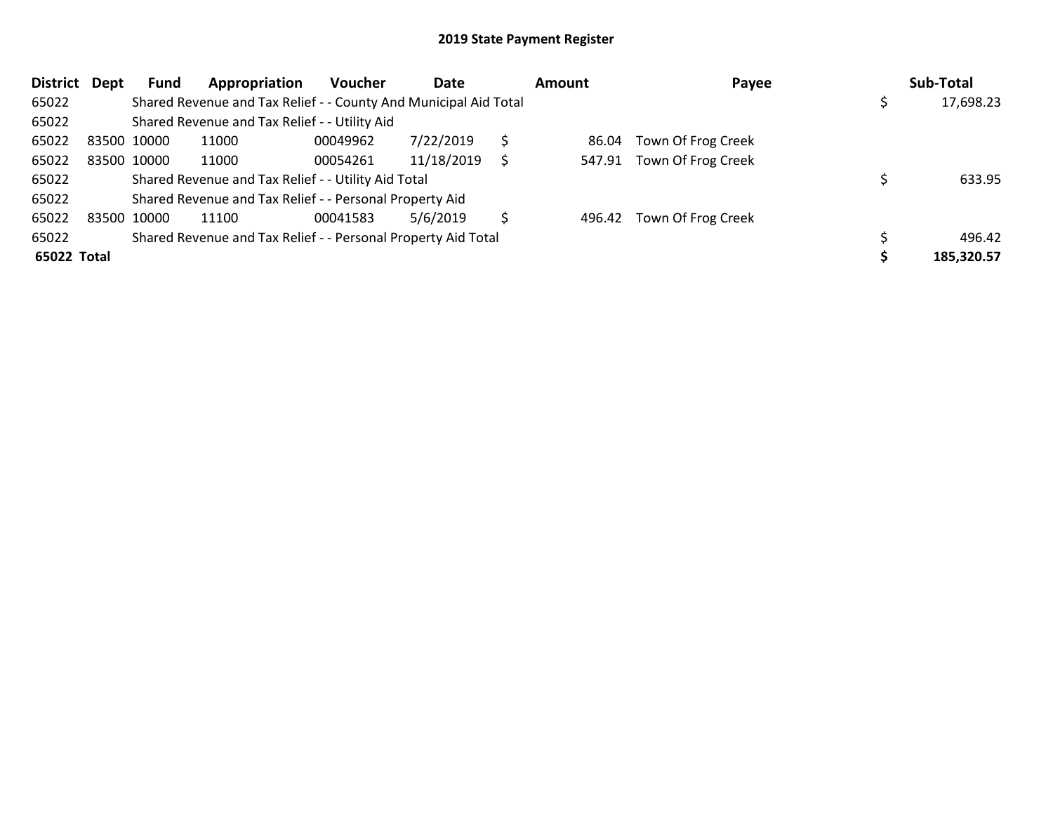# 2019 State Payment Register

| District | Dept | Fund | Appropriation | Voucher | Date | Amount | Payee | Sub-Total |
|---|---|---|---|---|---|---|---|---|
| 65022 | | Shared Revenue and Tax Relief - - County And Municipal Aid Total | | | | | | $ 17,698.23 |
| 65022 | | Shared Revenue and Tax Relief - - Utility Aid | | | | | | |
| 65022 | 83500 | 10000 | 11000 | 00049962 | 7/22/2019 | $ 86.04 | Town Of Frog Creek | |
| 65022 | 83500 | 10000 | 11000 | 00054261 | 11/18/2019 | $ 547.91 | Town Of Frog Creek | |
| 65022 | | Shared Revenue and Tax Relief - - Utility Aid Total | | | | | | $ 633.95 |
| 65022 | | Shared Revenue and Tax Relief - - Personal Property Aid | | | | | | |
| 65022 | 83500 | 10000 | 11100 | 00041583 | 5/6/2019 | $ 496.42 | Town Of Frog Creek | |
| 65022 | | Shared Revenue and Tax Relief - - Personal Property Aid Total | | | | | | $ 496.42 |
| **65022 Total** | | | | | | | | **$ 185,320.57** |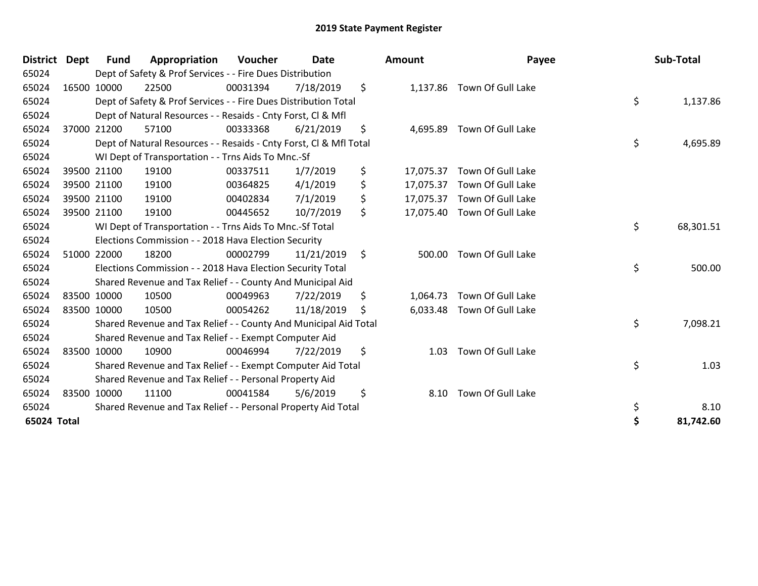# 2019 State Payment Register

| District | Dept | Fund | Appropriation | Voucher | Date | | Amount | Payee | | Sub-Total |
|---|---|---|---|---|---|---|---|---|---|---|
| 65024 | | Dept of Safety & Prof Services - - Fire Dues Distribution | | | | | | | | |
| 65024 | 16500 | 10000 | 22500 | 00031394 | 7/18/2019 | $ | 1,137.86 | Town Of Gull Lake | | |
| 65024 | | Dept of Safety & Prof Services - - Fire Dues Distribution Total | | | | | | | $ | 1,137.86 |
| 65024 | | Dept of Natural Resources - - Resaids - Cnty Forst, Cl & Mfl | | | | | | | | |
| 65024 | 37000 | 21200 | 57100 | 00333368 | 6/21/2019 | $ | 4,695.89 | Town Of Gull Lake | | |
| 65024 | | Dept of Natural Resources - - Resaids - Cnty Forst, Cl & Mfl Total | | | | | | | $ | 4,695.89 |
| 65024 | | WI Dept of Transportation - - Trns Aids To Mnc.-Sf | | | | | | | | |
| 65024 | 39500 | 21100 | 19100 | 00337511 | 1/7/2019 | $ | 17,075.37 | Town Of Gull Lake | | |
| 65024 | 39500 | 21100 | 19100 | 00364825 | 4/1/2019 | $ | 17,075.37 | Town Of Gull Lake | | |
| 65024 | 39500 | 21100 | 19100 | 00402834 | 7/1/2019 | $ | 17,075.37 | Town Of Gull Lake | | |
| 65024 | 39500 | 21100 | 19100 | 00445652 | 10/7/2019 | $ | 17,075.40 | Town Of Gull Lake | | |
| 65024 | | WI Dept of Transportation - - Trns Aids To Mnc.-Sf Total | | | | | | | $ | 68,301.51 |
| 65024 | | Elections Commission - - 2018 Hava Election Security | | | | | | | | |
| 65024 | 51000 | 22000 | 18200 | 00002799 | 11/21/2019 | $ | 500.00 | Town Of Gull Lake | | |
| 65024 | | Elections Commission - - 2018 Hava Election Security Total | | | | | | | $ | 500.00 |
| 65024 | | Shared Revenue and Tax Relief - - County And Municipal Aid | | | | | | | | |
| 65024 | 83500 | 10000 | 10500 | 00049963 | 7/22/2019 | $ | 1,064.73 | Town Of Gull Lake | | |
| 65024 | 83500 | 10000 | 10500 | 00054262 | 11/18/2019 | $ | 6,033.48 | Town Of Gull Lake | | |
| 65024 | | Shared Revenue and Tax Relief - - County And Municipal Aid Total | | | | | | | $ | 7,098.21 |
| 65024 | | Shared Revenue and Tax Relief - - Exempt Computer Aid | | | | | | | | |
| 65024 | 83500 | 10000 | 10900 | 00046994 | 7/22/2019 | $ | 1.03 | Town Of Gull Lake | | |
| 65024 | | Shared Revenue and Tax Relief - - Exempt Computer Aid Total | | | | | | | $ | 1.03 |
| 65024 | | Shared Revenue and Tax Relief - - Personal Property Aid | | | | | | | | |
| 65024 | 83500 | 10000 | 11100 | 00041584 | 5/6/2019 | $ | 8.10 | Town Of Gull Lake | | |
| 65024 | | Shared Revenue and Tax Relief - - Personal Property Aid Total | | | | | | | $ | 8.10 |
| **65024** | **Total** | | | | | | | | **$** | **81,742.60** |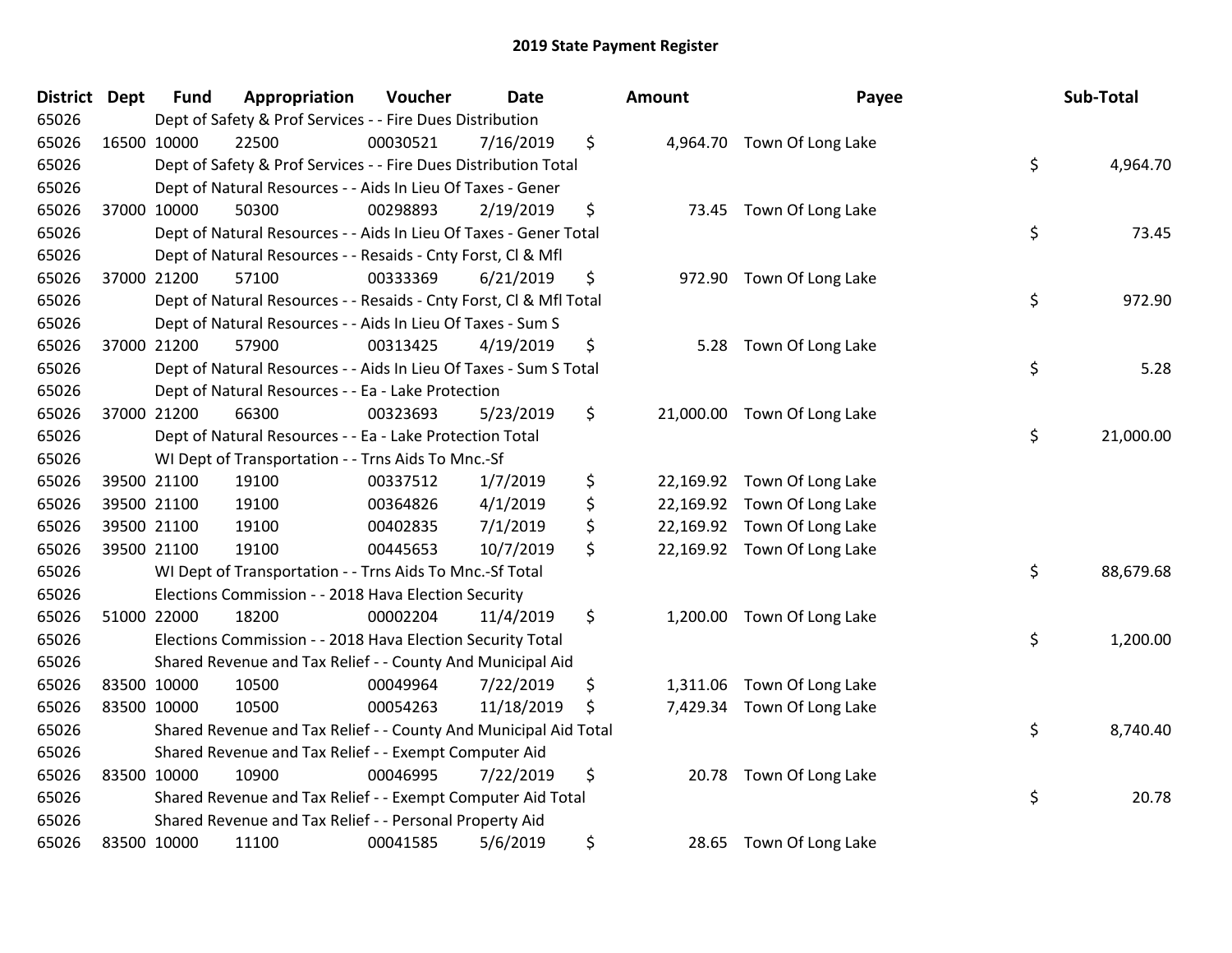# 2019 State Payment Register

| District | Dept | Fund | Appropriation | Voucher | Date | Amount | Payee | Sub-Total |
|---|---|---|---|---|---|---|---|---|
| 65026 | Dept of Safety & Prof Services - - Fire Dues Distribution | | | | | | | |
| 65026 | 16500 | 10000 | 22500 | 00030521 | 7/16/2019 | $ 4,964.70 | Town Of Long Lake | |
| 65026 | Dept of Safety & Prof Services - - Fire Dues Distribution Total | | | | | | | $ 4,964.70 |
| 65026 | Dept of Natural Resources - - Aids In Lieu Of Taxes - Gener | | | | | | | |
| 65026 | 37000 | 10000 | 50300 | 00298893 | 2/19/2019 | $ 73.45 | Town Of Long Lake | |
| 65026 | Dept of Natural Resources - - Aids In Lieu Of Taxes - Gener Total | | | | | | | $ 73.45 |
| 65026 | Dept of Natural Resources - - Resaids - Cnty Forst, Cl & Mfl | | | | | | | |
| 65026 | 37000 | 21200 | 57100 | 00333369 | 6/21/2019 | $ 972.90 | Town Of Long Lake | |
| 65026 | Dept of Natural Resources - - Resaids - Cnty Forst, Cl & Mfl Total | | | | | | | $ 972.90 |
| 65026 | Dept of Natural Resources - - Aids In Lieu Of Taxes - Sum S | | | | | | | |
| 65026 | 37000 | 21200 | 57900 | 00313425 | 4/19/2019 | $ 5.28 | Town Of Long Lake | |
| 65026 | Dept of Natural Resources - - Aids In Lieu Of Taxes - Sum S Total | | | | | | | $ 5.28 |
| 65026 | Dept of Natural Resources - - Ea - Lake Protection | | | | | | | |
| 65026 | 37000 | 21200 | 66300 | 00323693 | 5/23/2019 | $ 21,000.00 | Town Of Long Lake | |
| 65026 | Dept of Natural Resources - - Ea - Lake Protection Total | | | | | | | $ 21,000.00 |
| 65026 | WI Dept of Transportation - - Trns Aids To Mnc.-Sf | | | | | | | |
| 65026 | 39500 | 21100 | 19100 | 00337512 | 1/7/2019 | $ 22,169.92 | Town Of Long Lake | |
| 65026 | 39500 | 21100 | 19100 | 00364826 | 4/1/2019 | $ 22,169.92 | Town Of Long Lake | |
| 65026 | 39500 | 21100 | 19100 | 00402835 | 7/1/2019 | $ 22,169.92 | Town Of Long Lake | |
| 65026 | 39500 | 21100 | 19100 | 00445653 | 10/7/2019 | $ 22,169.92 | Town Of Long Lake | |
| 65026 | WI Dept of Transportation - - Trns Aids To Mnc.-Sf Total | | | | | | | $ 88,679.68 |
| 65026 | Elections Commission - - 2018 Hava Election Security | | | | | | | |
| 65026 | 51000 | 22000 | 18200 | 00002204 | 11/4/2019 | $ 1,200.00 | Town Of Long Lake | |
| 65026 | Elections Commission - - 2018 Hava Election Security Total | | | | | | | $ 1,200.00 |
| 65026 | Shared Revenue and Tax Relief - - County And Municipal Aid | | | | | | | |
| 65026 | 83500 | 10000 | 10500 | 00049964 | 7/22/2019 | $ 1,311.06 | Town Of Long Lake | |
| 65026 | 83500 | 10000 | 10500 | 00054263 | 11/18/2019 | $ 7,429.34 | Town Of Long Lake | |
| 65026 | Shared Revenue and Tax Relief - - County And Municipal Aid Total | | | | | | | $ 8,740.40 |
| 65026 | Shared Revenue and Tax Relief - - Exempt Computer Aid | | | | | | | |
| 65026 | 83500 | 10000 | 10900 | 00046995 | 7/22/2019 | $ 20.78 | Town Of Long Lake | |
| 65026 | Shared Revenue and Tax Relief - - Exempt Computer Aid Total | | | | | | | $ 20.78 |
| 65026 | Shared Revenue and Tax Relief - - Personal Property Aid | | | | | | | |
| 65026 | 83500 | 10000 | 11100 | 00041585 | 5/6/2019 | $ 28.65 | Town Of Long Lake | |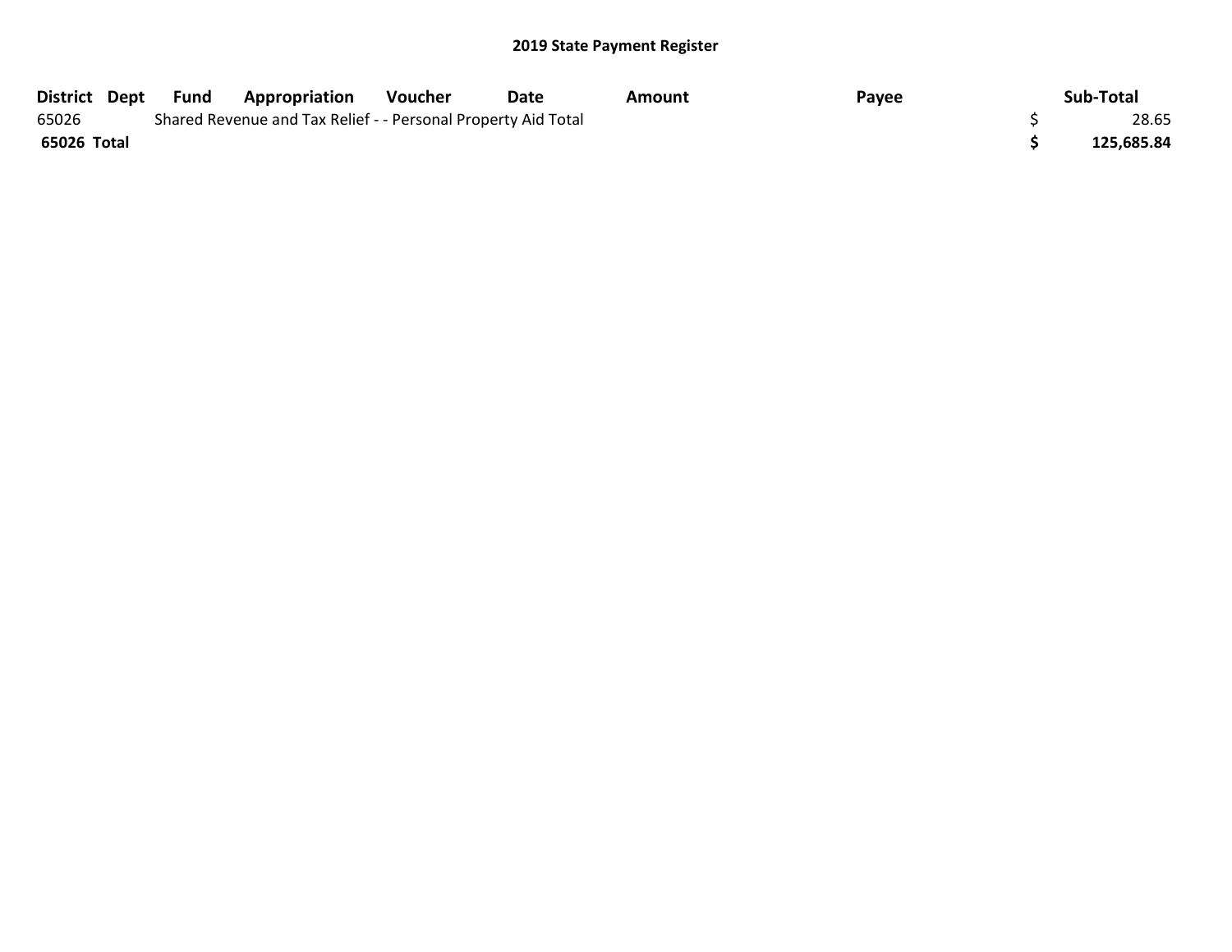## 2019 State Payment Register

| District | Dept | Fund | Appropriation | Voucher | Date | Amount | Payee | Sub-Total |
|---|---|---|---|---|---|---|---|---|
| 65026 | | Shared Revenue and Tax Relief - - Personal Property Aid Total | | | | | | $ 28.65 |
| **65026 Total** | | | | | | | | **$ 125,685.84** |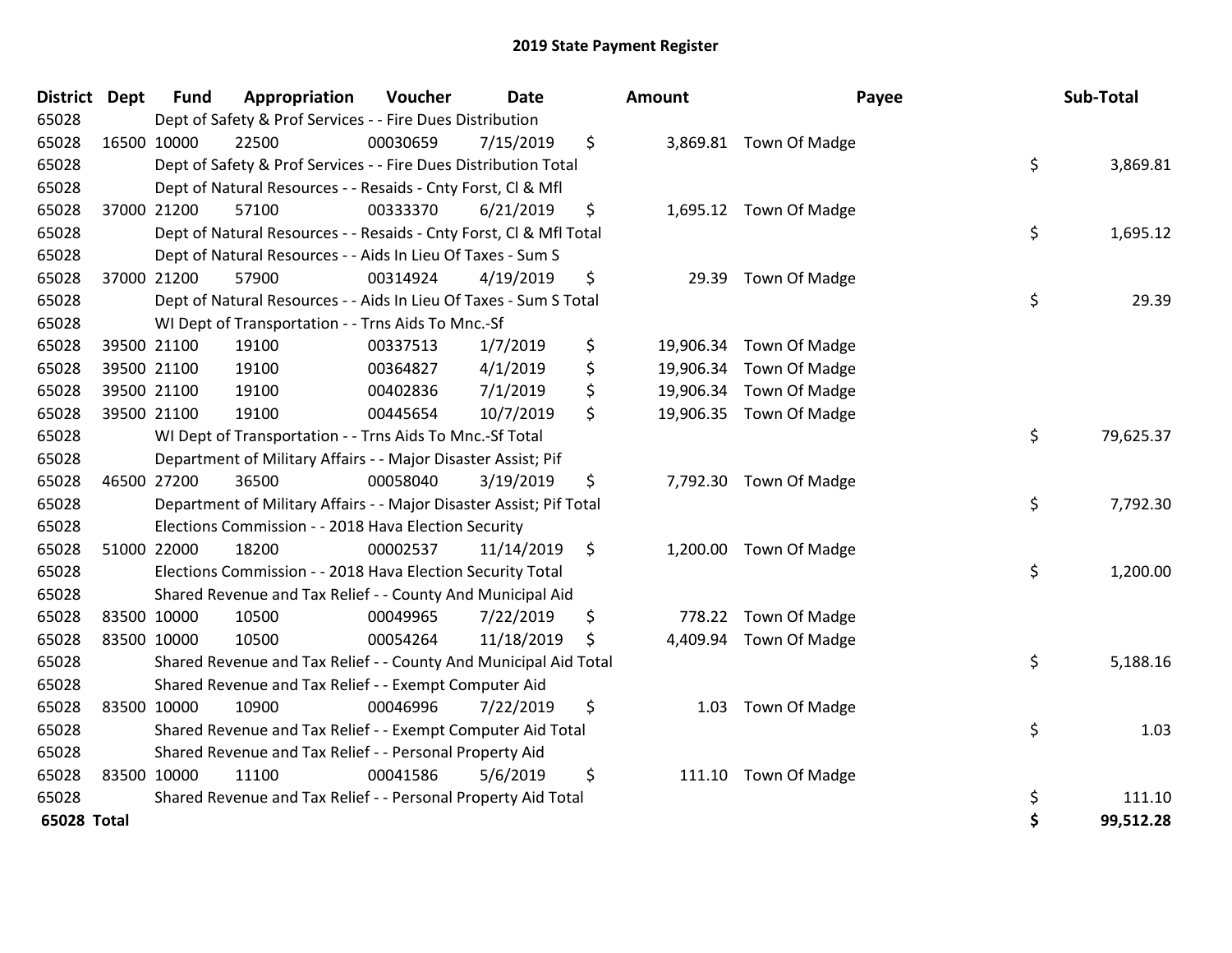# 2019 State Payment Register

| District | Dept | Fund | Appropriation | Voucher | Date | Amount | Payee | Sub-Total |
|---|---|---|---|---|---|---|---|---|
| 65028 | | Dept of Safety & Prof Services - - Fire Dues Distribution | | | | | | |
| 65028 | 16500 | 10000 | 22500 | 00030659 | 7/15/2019 | $ 3,869.81 | Town Of Madge | |
| 65028 | | Dept of Safety & Prof Services - - Fire Dues Distribution Total | | | | | | $ 3,869.81 |
| 65028 | | Dept of Natural Resources - - Resaids - Cnty Forst, Cl & Mfl | | | | | | |
| 65028 | 37000 | 21200 | 57100 | 00333370 | 6/21/2019 | $ 1,695.12 | Town Of Madge | |
| 65028 | | Dept of Natural Resources - - Resaids - Cnty Forst, Cl & Mfl Total | | | | | | $ 1,695.12 |
| 65028 | | Dept of Natural Resources - - Aids In Lieu Of Taxes - Sum S | | | | | | |
| 65028 | 37000 | 21200 | 57900 | 00314924 | 4/19/2019 | $ 29.39 | Town Of Madge | |
| 65028 | | Dept of Natural Resources - - Aids In Lieu Of Taxes - Sum S Total | | | | | | $ 29.39 |
| 65028 | | WI Dept of Transportation - - Trns Aids To Mnc.-Sf | | | | | | |
| 65028 | 39500 | 21100 | 19100 | 00337513 | 1/7/2019 | $ 19,906.34 | Town Of Madge | |
| 65028 | 39500 | 21100 | 19100 | 00364827 | 4/1/2019 | $ 19,906.34 | Town Of Madge | |
| 65028 | 39500 | 21100 | 19100 | 00402836 | 7/1/2019 | $ 19,906.34 | Town Of Madge | |
| 65028 | 39500 | 21100 | 19100 | 00445654 | 10/7/2019 | $ 19,906.35 | Town Of Madge | |
| 65028 | | WI Dept of Transportation - - Trns Aids To Mnc.-Sf Total | | | | | | $ 79,625.37 |
| 65028 | | Department of Military Affairs - - Major Disaster Assist; Pif | | | | | | |
| 65028 | 46500 | 27200 | 36500 | 00058040 | 3/19/2019 | $ 7,792.30 | Town Of Madge | |
| 65028 | | Department of Military Affairs - - Major Disaster Assist; Pif Total | | | | | | $ 7,792.30 |
| 65028 | | Elections Commission - - 2018 Hava Election Security | | | | | | |
| 65028 | 51000 | 22000 | 18200 | 00002537 | 11/14/2019 | $ 1,200.00 | Town Of Madge | |
| 65028 | | Elections Commission - - 2018 Hava Election Security Total | | | | | | $ 1,200.00 |
| 65028 | | Shared Revenue and Tax Relief - - County And Municipal Aid | | | | | | |
| 65028 | 83500 | 10000 | 10500 | 00049965 | 7/22/2019 | $ 778.22 | Town Of Madge | |
| 65028 | 83500 | 10000 | 10500 | 00054264 | 11/18/2019 | $ 4,409.94 | Town Of Madge | |
| 65028 | | Shared Revenue and Tax Relief - - County And Municipal Aid Total | | | | | | $ 5,188.16 |
| 65028 | | Shared Revenue and Tax Relief - - Exempt Computer Aid | | | | | | |
| 65028 | 83500 | 10000 | 10900 | 00046996 | 7/22/2019 | $ 1.03 | Town Of Madge | |
| 65028 | | Shared Revenue and Tax Relief - - Exempt Computer Aid Total | | | | | | $ 1.03 |
| 65028 | | Shared Revenue and Tax Relief - - Personal Property Aid | | | | | | |
| 65028 | 83500 | 10000 | 11100 | 00041586 | 5/6/2019 | $ 111.10 | Town Of Madge | |
| 65028 | | Shared Revenue and Tax Relief - - Personal Property Aid Total | | | | | | $ 111.10 |
| **65028 Total** | | | | | | | | **$ 99,512.28** |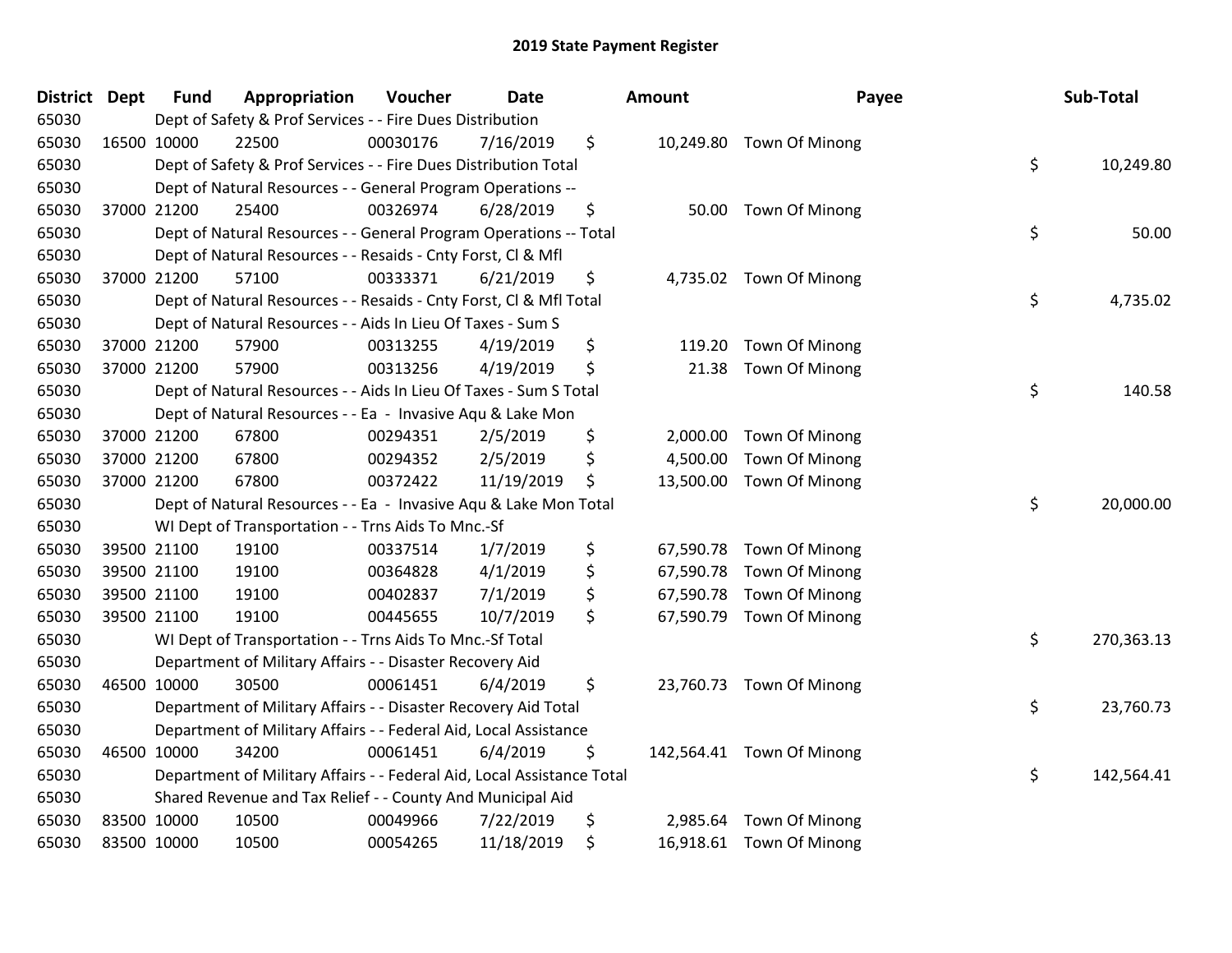# 2019 State Payment Register

| District | Dept | Fund | Appropriation | Voucher | Date | Amount | Payee | Sub-Total |
|---|---|---|---|---|---|---|---|---|
| 65030 | | Dept of Safety & Prof Services - - Fire Dues Distribution | | | | | | |
| 65030 | 16500 | 10000 | 22500 | 00030176 | 7/16/2019 | $ 10,249.80 | Town Of Minong | |
| 65030 | | Dept of Safety & Prof Services - - Fire Dues Distribution Total | | | | | | $ 10,249.80 |
| 65030 | | Dept of Natural Resources - - General Program Operations -- | | | | | | |
| 65030 | 37000 | 21200 | 25400 | 00326974 | 6/28/2019 | $ 50.00 | Town Of Minong | |
| 65030 | | Dept of Natural Resources - - General Program Operations -- Total | | | | | | $ 50.00 |
| 65030 | | Dept of Natural Resources - - Resaids - Cnty Forst, Cl & Mfl | | | | | | |
| 65030 | 37000 | 21200 | 57100 | 00333371 | 6/21/2019 | $ 4,735.02 | Town Of Minong | |
| 65030 | | Dept of Natural Resources - - Resaids - Cnty Forst, Cl & Mfl Total | | | | | | $ 4,735.02 |
| 65030 | | Dept of Natural Resources - - Aids In Lieu Of Taxes - Sum S | | | | | | |
| 65030 | 37000 | 21200 | 57900 | 00313255 | 4/19/2019 | $ 119.20 | Town Of Minong | |
| 65030 | 37000 | 21200 | 57900 | 00313256 | 4/19/2019 | $ 21.38 | Town Of Minong | |
| 65030 | | Dept of Natural Resources - - Aids In Lieu Of Taxes - Sum S Total | | | | | | $ 140.58 |
| 65030 | | Dept of Natural Resources - - Ea - Invasive Aqu & Lake Mon | | | | | | |
| 65030 | 37000 | 21200 | 67800 | 00294351 | 2/5/2019 | $ 2,000.00 | Town Of Minong | |
| 65030 | 37000 | 21200 | 67800 | 00294352 | 2/5/2019 | $ 4,500.00 | Town Of Minong | |
| 65030 | 37000 | 21200 | 67800 | 00372422 | 11/19/2019 | $ 13,500.00 | Town Of Minong | |
| 65030 | | Dept of Natural Resources - - Ea - Invasive Aqu & Lake Mon Total | | | | | | $ 20,000.00 |
| 65030 | | WI Dept of Transportation - - Trns Aids To Mnc.-Sf | | | | | | |
| 65030 | 39500 | 21100 | 19100 | 00337514 | 1/7/2019 | $ 67,590.78 | Town Of Minong | |
| 65030 | 39500 | 21100 | 19100 | 00364828 | 4/1/2019 | $ 67,590.78 | Town Of Minong | |
| 65030 | 39500 | 21100 | 19100 | 00402837 | 7/1/2019 | $ 67,590.78 | Town Of Minong | |
| 65030 | 39500 | 21100 | 19100 | 00445655 | 10/7/2019 | $ 67,590.79 | Town Of Minong | |
| 65030 | | WI Dept of Transportation - - Trns Aids To Mnc.-Sf Total | | | | | | $ 270,363.13 |
| 65030 | | Department of Military Affairs - - Disaster Recovery Aid | | | | | | |
| 65030 | 46500 | 10000 | 30500 | 00061451 | 6/4/2019 | $ 23,760.73 | Town Of Minong | |
| 65030 | | Department of Military Affairs - - Disaster Recovery Aid Total | | | | | | $ 23,760.73 |
| 65030 | | Department of Military Affairs - - Federal Aid, Local Assistance | | | | | | |
| 65030 | 46500 | 10000 | 34200 | 00061451 | 6/4/2019 | $ 142,564.41 | Town Of Minong | |
| 65030 | | Department of Military Affairs - - Federal Aid, Local Assistance Total | | | | | | $ 142,564.41 |
| 65030 | | Shared Revenue and Tax Relief - - County And Municipal Aid | | | | | | |
| 65030 | 83500 | 10000 | 10500 | 00049966 | 7/22/2019 | $ 2,985.64 | Town Of Minong | |
| 65030 | 83500 | 10000 | 10500 | 00054265 | 11/18/2019 | $ 16,918.61 | Town Of Minong | |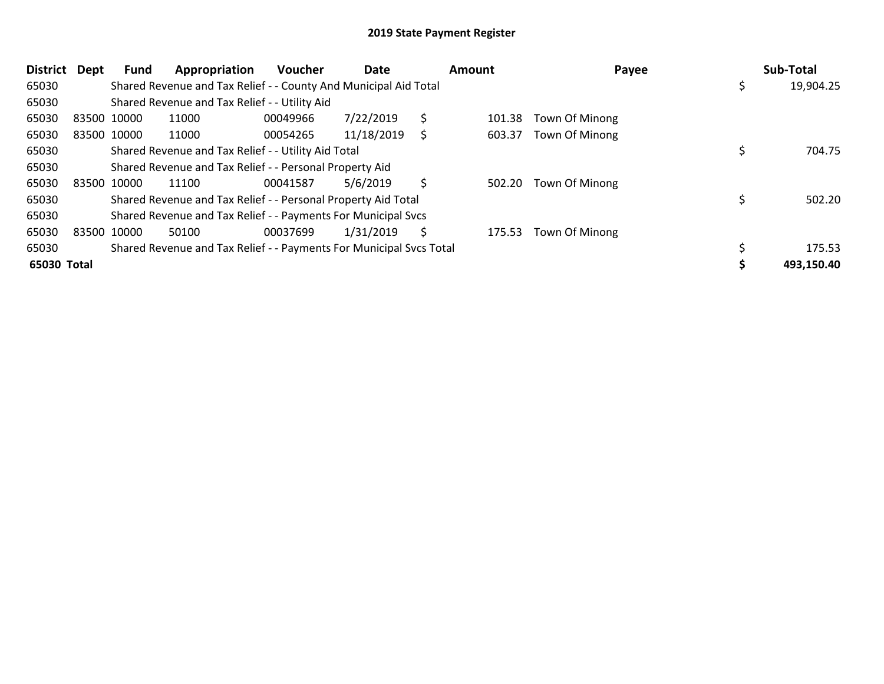# 2019 State Payment Register

| District | Dept | Fund | Appropriation | Voucher | Date | Amount | Payee | Sub-Total |
|---|---|---|---|---|---|---|---|---|
| 65030 | | Shared Revenue and Tax Relief - - County And Municipal Aid Total | | | | | | $ 19,904.25 |
| 65030 | | Shared Revenue and Tax Relief - - Utility Aid | | | | | | |
| 65030 | 83500 | 10000 | 11000 | 00049966 | 7/22/2019 | $ 101.38 | Town Of Minong | |
| 65030 | 83500 | 10000 | 11000 | 00054265 | 11/18/2019 | $ 603.37 | Town Of Minong | |
| 65030 | | Shared Revenue and Tax Relief - - Utility Aid Total | | | | | | $ 704.75 |
| 65030 | | Shared Revenue and Tax Relief - - Personal Property Aid | | | | | | |
| 65030 | 83500 | 10000 | 11100 | 00041587 | 5/6/2019 | $ 502.20 | Town Of Minong | |
| 65030 | | Shared Revenue and Tax Relief - - Personal Property Aid Total | | | | | | $ 502.20 |
| 65030 | | Shared Revenue and Tax Relief - - Payments For Municipal Svcs | | | | | | |
| 65030 | 83500 | 10000 | 50100 | 00037699 | 1/31/2019 | $ 175.53 | Town Of Minong | |
| 65030 | | Shared Revenue and Tax Relief - - Payments For Municipal Svcs Total | | | | | | $ 175.53 |
| **65030 Total** | | | | | | | | **$ 493,150.40** |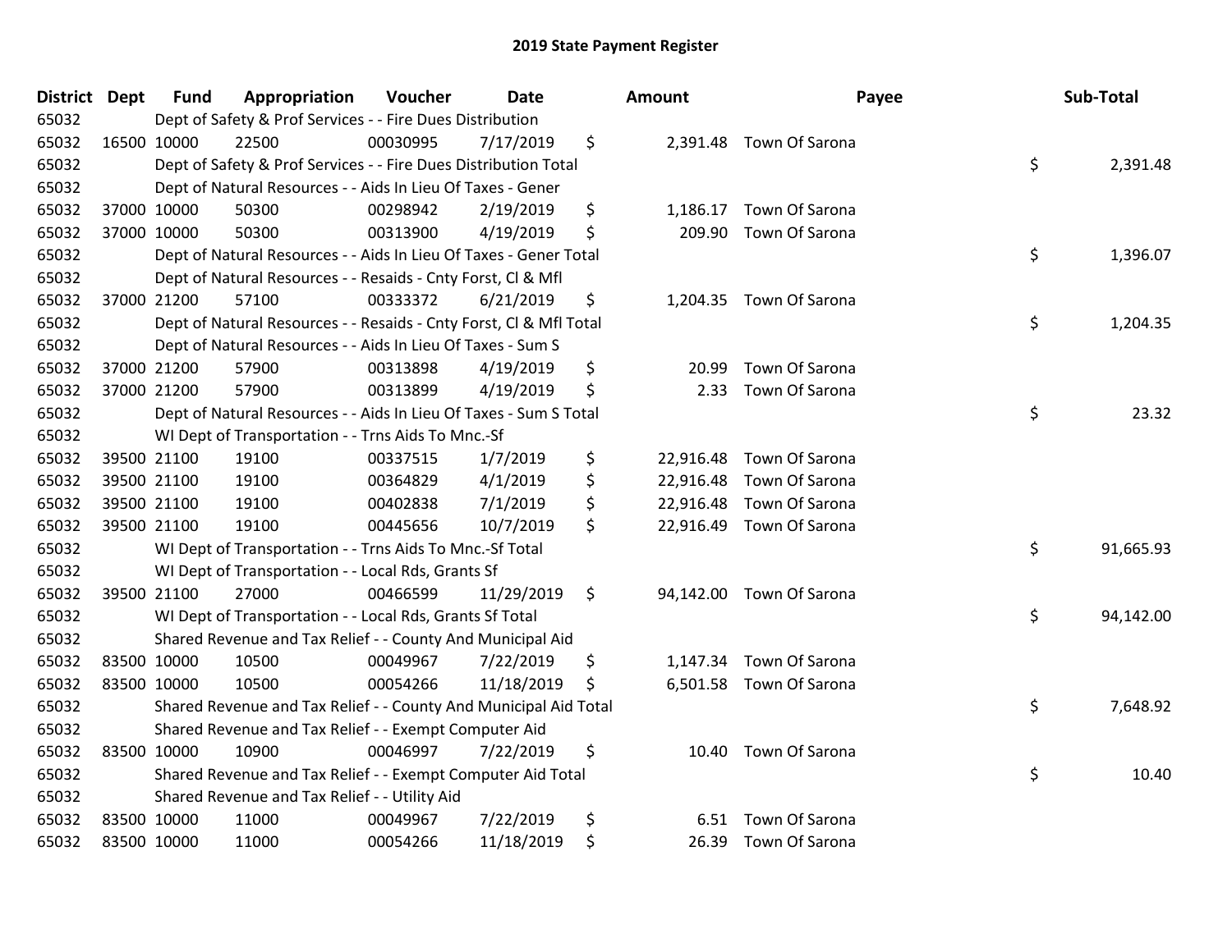# 2019 State Payment Register

| District | Dept | Fund | Appropriation | Voucher | Date | Amount | Payee | Sub-Total |
|---|---|---|---|---|---|---|---|---|
| 65032 | | Dept of Safety & Prof Services - - Fire Dues Distribution | | | | | | |
| 65032 | 16500 | 10000 | 22500 | 00030995 | 7/17/2019 | $ 2,391.48 | Town Of Sarona | |
| 65032 | | Dept of Safety & Prof Services - - Fire Dues Distribution Total | | | | | | $ 2,391.48 |
| 65032 | | Dept of Natural Resources - - Aids In Lieu Of Taxes - Gener | | | | | | |
| 65032 | 37000 | 10000 | 50300 | 00298942 | 2/19/2019 | $ 1,186.17 | Town Of Sarona | |
| 65032 | 37000 | 10000 | 50300 | 00313900 | 4/19/2019 | $ 209.90 | Town Of Sarona | |
| 65032 | | Dept of Natural Resources - - Aids In Lieu Of Taxes - Gener Total | | | | | | $ 1,396.07 |
| 65032 | | Dept of Natural Resources - - Resaids - Cnty Forst, Cl & Mfl | | | | | | |
| 65032 | 37000 | 21200 | 57100 | 00333372 | 6/21/2019 | $ 1,204.35 | Town Of Sarona | |
| 65032 | | Dept of Natural Resources - - Resaids - Cnty Forst, Cl & Mfl Total | | | | | | $ 1,204.35 |
| 65032 | | Dept of Natural Resources - - Aids In Lieu Of Taxes - Sum S | | | | | | |
| 65032 | 37000 | 21200 | 57900 | 00313898 | 4/19/2019 | $ 20.99 | Town Of Sarona | |
| 65032 | 37000 | 21200 | 57900 | 00313899 | 4/19/2019 | $ 2.33 | Town Of Sarona | |
| 65032 | | Dept of Natural Resources - - Aids In Lieu Of Taxes - Sum S Total | | | | | | $ 23.32 |
| 65032 | | WI Dept of Transportation - - Trns Aids To Mnc.-Sf | | | | | | |
| 65032 | 39500 | 21100 | 19100 | 00337515 | 1/7/2019 | $ 22,916.48 | Town Of Sarona | |
| 65032 | 39500 | 21100 | 19100 | 00364829 | 4/1/2019 | $ 22,916.48 | Town Of Sarona | |
| 65032 | 39500 | 21100 | 19100 | 00402838 | 7/1/2019 | $ 22,916.48 | Town Of Sarona | |
| 65032 | 39500 | 21100 | 19100 | 00445656 | 10/7/2019 | $ 22,916.49 | Town Of Sarona | |
| 65032 | | WI Dept of Transportation - - Trns Aids To Mnc.-Sf Total | | | | | | $ 91,665.93 |
| 65032 | | WI Dept of Transportation - - Local Rds, Grants Sf | | | | | | |
| 65032 | 39500 | 21100 | 27000 | 00466599 | 11/29/2019 | $ 94,142.00 | Town Of Sarona | |
| 65032 | | WI Dept of Transportation - - Local Rds, Grants Sf Total | | | | | | $ 94,142.00 |
| 65032 | | Shared Revenue and Tax Relief - - County And Municipal Aid | | | | | | |
| 65032 | 83500 | 10000 | 10500 | 00049967 | 7/22/2019 | $ 1,147.34 | Town Of Sarona | |
| 65032 | 83500 | 10000 | 10500 | 00054266 | 11/18/2019 | $ 6,501.58 | Town Of Sarona | |
| 65032 | | Shared Revenue and Tax Relief - - County And Municipal Aid Total | | | | | | $ 7,648.92 |
| 65032 | | Shared Revenue and Tax Relief - - Exempt Computer Aid | | | | | | |
| 65032 | 83500 | 10000 | 10900 | 00046997 | 7/22/2019 | $ 10.40 | Town Of Sarona | |
| 65032 | | Shared Revenue and Tax Relief - - Exempt Computer Aid Total | | | | | | $ 10.40 |
| 65032 | | Shared Revenue and Tax Relief - - Utility Aid | | | | | | |
| 65032 | 83500 | 10000 | 11000 | 00049967 | 7/22/2019 | $ 6.51 | Town Of Sarona | |
| 65032 | 83500 | 10000 | 11000 | 00054266 | 11/18/2019 | $ 26.39 | Town Of Sarona | |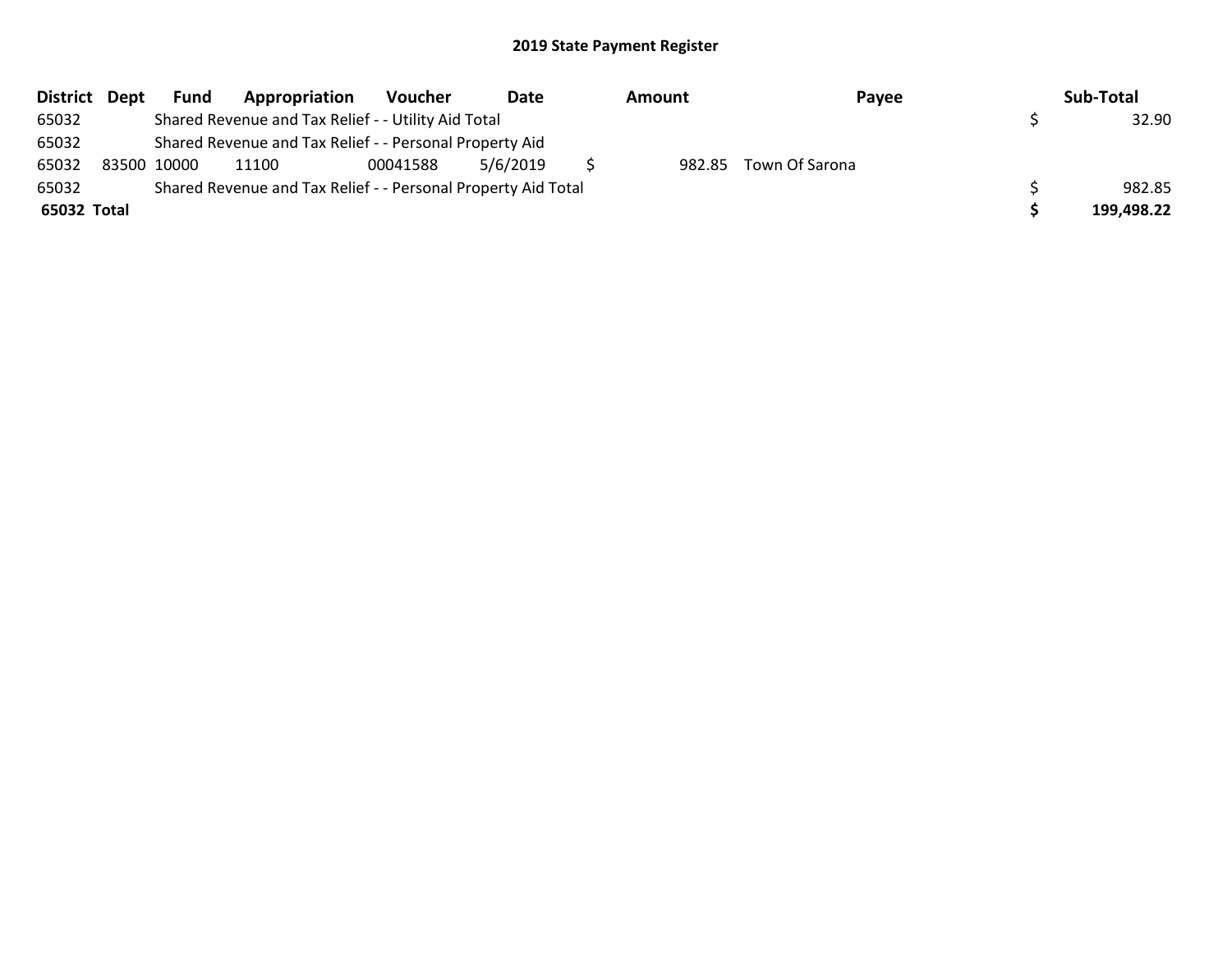## 2019 State Payment Register

| District | Dept | Fund | Appropriation | Voucher | Date | Amount | Payee | Sub-Total |
|---|---|---|---|---|---|---|---|---|
| 65032 | | Shared Revenue and Tax Relief - - Utility Aid Total | | | | | | $ 32.90 |
| 65032 | | Shared Revenue and Tax Relief - - Personal Property Aid | | | | | | |
| 65032 | 83500 | 10000 | 11100 | 00041588 | 5/6/2019 | $ 982.85 | Town Of Sarona | |
| 65032 | | Shared Revenue and Tax Relief - - Personal Property Aid Total | | | | | | $ 982.85 |
| **65032** | **Total** | | | | | | | **$ 199,498.22** |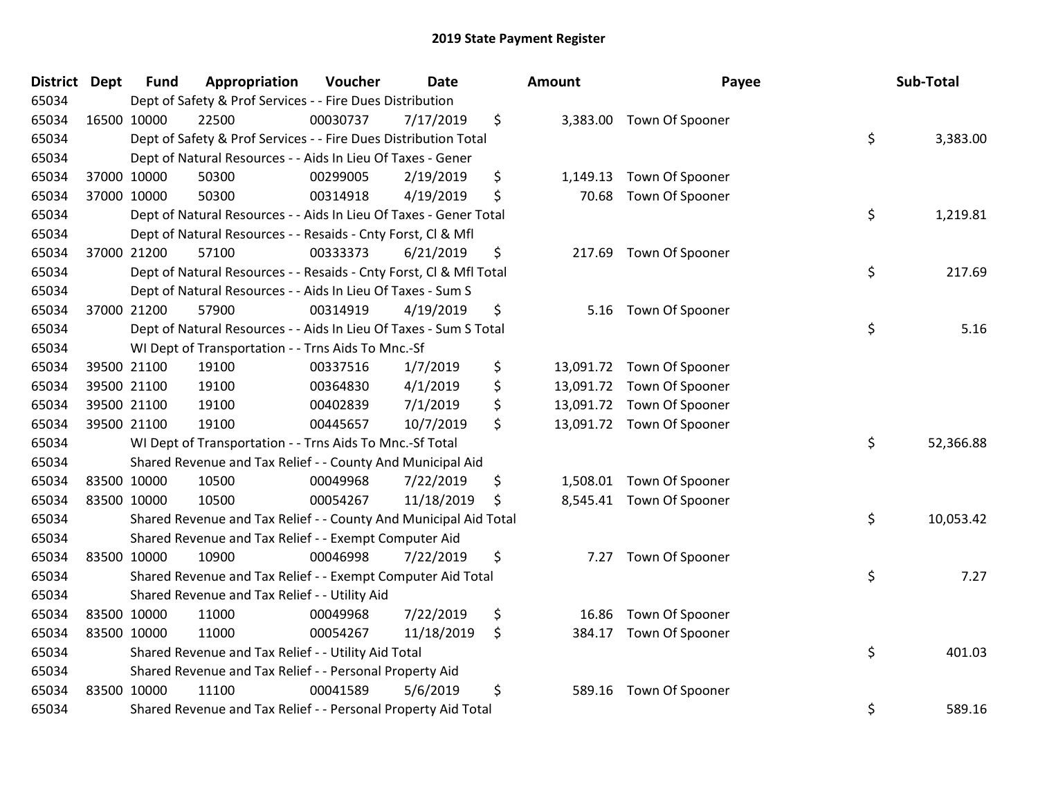# 2019 State Payment Register

| District | Dept | Fund | Appropriation | Voucher | Date | Amount | Payee | Sub-Total |
|---|---|---|---|---|---|---|---|---|
| 65034 | Dept of Safety & Prof Services - - Fire Dues Distribution | | | | | | | |
| 65034 | 16500 | 10000 | 22500 | 00030737 | 7/17/2019 | $ 3,383.00 | Town Of Spooner | |
| 65034 | Dept of Safety & Prof Services - - Fire Dues Distribution Total | | | | | | | $ 3,383.00 |
| 65034 | Dept of Natural Resources - - Aids In Lieu Of Taxes - Gener | | | | | | | |
| 65034 | 37000 | 10000 | 50300 | 00299005 | 2/19/2019 | $ 1,149.13 | Town Of Spooner | |
| 65034 | 37000 | 10000 | 50300 | 00314918 | 4/19/2019 | $ 70.68 | Town Of Spooner | |
| 65034 | Dept of Natural Resources - - Aids In Lieu Of Taxes - Gener Total | | | | | | | $ 1,219.81 |
| 65034 | Dept of Natural Resources - - Resaids - Cnty Forst, Cl & Mfl | | | | | | | |
| 65034 | 37000 | 21200 | 57100 | 00333373 | 6/21/2019 | $ 217.69 | Town Of Spooner | |
| 65034 | Dept of Natural Resources - - Resaids - Cnty Forst, Cl & Mfl Total | | | | | | | $ 217.69 |
| 65034 | Dept of Natural Resources - - Aids In Lieu Of Taxes - Sum S | | | | | | | |
| 65034 | 37000 | 21200 | 57900 | 00314919 | 4/19/2019 | $ 5.16 | Town Of Spooner | |
| 65034 | Dept of Natural Resources - - Aids In Lieu Of Taxes - Sum S Total | | | | | | | $ 5.16 |
| 65034 | WI Dept of Transportation - - Trns Aids To Mnc.-Sf | | | | | | | |
| 65034 | 39500 | 21100 | 19100 | 00337516 | 1/7/2019 | $ 13,091.72 | Town Of Spooner | |
| 65034 | 39500 | 21100 | 19100 | 00364830 | 4/1/2019 | $ 13,091.72 | Town Of Spooner | |
| 65034 | 39500 | 21100 | 19100 | 00402839 | 7/1/2019 | $ 13,091.72 | Town Of Spooner | |
| 65034 | 39500 | 21100 | 19100 | 00445657 | 10/7/2019 | $ 13,091.72 | Town Of Spooner | |
| 65034 | WI Dept of Transportation - - Trns Aids To Mnc.-Sf Total | | | | | | | $ 52,366.88 |
| 65034 | Shared Revenue and Tax Relief - - County And Municipal Aid | | | | | | | |
| 65034 | 83500 | 10000 | 10500 | 00049968 | 7/22/2019 | $ 1,508.01 | Town Of Spooner | |
| 65034 | 83500 | 10000 | 10500 | 00054267 | 11/18/2019 | $ 8,545.41 | Town Of Spooner | |
| 65034 | Shared Revenue and Tax Relief - - County And Municipal Aid Total | | | | | | | $ 10,053.42 |
| 65034 | Shared Revenue and Tax Relief - - Exempt Computer Aid | | | | | | | |
| 65034 | 83500 | 10000 | 10900 | 00046998 | 7/22/2019 | $ 7.27 | Town Of Spooner | |
| 65034 | Shared Revenue and Tax Relief - - Exempt Computer Aid Total | | | | | | | $ 7.27 |
| 65034 | Shared Revenue and Tax Relief - - Utility Aid | | | | | | | |
| 65034 | 83500 | 10000 | 11000 | 00049968 | 7/22/2019 | $ 16.86 | Town Of Spooner | |
| 65034 | 83500 | 10000 | 11000 | 00054267 | 11/18/2019 | $ 384.17 | Town Of Spooner | |
| 65034 | Shared Revenue and Tax Relief - - Utility Aid Total | | | | | | | $ 401.03 |
| 65034 | Shared Revenue and Tax Relief - - Personal Property Aid | | | | | | | |
| 65034 | 83500 | 10000 | 11100 | 00041589 | 5/6/2019 | $ 589.16 | Town Of Spooner | |
| 65034 | Shared Revenue and Tax Relief - - Personal Property Aid Total | | | | | | | $ 589.16 |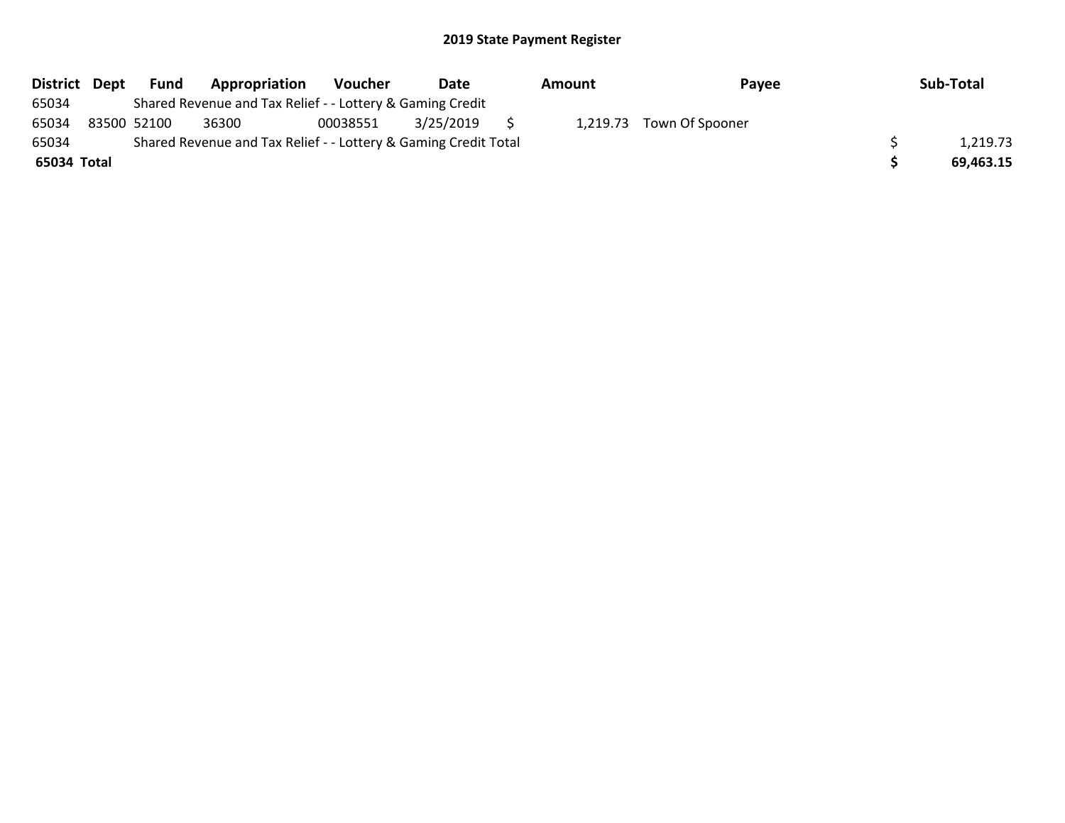## 2019 State Payment Register

| District | Dept | Fund | Appropriation | Voucher | Date | Amount | Payee | Sub-Total |
|---|---|---|---|---|---|---|---|---|
| 65034 | | Shared Revenue and Tax Relief - - Lottery & Gaming Credit | | | | | | |
| 65034 | 83500 | 52100 | 36300 | 00038551 | 3/25/2019 | $ 1,219.73 | Town Of Spooner | |
| 65034 | | Shared Revenue and Tax Relief - - Lottery & Gaming Credit Total | | | | | | $ 1,219.73 |
| **65034 Total** | | | | | | | | **$ 69,463.15** |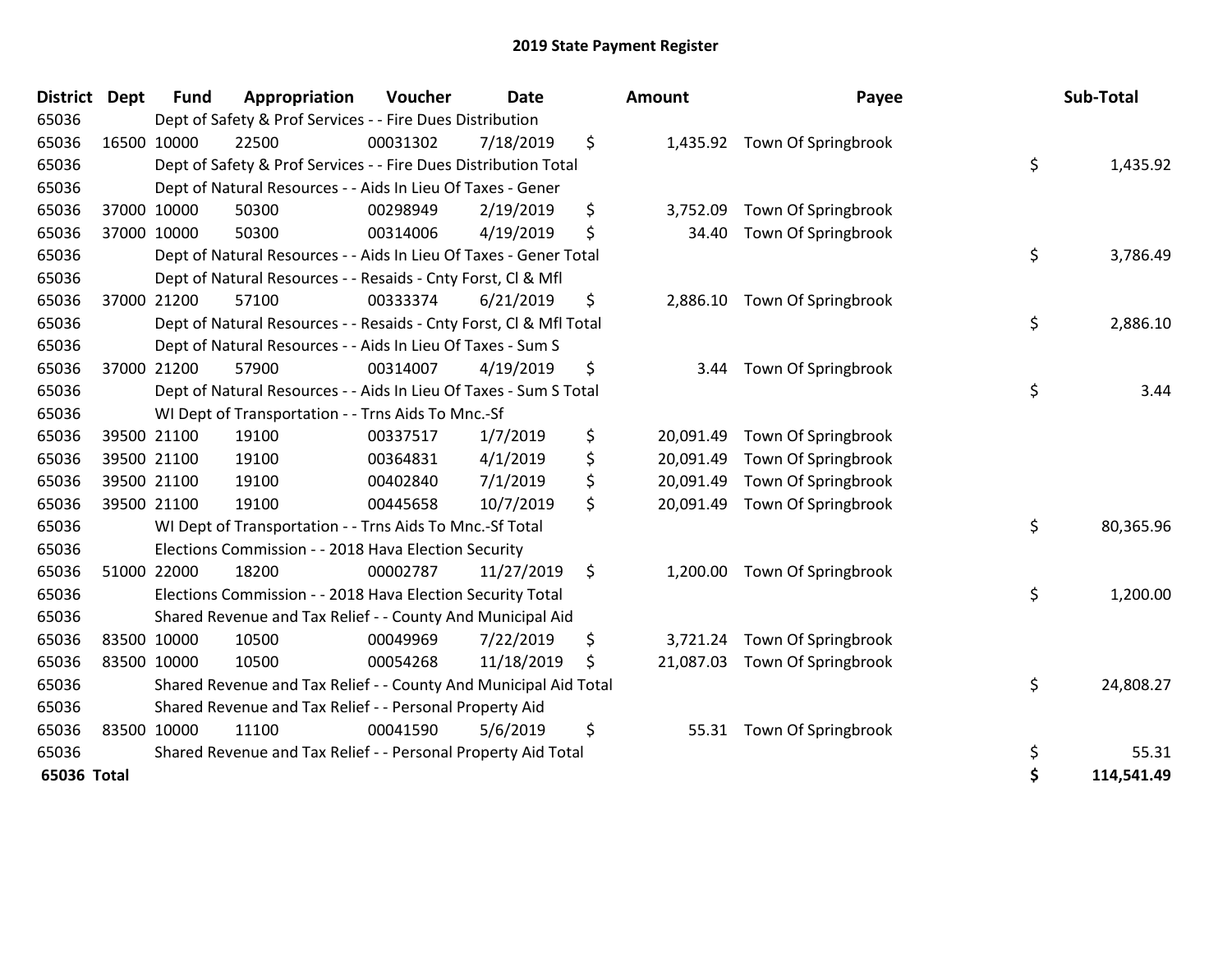# 2019 State Payment Register

| District | Dept | Fund | Appropriation | Voucher | Date | | Amount | Payee | | Sub-Total |
|---|---|---|---|---|---|---|---|---|---|---|
| 65036 | | Dept of Safety & Prof Services - - Fire Dues Distribution | | | | | | | | |
| 65036 | 16500 | 10000 | 22500 | 00031302 | 7/18/2019 | $ | 1,435.92 | Town Of Springbrook | | |
| 65036 | | Dept of Safety & Prof Services - - Fire Dues Distribution Total | | | | | | | $ | 1,435.92 |
| 65036 | | Dept of Natural Resources - - Aids In Lieu Of Taxes - Gener | | | | | | | | |
| 65036 | 37000 | 10000 | 50300 | 00298949 | 2/19/2019 | $ | 3,752.09 | Town Of Springbrook | | |
| 65036 | 37000 | 10000 | 50300 | 00314006 | 4/19/2019 | $ | 34.40 | Town Of Springbrook | | |
| 65036 | | Dept of Natural Resources - - Aids In Lieu Of Taxes - Gener Total | | | | | | | $ | 3,786.49 |
| 65036 | | Dept of Natural Resources - - Resaids - Cnty Forst, Cl & Mfl | | | | | | | | |
| 65036 | 37000 | 21200 | 57100 | 00333374 | 6/21/2019 | $ | 2,886.10 | Town Of Springbrook | | |
| 65036 | | Dept of Natural Resources - - Resaids - Cnty Forst, Cl & Mfl Total | | | | | | | $ | 2,886.10 |
| 65036 | | Dept of Natural Resources - - Aids In Lieu Of Taxes - Sum S | | | | | | | | |
| 65036 | 37000 | 21200 | 57900 | 00314007 | 4/19/2019 | $ | 3.44 | Town Of Springbrook | | |
| 65036 | | Dept of Natural Resources - - Aids In Lieu Of Taxes - Sum S Total | | | | | | | $ | 3.44 |
| 65036 | | WI Dept of Transportation - - Trns Aids To Mnc.-Sf | | | | | | | | |
| 65036 | 39500 | 21100 | 19100 | 00337517 | 1/7/2019 | $ | 20,091.49 | Town Of Springbrook | | |
| 65036 | 39500 | 21100 | 19100 | 00364831 | 4/1/2019 | $ | 20,091.49 | Town Of Springbrook | | |
| 65036 | 39500 | 21100 | 19100 | 00402840 | 7/1/2019 | $ | 20,091.49 | Town Of Springbrook | | |
| 65036 | 39500 | 21100 | 19100 | 00445658 | 10/7/2019 | $ | 20,091.49 | Town Of Springbrook | | |
| 65036 | | WI Dept of Transportation - - Trns Aids To Mnc.-Sf Total | | | | | | | $ | 80,365.96 |
| 65036 | | Elections Commission - - 2018 Hava Election Security | | | | | | | | |
| 65036 | 51000 | 22000 | 18200 | 00002787 | 11/27/2019 | $ | 1,200.00 | Town Of Springbrook | | |
| 65036 | | Elections Commission - - 2018 Hava Election Security Total | | | | | | | $ | 1,200.00 |
| 65036 | | Shared Revenue and Tax Relief - - County And Municipal Aid | | | | | | | | |
| 65036 | 83500 | 10000 | 10500 | 00049969 | 7/22/2019 | $ | 3,721.24 | Town Of Springbrook | | |
| 65036 | 83500 | 10000 | 10500 | 00054268 | 11/18/2019 | $ | 21,087.03 | Town Of Springbrook | | |
| 65036 | | Shared Revenue and Tax Relief - - County And Municipal Aid Total | | | | | | | $ | 24,808.27 |
| 65036 | | Shared Revenue and Tax Relief - - Personal Property Aid | | | | | | | | |
| 65036 | 83500 | 10000 | 11100 | 00041590 | 5/6/2019 | $ | 55.31 | Town Of Springbrook | | |
| 65036 | | Shared Revenue and Tax Relief - - Personal Property Aid Total | | | | | | | $ | 55.31 |
| **65036 Total** | | | | | | | | | **$** | **114,541.49** |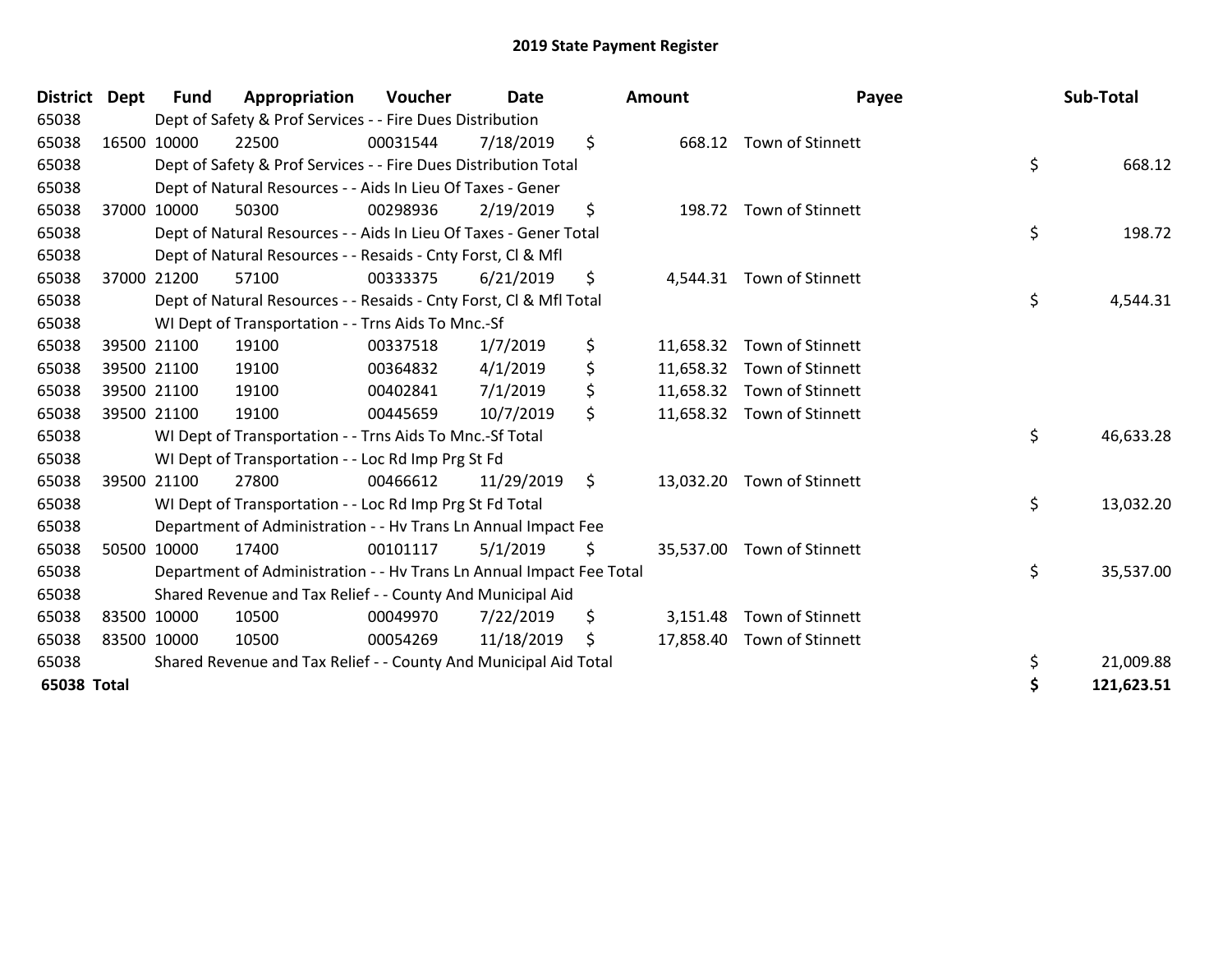# 2019 State Payment Register

| District | Dept | Fund | Appropriation | Voucher | Date | Amount | Payee | Sub-Total |
|---|---|---|---|---|---|---|---|---|
| 65038 | | Dept of Safety & Prof Services - - Fire Dues Distribution | | | | | | |
| 65038 | 16500 | 10000 | 22500 | 00031544 | 7/18/2019 | $ 668.12 | Town of Stinnett | |
| 65038 | | Dept of Safety & Prof Services - - Fire Dues Distribution Total | | | | | | $ 668.12 |
| 65038 | | Dept of Natural Resources - - Aids In Lieu Of Taxes - Gener | | | | | | |
| 65038 | 37000 | 10000 | 50300 | 00298936 | 2/19/2019 | $ 198.72 | Town of Stinnett | |
| 65038 | | Dept of Natural Resources - - Aids In Lieu Of Taxes - Gener Total | | | | | | $ 198.72 |
| 65038 | | Dept of Natural Resources - - Resaids - Cnty Forst, Cl & Mfl | | | | | | |
| 65038 | 37000 | 21200 | 57100 | 00333375 | 6/21/2019 | $ 4,544.31 | Town of Stinnett | |
| 65038 | | Dept of Natural Resources - - Resaids - Cnty Forst, Cl & Mfl Total | | | | | | $ 4,544.31 |
| 65038 | | WI Dept of Transportation - - Trns Aids To Mnc.-Sf | | | | | | |
| 65038 | 39500 | 21100 | 19100 | 00337518 | 1/7/2019 | $ 11,658.32 | Town of Stinnett | |
| 65038 | 39500 | 21100 | 19100 | 00364832 | 4/1/2019 | $ 11,658.32 | Town of Stinnett | |
| 65038 | 39500 | 21100 | 19100 | 00402841 | 7/1/2019 | $ 11,658.32 | Town of Stinnett | |
| 65038 | 39500 | 21100 | 19100 | 00445659 | 10/7/2019 | $ 11,658.32 | Town of Stinnett | |
| 65038 | | WI Dept of Transportation - - Trns Aids To Mnc.-Sf Total | | | | | | $ 46,633.28 |
| 65038 | | WI Dept of Transportation - - Loc Rd Imp Prg St Fd | | | | | | |
| 65038 | 39500 | 21100 | 27800 | 00466612 | 11/29/2019 | $ 13,032.20 | Town of Stinnett | |
| 65038 | | WI Dept of Transportation - - Loc Rd Imp Prg St Fd Total | | | | | | $ 13,032.20 |
| 65038 | | Department of Administration - - Hv Trans Ln Annual Impact Fee | | | | | | |
| 65038 | 50500 | 10000 | 17400 | 00101117 | 5/1/2019 | $ 35,537.00 | Town of Stinnett | |
| 65038 | | Department of Administration - - Hv Trans Ln Annual Impact Fee Total | | | | | | $ 35,537.00 |
| 65038 | | Shared Revenue and Tax Relief - - County And Municipal Aid | | | | | | |
| 65038 | 83500 | 10000 | 10500 | 00049970 | 7/22/2019 | $ 3,151.48 | Town of Stinnett | |
| 65038 | 83500 | 10000 | 10500 | 00054269 | 11/18/2019 | $ 17,858.40 | Town of Stinnett | |
| 65038 | | Shared Revenue and Tax Relief - - County And Municipal Aid Total | | | | | | $ 21,009.88 |
| **65038 Total** | | | | | | | | **$ 121,623.51** |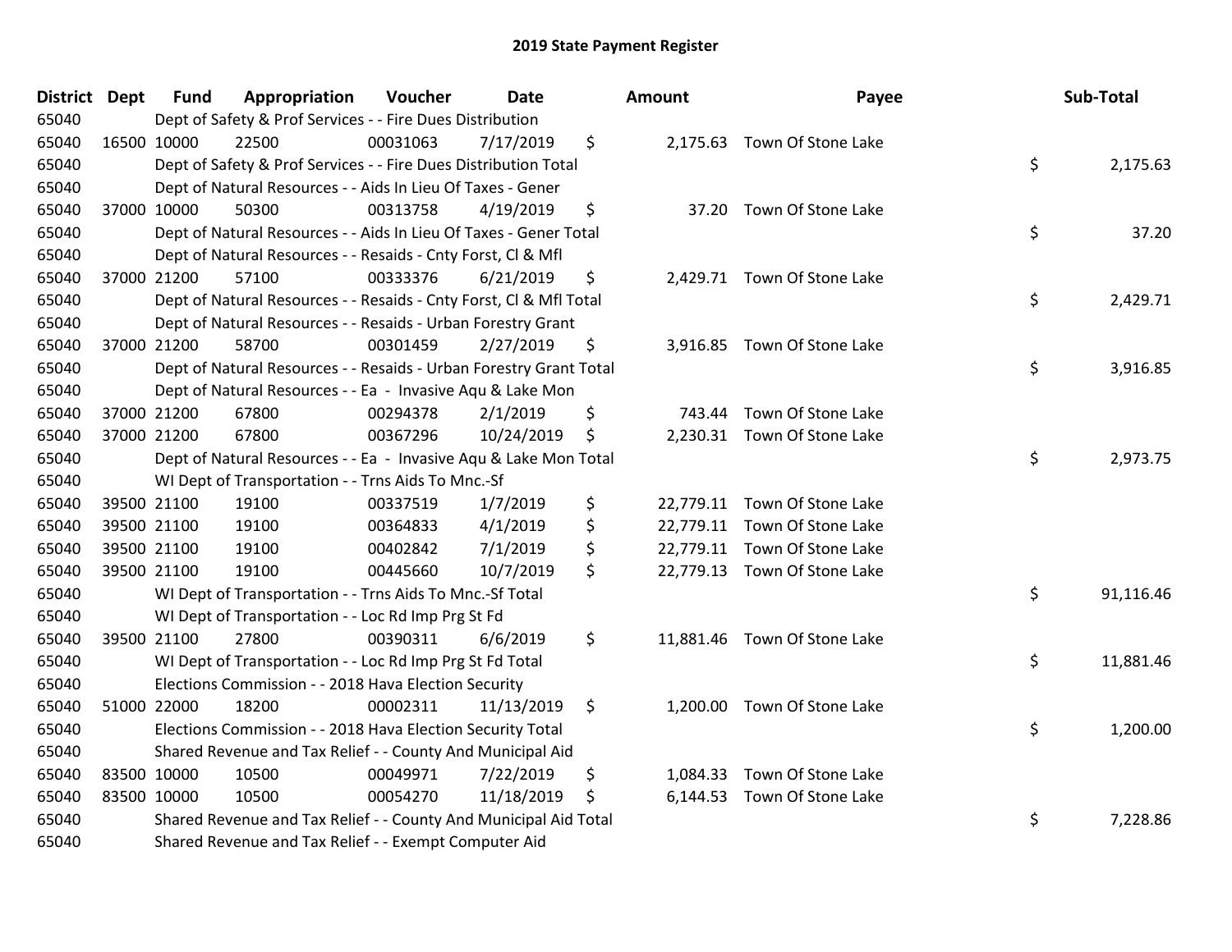# 2019 State Payment Register

| District | Dept | Fund | Appropriation | Voucher | Date | | Amount | Payee | | Sub-Total |
|---|---|---|---|---|---|---|---|---|---|---|
| 65040 | | Dept of Safety & Prof Services - - Fire Dues Distribution | | | | | | | | |
| 65040 | 16500 | 10000 | 22500 | 00031063 | 7/17/2019 | $ | 2,175.63 | Town Of Stone Lake | | |
| 65040 | | Dept of Safety & Prof Services - - Fire Dues Distribution Total | | | | | | | $ | 2,175.63 |
| 65040 | | Dept of Natural Resources - - Aids In Lieu Of Taxes - Gener | | | | | | | | |
| 65040 | 37000 | 10000 | 50300 | 00313758 | 4/19/2019 | $ | 37.20 | Town Of Stone Lake | | |
| 65040 | | Dept of Natural Resources - - Aids In Lieu Of Taxes - Gener Total | | | | | | | $ | 37.20 |
| 65040 | | Dept of Natural Resources - - Resaids - Cnty Forst, Cl & Mfl | | | | | | | | |
| 65040 | 37000 | 21200 | 57100 | 00333376 | 6/21/2019 | $ | 2,429.71 | Town Of Stone Lake | | |
| 65040 | | Dept of Natural Resources - - Resaids - Cnty Forst, Cl & Mfl Total | | | | | | | $ | 2,429.71 |
| 65040 | | Dept of Natural Resources - - Resaids - Urban Forestry Grant | | | | | | | | |
| 65040 | 37000 | 21200 | 58700 | 00301459 | 2/27/2019 | $ | 3,916.85 | Town Of Stone Lake | | |
| 65040 | | Dept of Natural Resources - - Resaids - Urban Forestry Grant Total | | | | | | | $ | 3,916.85 |
| 65040 | | Dept of Natural Resources - - Ea - Invasive Aqu & Lake Mon | | | | | | | | |
| 65040 | 37000 | 21200 | 67800 | 00294378 | 2/1/2019 | $ | 743.44 | Town Of Stone Lake | | |
| 65040 | 37000 | 21200 | 67800 | 00367296 | 10/24/2019 | $ | 2,230.31 | Town Of Stone Lake | | |
| 65040 | | Dept of Natural Resources - - Ea - Invasive Aqu & Lake Mon Total | | | | | | | $ | 2,973.75 |
| 65040 | | WI Dept of Transportation - - Trns Aids To Mnc.-Sf | | | | | | | | |
| 65040 | 39500 | 21100 | 19100 | 00337519 | 1/7/2019 | $ | 22,779.11 | Town Of Stone Lake | | |
| 65040 | 39500 | 21100 | 19100 | 00364833 | 4/1/2019 | $ | 22,779.11 | Town Of Stone Lake | | |
| 65040 | 39500 | 21100 | 19100 | 00402842 | 7/1/2019 | $ | 22,779.11 | Town Of Stone Lake | | |
| 65040 | 39500 | 21100 | 19100 | 00445660 | 10/7/2019 | $ | 22,779.13 | Town Of Stone Lake | | |
| 65040 | | WI Dept of Transportation - - Trns Aids To Mnc.-Sf Total | | | | | | | $ | 91,116.46 |
| 65040 | | WI Dept of Transportation - - Loc Rd Imp Prg St Fd | | | | | | | | |
| 65040 | 39500 | 21100 | 27800 | 00390311 | 6/6/2019 | $ | 11,881.46 | Town Of Stone Lake | | |
| 65040 | | WI Dept of Transportation - - Loc Rd Imp Prg St Fd Total | | | | | | | $ | 11,881.46 |
| 65040 | | Elections Commission - - 2018 Hava Election Security | | | | | | | | |
| 65040 | 51000 | 22000 | 18200 | 00002311 | 11/13/2019 | $ | 1,200.00 | Town Of Stone Lake | | |
| 65040 | | Elections Commission - - 2018 Hava Election Security Total | | | | | | | $ | 1,200.00 |
| 65040 | | Shared Revenue and Tax Relief - - County And Municipal Aid | | | | | | | | |
| 65040 | 83500 | 10000 | 10500 | 00049971 | 7/22/2019 | $ | 1,084.33 | Town Of Stone Lake | | |
| 65040 | 83500 | 10000 | 10500 | 00054270 | 11/18/2019 | $ | 6,144.53 | Town Of Stone Lake | | |
| 65040 | | Shared Revenue and Tax Relief - - County And Municipal Aid Total | | | | | | | $ | 7,228.86 |
| 65040 | | Shared Revenue and Tax Relief - - Exempt Computer Aid | | | | | | | | |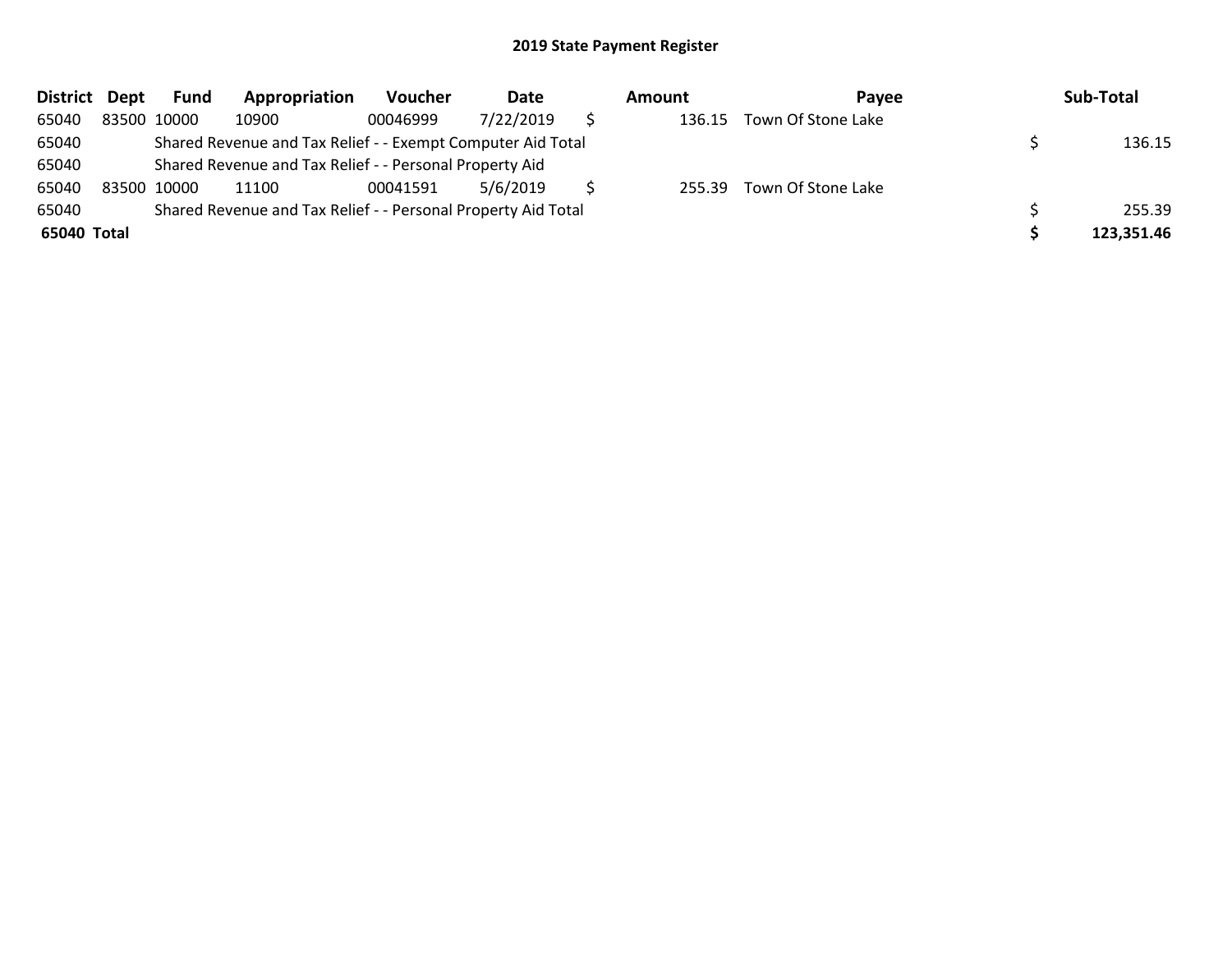## 2019 State Payment Register

| District | Dept | Fund | Appropriation | Voucher | Date | Amount | Payee | Sub-Total |
|---|---|---|---|---|---|---|---|---|
| 65040 | 83500 | 10000 | 10900 | 00046999 | 7/22/2019 | $ 136.15 | Town Of Stone Lake | |
| 65040 | | Shared Revenue and Tax Relief - - Exempt Computer Aid Total | | | | | | $ 136.15 |
| 65040 | | Shared Revenue and Tax Relief - - Personal Property Aid | | | | | | |
| 65040 | 83500 | 10000 | 11100 | 00041591 | 5/6/2019 | $ 255.39 | Town Of Stone Lake | |
| 65040 | | Shared Revenue and Tax Relief - - Personal Property Aid Total | | | | | | $ 255.39 |
| **65040** | **Total** | | | | | | | **$ 123,351.46** |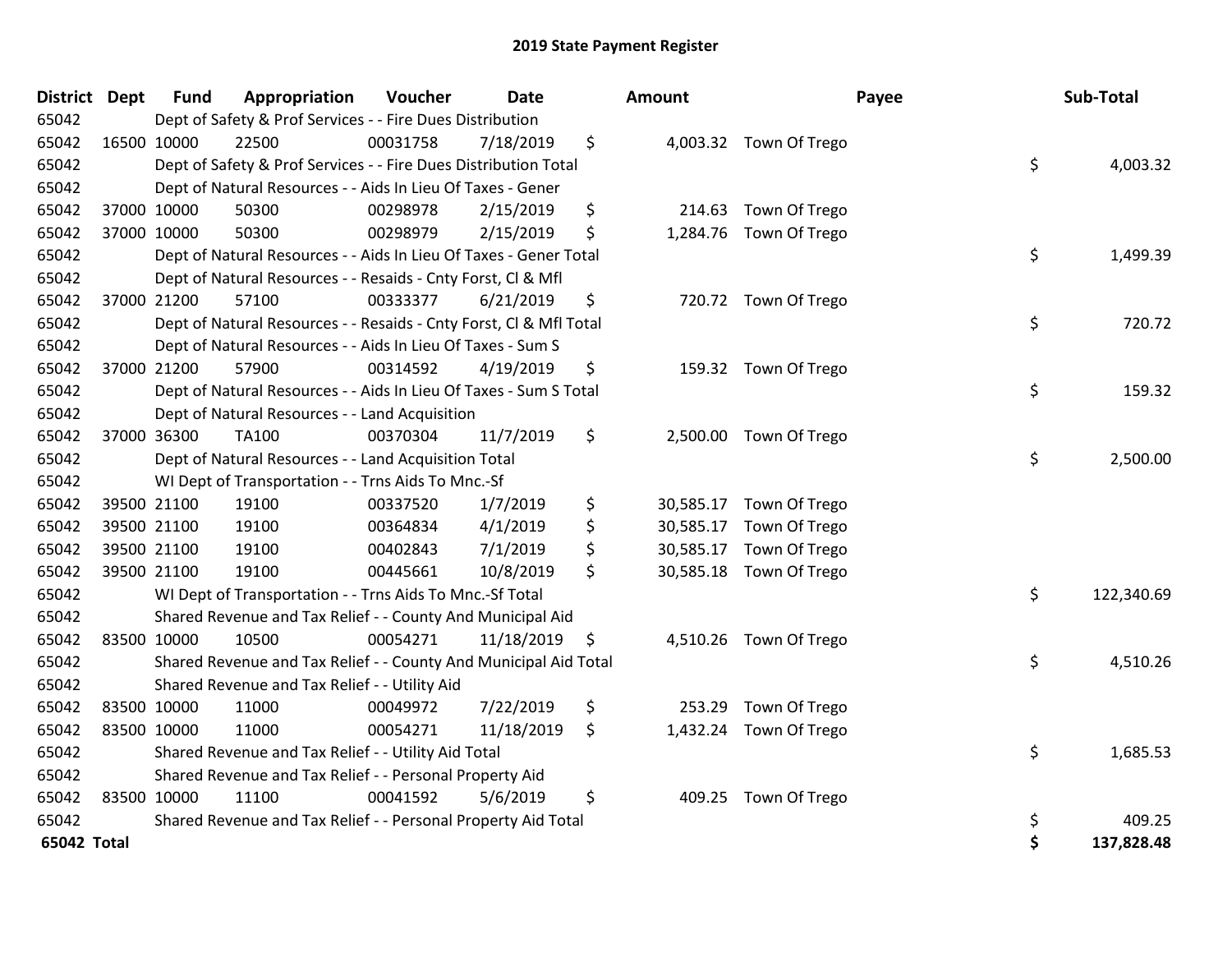# 2019 State Payment Register

| District | Dept | Fund | Appropriation | Voucher | Date | Amount | Payee | Sub-Total |
|---|---|---|---|---|---|---|---|---|
| 65042 | | Dept of Safety & Prof Services - - Fire Dues Distribution | | | | | | |
| 65042 | 16500 | 10000 | 22500 | 00031758 | 7/18/2019 | $ 4,003.32 | Town Of Trego | |
| 65042 | | Dept of Safety & Prof Services - - Fire Dues Distribution Total | | | | | | $ 4,003.32 |
| 65042 | | Dept of Natural Resources - - Aids In Lieu Of Taxes - Gener | | | | | | |
| 65042 | 37000 | 10000 | 50300 | 00298978 | 2/15/2019 | $ 214.63 | Town Of Trego | |
| 65042 | 37000 | 10000 | 50300 | 00298979 | 2/15/2019 | $ 1,284.76 | Town Of Trego | |
| 65042 | | Dept of Natural Resources - - Aids In Lieu Of Taxes - Gener Total | | | | | | $ 1,499.39 |
| 65042 | | Dept of Natural Resources - - Resaids - Cnty Forst, Cl & Mfl | | | | | | |
| 65042 | 37000 | 21200 | 57100 | 00333377 | 6/21/2019 | $ 720.72 | Town Of Trego | |
| 65042 | | Dept of Natural Resources - - Resaids - Cnty Forst, Cl & Mfl Total | | | | | | $ 720.72 |
| 65042 | | Dept of Natural Resources - - Aids In Lieu Of Taxes - Sum S | | | | | | |
| 65042 | 37000 | 21200 | 57900 | 00314592 | 4/19/2019 | $ 159.32 | Town Of Trego | |
| 65042 | | Dept of Natural Resources - - Aids In Lieu Of Taxes - Sum S Total | | | | | | $ 159.32 |
| 65042 | | Dept of Natural Resources - - Land Acquisition | | | | | | |
| 65042 | 37000 | 36300 | TA100 | 00370304 | 11/7/2019 | $ 2,500.00 | Town Of Trego | |
| 65042 | | Dept of Natural Resources - - Land Acquisition Total | | | | | | $ 2,500.00 |
| 65042 | | WI Dept of Transportation - - Trns Aids To Mnc.-Sf | | | | | | |
| 65042 | 39500 | 21100 | 19100 | 00337520 | 1/7/2019 | $ 30,585.17 | Town Of Trego | |
| 65042 | 39500 | 21100 | 19100 | 00364834 | 4/1/2019 | $ 30,585.17 | Town Of Trego | |
| 65042 | 39500 | 21100 | 19100 | 00402843 | 7/1/2019 | $ 30,585.17 | Town Of Trego | |
| 65042 | 39500 | 21100 | 19100 | 00445661 | 10/8/2019 | $ 30,585.18 | Town Of Trego | |
| 65042 | | WI Dept of Transportation - - Trns Aids To Mnc.-Sf Total | | | | | | $ 122,340.69 |
| 65042 | | Shared Revenue and Tax Relief - - County And Municipal Aid | | | | | | |
| 65042 | 83500 | 10000 | 10500 | 00054271 | 11/18/2019 | $ 4,510.26 | Town Of Trego | |
| 65042 | | Shared Revenue and Tax Relief - - County And Municipal Aid Total | | | | | | $ 4,510.26 |
| 65042 | | Shared Revenue and Tax Relief - - Utility Aid | | | | | | |
| 65042 | 83500 | 10000 | 11000 | 00049972 | 7/22/2019 | $ 253.29 | Town Of Trego | |
| 65042 | 83500 | 10000 | 11000 | 00054271 | 11/18/2019 | $ 1,432.24 | Town Of Trego | |
| 65042 | | Shared Revenue and Tax Relief - - Utility Aid Total | | | | | | $ 1,685.53 |
| 65042 | | Shared Revenue and Tax Relief - - Personal Property Aid | | | | | | |
| 65042 | 83500 | 10000 | 11100 | 00041592 | 5/6/2019 | $ 409.25 | Town Of Trego | |
| 65042 | | Shared Revenue and Tax Relief - - Personal Property Aid Total | | | | | | $ 409.25 |
| **65042 Total** | | | | | | | | **$ 137,828.48** |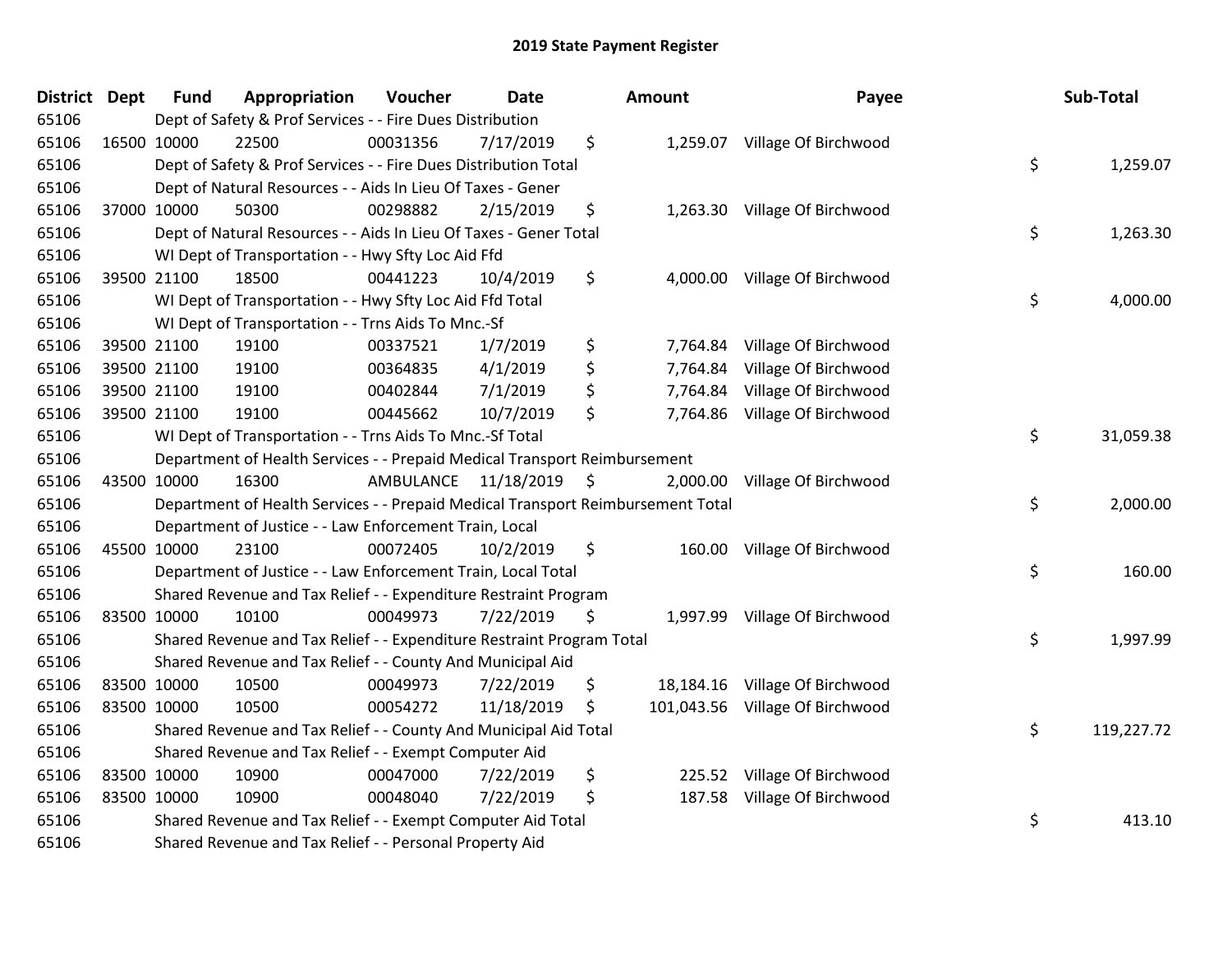# 2019 State Payment Register

| District | Dept | Fund | Appropriation | Voucher | Date | Amount | Payee | Sub-Total |
|---|---|---|---|---|---|---|---|---|
| 65106 | | Dept of Safety & Prof Services - - Fire Dues Distribution | | | | | | |
| 65106 | 16500 | 10000 | 22500 | 00031356 | 7/17/2019 | $ 1,259.07 | Village Of Birchwood | |
| 65106 | | Dept of Safety & Prof Services - - Fire Dues Distribution Total | | | | | | $ 1,259.07 |
| 65106 | | Dept of Natural Resources - - Aids In Lieu Of Taxes - Gener | | | | | | |
| 65106 | 37000 | 10000 | 50300 | 00298882 | 2/15/2019 | $ 1,263.30 | Village Of Birchwood | |
| 65106 | | Dept of Natural Resources - - Aids In Lieu Of Taxes - Gener Total | | | | | | $ 1,263.30 |
| 65106 | | WI Dept of Transportation - - Hwy Sfty Loc Aid Ffd | | | | | | |
| 65106 | 39500 | 21100 | 18500 | 00441223 | 10/4/2019 | $ 4,000.00 | Village Of Birchwood | |
| 65106 | | WI Dept of Transportation - - Hwy Sfty Loc Aid Ffd Total | | | | | | $ 4,000.00 |
| 65106 | | WI Dept of Transportation - - Trns Aids To Mnc.-Sf | | | | | | |
| 65106 | 39500 | 21100 | 19100 | 00337521 | 1/7/2019 | $ 7,764.84 | Village Of Birchwood | |
| 65106 | 39500 | 21100 | 19100 | 00364835 | 4/1/2019 | $ 7,764.84 | Village Of Birchwood | |
| 65106 | 39500 | 21100 | 19100 | 00402844 | 7/1/2019 | $ 7,764.84 | Village Of Birchwood | |
| 65106 | 39500 | 21100 | 19100 | 00445662 | 10/7/2019 | $ 7,764.86 | Village Of Birchwood | |
| 65106 | | WI Dept of Transportation - - Trns Aids To Mnc.-Sf Total | | | | | | $ 31,059.38 |
| 65106 | | Department of Health Services - - Prepaid Medical Transport Reimbursement | | | | | | |
| 65106 | 43500 | 10000 | 16300 | AMBULANCE | 11/18/2019 | $ 2,000.00 | Village Of Birchwood | |
| 65106 | | Department of Health Services - - Prepaid Medical Transport Reimbursement Total | | | | | | $ 2,000.00 |
| 65106 | | Department of Justice - - Law Enforcement Train, Local | | | | | | |
| 65106 | 45500 | 10000 | 23100 | 00072405 | 10/2/2019 | $ 160.00 | Village Of Birchwood | |
| 65106 | | Department of Justice - - Law Enforcement Train, Local Total | | | | | | $ 160.00 |
| 65106 | | Shared Revenue and Tax Relief - - Expenditure Restraint Program | | | | | | |
| 65106 | 83500 | 10000 | 10100 | 00049973 | 7/22/2019 | $ 1,997.99 | Village Of Birchwood | |
| 65106 | | Shared Revenue and Tax Relief - - Expenditure Restraint Program Total | | | | | | $ 1,997.99 |
| 65106 | | Shared Revenue and Tax Relief - - County And Municipal Aid | | | | | | |
| 65106 | 83500 | 10000 | 10500 | 00049973 | 7/22/2019 | $ 18,184.16 | Village Of Birchwood | |
| 65106 | 83500 | 10000 | 10500 | 00054272 | 11/18/2019 | $ 101,043.56 | Village Of Birchwood | |
| 65106 | | Shared Revenue and Tax Relief - - County And Municipal Aid Total | | | | | | $ 119,227.72 |
| 65106 | | Shared Revenue and Tax Relief - - Exempt Computer Aid | | | | | | |
| 65106 | 83500 | 10000 | 10900 | 00047000 | 7/22/2019 | $ 225.52 | Village Of Birchwood | |
| 65106 | 83500 | 10000 | 10900 | 00048040 | 7/22/2019 | $ 187.58 | Village Of Birchwood | |
| 65106 | | Shared Revenue and Tax Relief - - Exempt Computer Aid Total | | | | | | $ 413.10 |
| 65106 | | Shared Revenue and Tax Relief - - Personal Property Aid | | | | | | |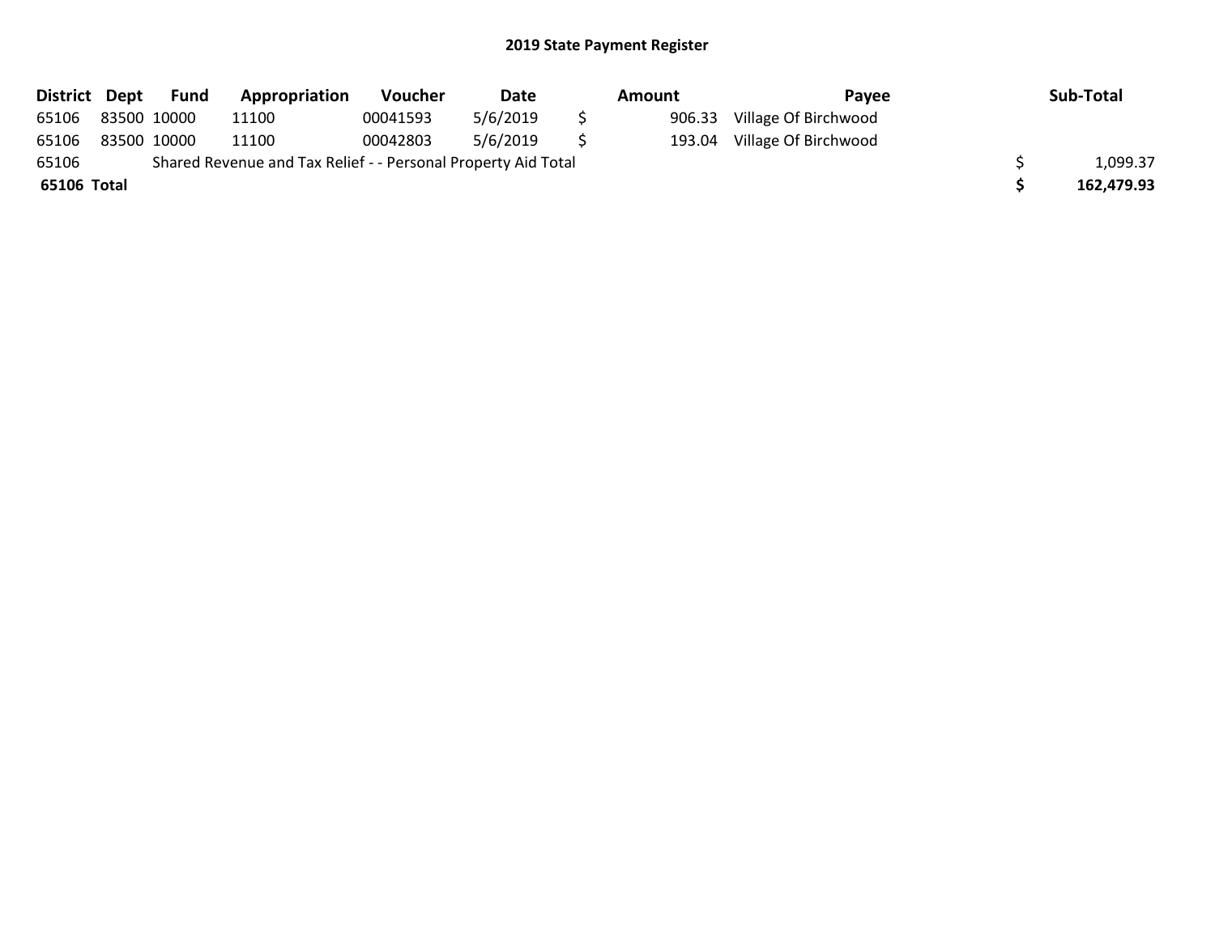## 2019 State Payment Register

| District | Dept | Fund | Appropriation | Voucher | Date | | Amount | Payee | | Sub-Total |
|---|---|---|---|---|---|---|---|---|---|---|
| 65106 | 83500 | 10000 | 11100 | 00041593 | 5/6/2019 | $ | 906.33 | Village Of Birchwood | | |
| 65106 | 83500 | 10000 | 11100 | 00042803 | 5/6/2019 | $ | 193.04 | Village Of Birchwood | | |
| 65106 | | Shared Revenue and Tax Relief - - Personal Property Aid Total | | | | | | | $ | 1,099.37 |
| **65106** | **Total** | | | | | | | | **$** | **162,479.93** |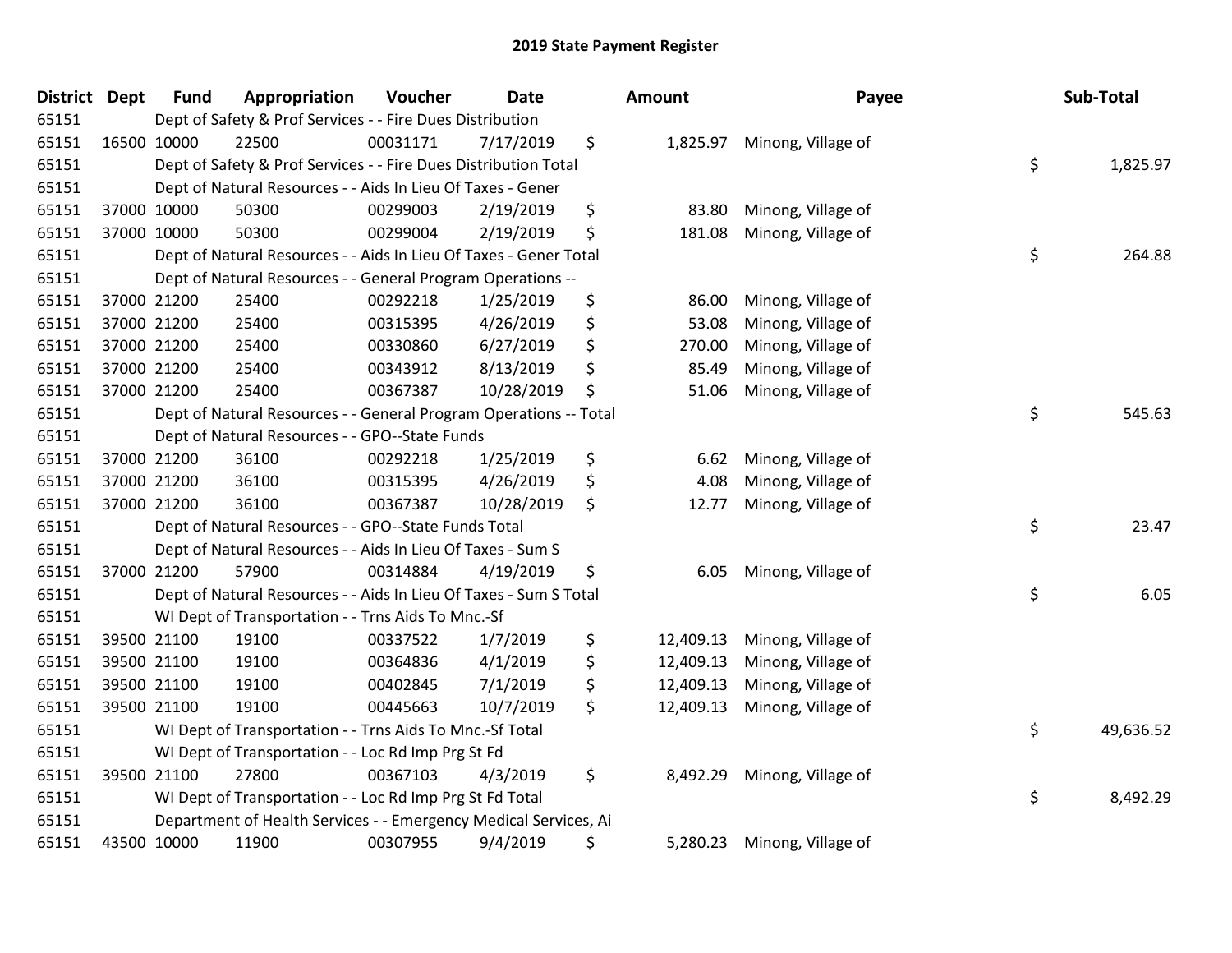# 2019 State Payment Register

| District | Dept | Fund | Appropriation | Voucher | Date | Amount | Payee | Sub-Total |
|---|---|---|---|---|---|---|---|---|
| 65151 | | Dept of Safety & Prof Services - - Fire Dues Distribution | | | | | | |
| 65151 | 16500 | 10000 | 22500 | 00031171 | 7/17/2019 | $ 1,825.97 | Minong, Village of | |
| 65151 | | Dept of Safety & Prof Services - - Fire Dues Distribution Total | | | | | | $ 1,825.97 |
| 65151 | | Dept of Natural Resources - - Aids In Lieu Of Taxes - Gener | | | | | | |
| 65151 | 37000 | 10000 | 50300 | 00299003 | 2/19/2019 | $ 83.80 | Minong, Village of | |
| 65151 | 37000 | 10000 | 50300 | 00299004 | 2/19/2019 | $ 181.08 | Minong, Village of | |
| 65151 | | Dept of Natural Resources - - Aids In Lieu Of Taxes - Gener Total | | | | | | $ 264.88 |
| 65151 | | Dept of Natural Resources - - General Program Operations -- | | | | | | |
| 65151 | 37000 | 21200 | 25400 | 00292218 | 1/25/2019 | $ 86.00 | Minong, Village of | |
| 65151 | 37000 | 21200 | 25400 | 00315395 | 4/26/2019 | $ 53.08 | Minong, Village of | |
| 65151 | 37000 | 21200 | 25400 | 00330860 | 6/27/2019 | $ 270.00 | Minong, Village of | |
| 65151 | 37000 | 21200 | 25400 | 00343912 | 8/13/2019 | $ 85.49 | Minong, Village of | |
| 65151 | 37000 | 21200 | 25400 | 00367387 | 10/28/2019 | $ 51.06 | Minong, Village of | |
| 65151 | | Dept of Natural Resources - - General Program Operations -- Total | | | | | | $ 545.63 |
| 65151 | | Dept of Natural Resources - - GPO--State Funds | | | | | | |
| 65151 | 37000 | 21200 | 36100 | 00292218 | 1/25/2019 | $ 6.62 | Minong, Village of | |
| 65151 | 37000 | 21200 | 36100 | 00315395 | 4/26/2019 | $ 4.08 | Minong, Village of | |
| 65151 | 37000 | 21200 | 36100 | 00367387 | 10/28/2019 | $ 12.77 | Minong, Village of | |
| 65151 | | Dept of Natural Resources - - GPO--State Funds Total | | | | | | $ 23.47 |
| 65151 | | Dept of Natural Resources - - Aids In Lieu Of Taxes - Sum S | | | | | | |
| 65151 | 37000 | 21200 | 57900 | 00314884 | 4/19/2019 | $ 6.05 | Minong, Village of | |
| 65151 | | Dept of Natural Resources - - Aids In Lieu Of Taxes - Sum S Total | | | | | | $ 6.05 |
| 65151 | | WI Dept of Transportation - - Trns Aids To Mnc.-Sf | | | | | | |
| 65151 | 39500 | 21100 | 19100 | 00337522 | 1/7/2019 | $ 12,409.13 | Minong, Village of | |
| 65151 | 39500 | 21100 | 19100 | 00364836 | 4/1/2019 | $ 12,409.13 | Minong, Village of | |
| 65151 | 39500 | 21100 | 19100 | 00402845 | 7/1/2019 | $ 12,409.13 | Minong, Village of | |
| 65151 | 39500 | 21100 | 19100 | 00445663 | 10/7/2019 | $ 12,409.13 | Minong, Village of | |
| 65151 | | WI Dept of Transportation - - Trns Aids To Mnc.-Sf Total | | | | | | $ 49,636.52 |
| 65151 | | WI Dept of Transportation - - Loc Rd Imp Prg St Fd | | | | | | |
| 65151 | 39500 | 21100 | 27800 | 00367103 | 4/3/2019 | $ 8,492.29 | Minong, Village of | |
| 65151 | | WI Dept of Transportation - - Loc Rd Imp Prg St Fd Total | | | | | | $ 8,492.29 |
| 65151 | | Department of Health Services - - Emergency Medical Services, Ai | | | | | | |
| 65151 | 43500 | 10000 | 11900 | 00307955 | 9/4/2019 | $ 5,280.23 | Minong, Village of | |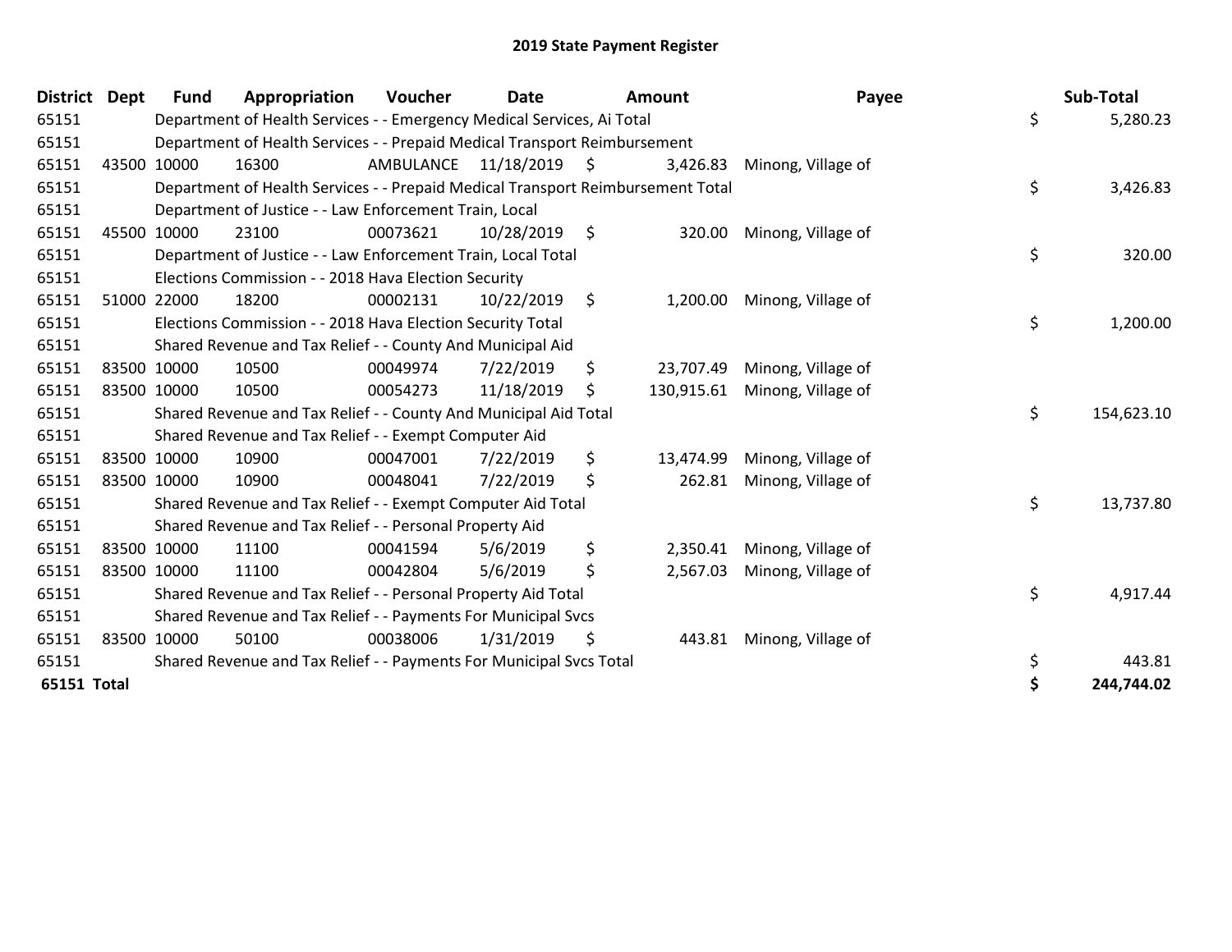# 2019 State Payment Register

| District | Dept | Fund | Appropriation | Voucher | Date | Amount | Payee | Sub-Total |
|---|---|---|---|---|---|---|---|---|
| 65151 | | Department of Health Services - - Emergency Medical Services, Ai Total | | | | | | $ 5,280.23 |
| 65151 | | Department of Health Services - - Prepaid Medical Transport Reimbursement | | | | | | |
| 65151 | 43500 | 10000 | 16300 | AMBULANCE | 11/18/2019 | $ 3,426.83 | Minong, Village of | |
| 65151 | | Department of Health Services - - Prepaid Medical Transport Reimbursement Total | | | | | | $ 3,426.83 |
| 65151 | | Department of Justice - - Law Enforcement Train, Local | | | | | | |
| 65151 | 45500 | 10000 | 23100 | 00073621 | 10/28/2019 | $ 320.00 | Minong, Village of | |
| 65151 | | Department of Justice - - Law Enforcement Train, Local Total | | | | | | $ 320.00 |
| 65151 | | Elections Commission - - 2018 Hava Election Security | | | | | | |
| 65151 | 51000 | 22000 | 18200 | 00002131 | 10/22/2019 | $ 1,200.00 | Minong, Village of | |
| 65151 | | Elections Commission - - 2018 Hava Election Security Total | | | | | | $ 1,200.00 |
| 65151 | | Shared Revenue and Tax Relief - - County And Municipal Aid | | | | | | |
| 65151 | 83500 | 10000 | 10500 | 00049974 | 7/22/2019 | $ 23,707.49 | Minong, Village of | |
| 65151 | 83500 | 10000 | 10500 | 00054273 | 11/18/2019 | $ 130,915.61 | Minong, Village of | |
| 65151 | | Shared Revenue and Tax Relief - - County And Municipal Aid Total | | | | | | $ 154,623.10 |
| 65151 | | Shared Revenue and Tax Relief - - Exempt Computer Aid | | | | | | |
| 65151 | 83500 | 10000 | 10900 | 00047001 | 7/22/2019 | $ 13,474.99 | Minong, Village of | |
| 65151 | 83500 | 10000 | 10900 | 00048041 | 7/22/2019 | $ 262.81 | Minong, Village of | |
| 65151 | | Shared Revenue and Tax Relief - - Exempt Computer Aid Total | | | | | | $ 13,737.80 |
| 65151 | | Shared Revenue and Tax Relief - - Personal Property Aid | | | | | | |
| 65151 | 83500 | 10000 | 11100 | 00041594 | 5/6/2019 | $ 2,350.41 | Minong, Village of | |
| 65151 | 83500 | 10000 | 11100 | 00042804 | 5/6/2019 | $ 2,567.03 | Minong, Village of | |
| 65151 | | Shared Revenue and Tax Relief - - Personal Property Aid Total | | | | | | $ 4,917.44 |
| 65151 | | Shared Revenue and Tax Relief - - Payments For Municipal Svcs | | | | | | |
| 65151 | 83500 | 10000 | 50100 | 00038006 | 1/31/2019 | $ 443.81 | Minong, Village of | |
| 65151 | | Shared Revenue and Tax Relief - - Payments For Municipal Svcs Total | | | | | | $ 443.81 |
| **65151 Total** | | | | | | | | **$ 244,744.02** |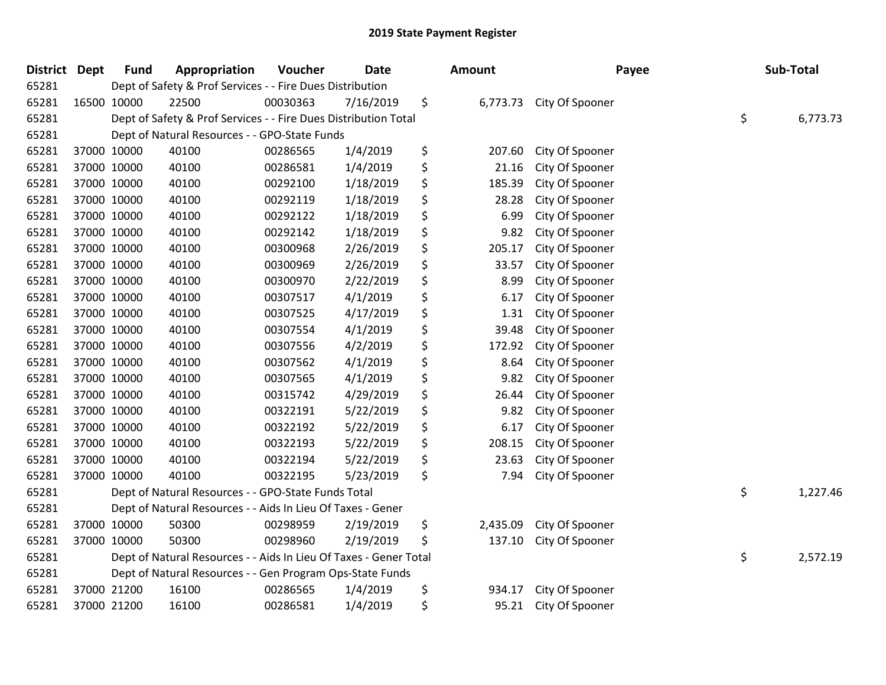# 2019 State Payment Register

| District | Dept | Fund | Appropriation | Voucher | Date | Amount | Payee | Sub-Total |
|---|---|---|---|---|---|---|---|---|
| 65281 | | Dept of Safety & Prof Services - - Fire Dues Distribution | | | | | | |
| 65281 | 16500 | 10000 | 22500 | 00030363 | 7/16/2019 | $ 6,773.73 | City Of Spooner | |
| 65281 | | Dept of Safety & Prof Services - - Fire Dues Distribution Total | | | | | | $ 6,773.73 |
| 65281 | | Dept of Natural Resources - - GPO-State Funds | | | | | | |
| 65281 | 37000 | 10000 | 40100 | 00286565 | 1/4/2019 | $ 207.60 | City Of Spooner | |
| 65281 | 37000 | 10000 | 40100 | 00286581 | 1/4/2019 | $ 21.16 | City Of Spooner | |
| 65281 | 37000 | 10000 | 40100 | 00292100 | 1/18/2019 | $ 185.39 | City Of Spooner | |
| 65281 | 37000 | 10000 | 40100 | 00292119 | 1/18/2019 | $ 28.28 | City Of Spooner | |
| 65281 | 37000 | 10000 | 40100 | 00292122 | 1/18/2019 | $ 6.99 | City Of Spooner | |
| 65281 | 37000 | 10000 | 40100 | 00292142 | 1/18/2019 | $ 9.82 | City Of Spooner | |
| 65281 | 37000 | 10000 | 40100 | 00300968 | 2/26/2019 | $ 205.17 | City Of Spooner | |
| 65281 | 37000 | 10000 | 40100 | 00300969 | 2/26/2019 | $ 33.57 | City Of Spooner | |
| 65281 | 37000 | 10000 | 40100 | 00300970 | 2/22/2019 | $ 8.99 | City Of Spooner | |
| 65281 | 37000 | 10000 | 40100 | 00307517 | 4/1/2019 | $ 6.17 | City Of Spooner | |
| 65281 | 37000 | 10000 | 40100 | 00307525 | 4/17/2019 | $ 1.31 | City Of Spooner | |
| 65281 | 37000 | 10000 | 40100 | 00307554 | 4/1/2019 | $ 39.48 | City Of Spooner | |
| 65281 | 37000 | 10000 | 40100 | 00307556 | 4/2/2019 | $ 172.92 | City Of Spooner | |
| 65281 | 37000 | 10000 | 40100 | 00307562 | 4/1/2019 | $ 8.64 | City Of Spooner | |
| 65281 | 37000 | 10000 | 40100 | 00307565 | 4/1/2019 | $ 9.82 | City Of Spooner | |
| 65281 | 37000 | 10000 | 40100 | 00315742 | 4/29/2019 | $ 26.44 | City Of Spooner | |
| 65281 | 37000 | 10000 | 40100 | 00322191 | 5/22/2019 | $ 9.82 | City Of Spooner | |
| 65281 | 37000 | 10000 | 40100 | 00322192 | 5/22/2019 | $ 6.17 | City Of Spooner | |
| 65281 | 37000 | 10000 | 40100 | 00322193 | 5/22/2019 | $ 208.15 | City Of Spooner | |
| 65281 | 37000 | 10000 | 40100 | 00322194 | 5/22/2019 | $ 23.63 | City Of Spooner | |
| 65281 | 37000 | 10000 | 40100 | 00322195 | 5/23/2019 | $ 7.94 | City Of Spooner | |
| 65281 | | Dept of Natural Resources - - GPO-State Funds Total | | | | | | $ 1,227.46 |
| 65281 | | Dept of Natural Resources - - Aids In Lieu Of Taxes - Gener | | | | | | |
| 65281 | 37000 | 10000 | 50300 | 00298959 | 2/19/2019 | $ 2,435.09 | City Of Spooner | |
| 65281 | 37000 | 10000 | 50300 | 00298960 | 2/19/2019 | $ 137.10 | City Of Spooner | |
| 65281 | | Dept of Natural Resources - - Aids In Lieu Of Taxes - Gener Total | | | | | | $ 2,572.19 |
| 65281 | | Dept of Natural Resources - - Gen Program Ops-State Funds | | | | | | |
| 65281 | 37000 | 21200 | 16100 | 00286565 | 1/4/2019 | $ 934.17 | City Of Spooner | |
| 65281 | 37000 | 21200 | 16100 | 00286581 | 1/4/2019 | $ 95.21 | City Of Spooner | |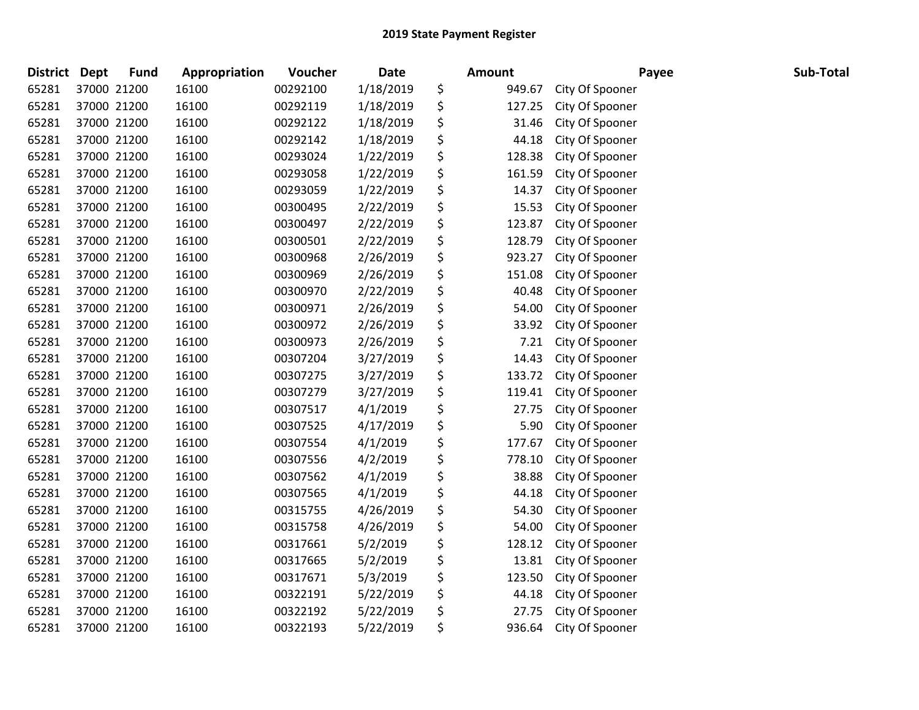# 2019 State Payment Register

| District | Dept | Fund | Appropriation | Voucher | Date | Amount | Payee | Sub-Total |
|---|---|---|---|---|---|---|---|---|
| 65281 | 37000 | 21200 | 16100 | 00292100 | 1/18/2019 | $ 949.67 | City Of Spooner | |
| 65281 | 37000 | 21200 | 16100 | 00292119 | 1/18/2019 | $ 127.25 | City Of Spooner | |
| 65281 | 37000 | 21200 | 16100 | 00292122 | 1/18/2019 | $ 31.46 | City Of Spooner | |
| 65281 | 37000 | 21200 | 16100 | 00292142 | 1/18/2019 | $ 44.18 | City Of Spooner | |
| 65281 | 37000 | 21200 | 16100 | 00293024 | 1/22/2019 | $ 128.38 | City Of Spooner | |
| 65281 | 37000 | 21200 | 16100 | 00293058 | 1/22/2019 | $ 161.59 | City Of Spooner | |
| 65281 | 37000 | 21200 | 16100 | 00293059 | 1/22/2019 | $ 14.37 | City Of Spooner | |
| 65281 | 37000 | 21200 | 16100 | 00300495 | 2/22/2019 | $ 15.53 | City Of Spooner | |
| 65281 | 37000 | 21200 | 16100 | 00300497 | 2/22/2019 | $ 123.87 | City Of Spooner | |
| 65281 | 37000 | 21200 | 16100 | 00300501 | 2/22/2019 | $ 128.79 | City Of Spooner | |
| 65281 | 37000 | 21200 | 16100 | 00300968 | 2/26/2019 | $ 923.27 | City Of Spooner | |
| 65281 | 37000 | 21200 | 16100 | 00300969 | 2/26/2019 | $ 151.08 | City Of Spooner | |
| 65281 | 37000 | 21200 | 16100 | 00300970 | 2/22/2019 | $ 40.48 | City Of Spooner | |
| 65281 | 37000 | 21200 | 16100 | 00300971 | 2/26/2019 | $ 54.00 | City Of Spooner | |
| 65281 | 37000 | 21200 | 16100 | 00300972 | 2/26/2019 | $ 33.92 | City Of Spooner | |
| 65281 | 37000 | 21200 | 16100 | 00300973 | 2/26/2019 | $ 7.21 | City Of Spooner | |
| 65281 | 37000 | 21200 | 16100 | 00307204 | 3/27/2019 | $ 14.43 | City Of Spooner | |
| 65281 | 37000 | 21200 | 16100 | 00307275 | 3/27/2019 | $ 133.72 | City Of Spooner | |
| 65281 | 37000 | 21200 | 16100 | 00307279 | 3/27/2019 | $ 119.41 | City Of Spooner | |
| 65281 | 37000 | 21200 | 16100 | 00307517 | 4/1/2019 | $ 27.75 | City Of Spooner | |
| 65281 | 37000 | 21200 | 16100 | 00307525 | 4/17/2019 | $ 5.90 | City Of Spooner | |
| 65281 | 37000 | 21200 | 16100 | 00307554 | 4/1/2019 | $ 177.67 | City Of Spooner | |
| 65281 | 37000 | 21200 | 16100 | 00307556 | 4/2/2019 | $ 778.10 | City Of Spooner | |
| 65281 | 37000 | 21200 | 16100 | 00307562 | 4/1/2019 | $ 38.88 | City Of Spooner | |
| 65281 | 37000 | 21200 | 16100 | 00307565 | 4/1/2019 | $ 44.18 | City Of Spooner | |
| 65281 | 37000 | 21200 | 16100 | 00315755 | 4/26/2019 | $ 54.30 | City Of Spooner | |
| 65281 | 37000 | 21200 | 16100 | 00315758 | 4/26/2019 | $ 54.00 | City Of Spooner | |
| 65281 | 37000 | 21200 | 16100 | 00317661 | 5/2/2019 | $ 128.12 | City Of Spooner | |
| 65281 | 37000 | 21200 | 16100 | 00317665 | 5/2/2019 | $ 13.81 | City Of Spooner | |
| 65281 | 37000 | 21200 | 16100 | 00317671 | 5/3/2019 | $ 123.50 | City Of Spooner | |
| 65281 | 37000 | 21200 | 16100 | 00322191 | 5/22/2019 | $ 44.18 | City Of Spooner | |
| 65281 | 37000 | 21200 | 16100 | 00322192 | 5/22/2019 | $ 27.75 | City Of Spooner | |
| 65281 | 37000 | 21200 | 16100 | 00322193 | 5/22/2019 | $ 936.64 | City Of Spooner | |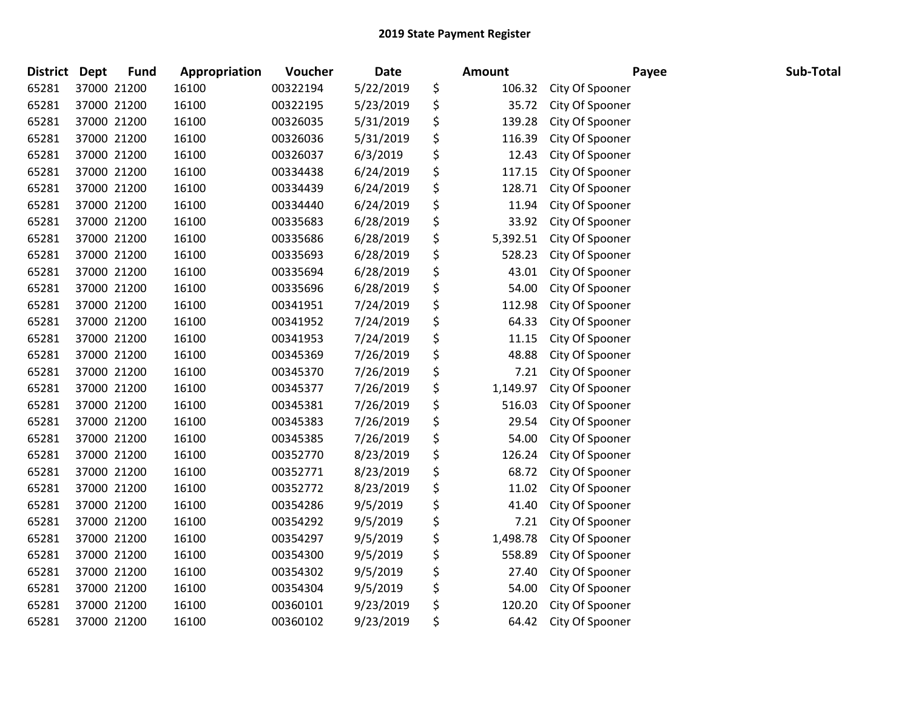# 2019 State Payment Register

| District | Dept | Fund | Appropriation | Voucher | Date | Amount | | Payee | Sub-Total |
|---|---|---|---|---|---|---|---|---|---|
| 65281 | 37000 | 21200 | 16100 | 00322194 | 5/22/2019 | $ | 106.32 | City Of Spooner | |
| 65281 | 37000 | 21200 | 16100 | 00322195 | 5/23/2019 | $ | 35.72 | City Of Spooner | |
| 65281 | 37000 | 21200 | 16100 | 00326035 | 5/31/2019 | $ | 139.28 | City Of Spooner | |
| 65281 | 37000 | 21200 | 16100 | 00326036 | 5/31/2019 | $ | 116.39 | City Of Spooner | |
| 65281 | 37000 | 21200 | 16100 | 00326037 | 6/3/2019 | $ | 12.43 | City Of Spooner | |
| 65281 | 37000 | 21200 | 16100 | 00334438 | 6/24/2019 | $ | 117.15 | City Of Spooner | |
| 65281 | 37000 | 21200 | 16100 | 00334439 | 6/24/2019 | $ | 128.71 | City Of Spooner | |
| 65281 | 37000 | 21200 | 16100 | 00334440 | 6/24/2019 | $ | 11.94 | City Of Spooner | |
| 65281 | 37000 | 21200 | 16100 | 00335683 | 6/28/2019 | $ | 33.92 | City Of Spooner | |
| 65281 | 37000 | 21200 | 16100 | 00335686 | 6/28/2019 | $ | 5,392.51 | City Of Spooner | |
| 65281 | 37000 | 21200 | 16100 | 00335693 | 6/28/2019 | $ | 528.23 | City Of Spooner | |
| 65281 | 37000 | 21200 | 16100 | 00335694 | 6/28/2019 | $ | 43.01 | City Of Spooner | |
| 65281 | 37000 | 21200 | 16100 | 00335696 | 6/28/2019 | $ | 54.00 | City Of Spooner | |
| 65281 | 37000 | 21200 | 16100 | 00341951 | 7/24/2019 | $ | 112.98 | City Of Spooner | |
| 65281 | 37000 | 21200 | 16100 | 00341952 | 7/24/2019 | $ | 64.33 | City Of Spooner | |
| 65281 | 37000 | 21200 | 16100 | 00341953 | 7/24/2019 | $ | 11.15 | City Of Spooner | |
| 65281 | 37000 | 21200 | 16100 | 00345369 | 7/26/2019 | $ | 48.88 | City Of Spooner | |
| 65281 | 37000 | 21200 | 16100 | 00345370 | 7/26/2019 | $ | 7.21 | City Of Spooner | |
| 65281 | 37000 | 21200 | 16100 | 00345377 | 7/26/2019 | $ | 1,149.97 | City Of Spooner | |
| 65281 | 37000 | 21200 | 16100 | 00345381 | 7/26/2019 | $ | 516.03 | City Of Spooner | |
| 65281 | 37000 | 21200 | 16100 | 00345383 | 7/26/2019 | $ | 29.54 | City Of Spooner | |
| 65281 | 37000 | 21200 | 16100 | 00345385 | 7/26/2019 | $ | 54.00 | City Of Spooner | |
| 65281 | 37000 | 21200 | 16100 | 00352770 | 8/23/2019 | $ | 126.24 | City Of Spooner | |
| 65281 | 37000 | 21200 | 16100 | 00352771 | 8/23/2019 | $ | 68.72 | City Of Spooner | |
| 65281 | 37000 | 21200 | 16100 | 00352772 | 8/23/2019 | $ | 11.02 | City Of Spooner | |
| 65281 | 37000 | 21200 | 16100 | 00354286 | 9/5/2019 | $ | 41.40 | City Of Spooner | |
| 65281 | 37000 | 21200 | 16100 | 00354292 | 9/5/2019 | $ | 7.21 | City Of Spooner | |
| 65281 | 37000 | 21200 | 16100 | 00354297 | 9/5/2019 | $ | 1,498.78 | City Of Spooner | |
| 65281 | 37000 | 21200 | 16100 | 00354300 | 9/5/2019 | $ | 558.89 | City Of Spooner | |
| 65281 | 37000 | 21200 | 16100 | 00354302 | 9/5/2019 | $ | 27.40 | City Of Spooner | |
| 65281 | 37000 | 21200 | 16100 | 00354304 | 9/5/2019 | $ | 54.00 | City Of Spooner | |
| 65281 | 37000 | 21200 | 16100 | 00360101 | 9/23/2019 | $ | 120.20 | City Of Spooner | |
| 65281 | 37000 | 21200 | 16100 | 00360102 | 9/23/2019 | $ | 64.42 | City Of Spooner | |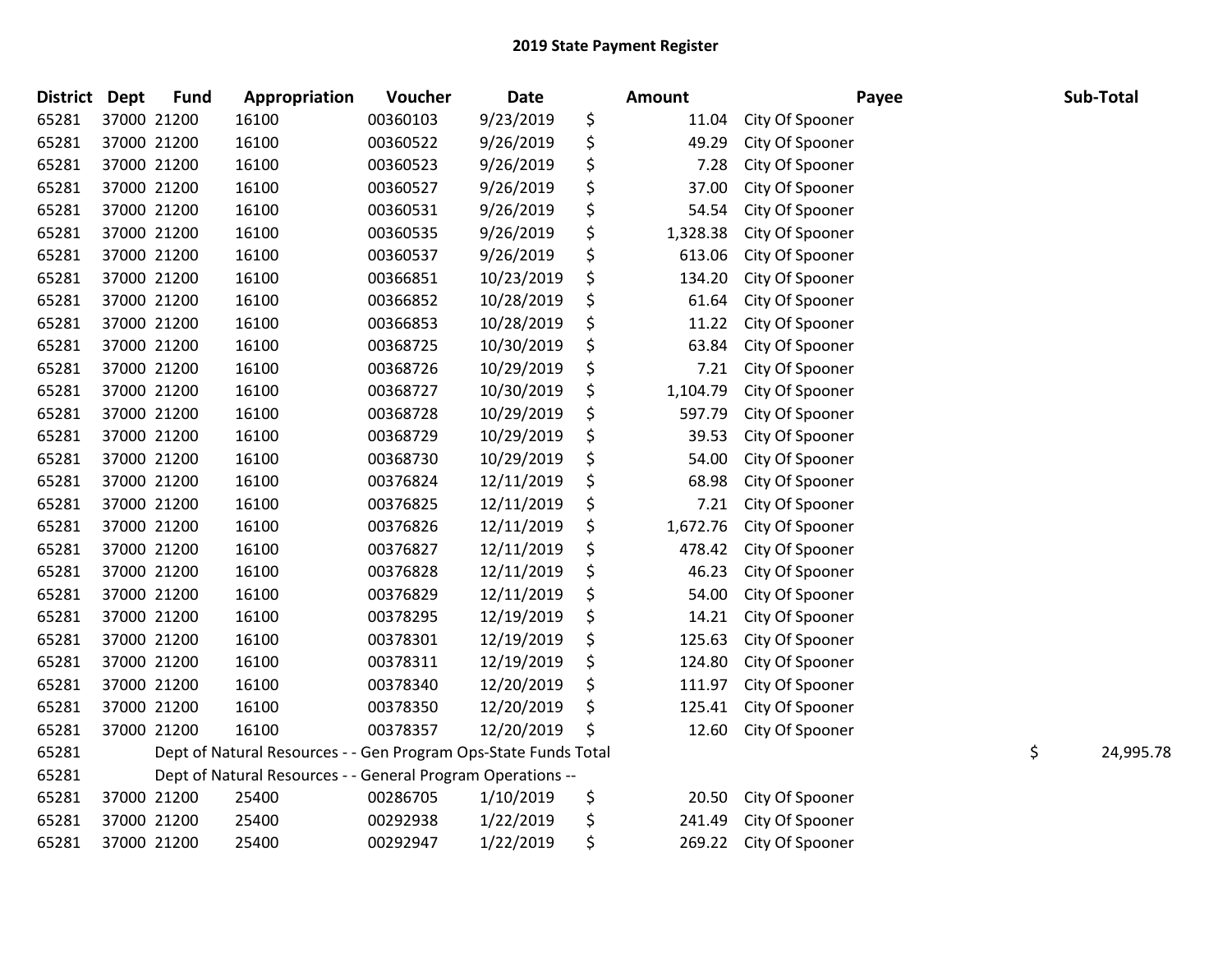# 2019 State Payment Register

| District | Dept | Fund | Appropriation | Voucher | Date | Amount | Payee | Sub-Total |
|---|---|---|---|---|---|---|---|---|
| 65281 | 37000 | 21200 | 16100 | 00360103 | 9/23/2019 | $ 11.04 | City Of Spooner | |
| 65281 | 37000 | 21200 | 16100 | 00360522 | 9/26/2019 | $ 49.29 | City Of Spooner | |
| 65281 | 37000 | 21200 | 16100 | 00360523 | 9/26/2019 | $ 7.28 | City Of Spooner | |
| 65281 | 37000 | 21200 | 16100 | 00360527 | 9/26/2019 | $ 37.00 | City Of Spooner | |
| 65281 | 37000 | 21200 | 16100 | 00360531 | 9/26/2019 | $ 54.54 | City Of Spooner | |
| 65281 | 37000 | 21200 | 16100 | 00360535 | 9/26/2019 | $ 1,328.38 | City Of Spooner | |
| 65281 | 37000 | 21200 | 16100 | 00360537 | 9/26/2019 | $ 613.06 | City Of Spooner | |
| 65281 | 37000 | 21200 | 16100 | 00366851 | 10/23/2019 | $ 134.20 | City Of Spooner | |
| 65281 | 37000 | 21200 | 16100 | 00366852 | 10/28/2019 | $ 61.64 | City Of Spooner | |
| 65281 | 37000 | 21200 | 16100 | 00366853 | 10/28/2019 | $ 11.22 | City Of Spooner | |
| 65281 | 37000 | 21200 | 16100 | 00368725 | 10/30/2019 | $ 63.84 | City Of Spooner | |
| 65281 | 37000 | 21200 | 16100 | 00368726 | 10/29/2019 | $ 7.21 | City Of Spooner | |
| 65281 | 37000 | 21200 | 16100 | 00368727 | 10/30/2019 | $ 1,104.79 | City Of Spooner | |
| 65281 | 37000 | 21200 | 16100 | 00368728 | 10/29/2019 | $ 597.79 | City Of Spooner | |
| 65281 | 37000 | 21200 | 16100 | 00368729 | 10/29/2019 | $ 39.53 | City Of Spooner | |
| 65281 | 37000 | 21200 | 16100 | 00368730 | 10/29/2019 | $ 54.00 | City Of Spooner | |
| 65281 | 37000 | 21200 | 16100 | 00376824 | 12/11/2019 | $ 68.98 | City Of Spooner | |
| 65281 | 37000 | 21200 | 16100 | 00376825 | 12/11/2019 | $ 7.21 | City Of Spooner | |
| 65281 | 37000 | 21200 | 16100 | 00376826 | 12/11/2019 | $ 1,672.76 | City Of Spooner | |
| 65281 | 37000 | 21200 | 16100 | 00376827 | 12/11/2019 | $ 478.42 | City Of Spooner | |
| 65281 | 37000 | 21200 | 16100 | 00376828 | 12/11/2019 | $ 46.23 | City Of Spooner | |
| 65281 | 37000 | 21200 | 16100 | 00376829 | 12/11/2019 | $ 54.00 | City Of Spooner | |
| 65281 | 37000 | 21200 | 16100 | 00378295 | 12/19/2019 | $ 14.21 | City Of Spooner | |
| 65281 | 37000 | 21200 | 16100 | 00378301 | 12/19/2019 | $ 125.63 | City Of Spooner | |
| 65281 | 37000 | 21200 | 16100 | 00378311 | 12/19/2019 | $ 124.80 | City Of Spooner | |
| 65281 | 37000 | 21200 | 16100 | 00378340 | 12/20/2019 | $ 111.97 | City Of Spooner | |
| 65281 | 37000 | 21200 | 16100 | 00378350 | 12/20/2019 | $ 125.41 | City Of Spooner | |
| 65281 | 37000 | 21200 | 16100 | 00378357 | 12/20/2019 | $ 12.60 | City Of Spooner | |
| 65281 | | Dept of Natural Resources - - Gen Program Ops-State Funds Total | | | | | | $ 24,995.78 |
| 65281 | | Dept of Natural Resources - - General Program Operations -- | | | | | | |
| 65281 | 37000 | 21200 | 25400 | 00286705 | 1/10/2019 | $ 20.50 | City Of Spooner | |
| 65281 | 37000 | 21200 | 25400 | 00292938 | 1/22/2019 | $ 241.49 | City Of Spooner | |
| 65281 | 37000 | 21200 | 25400 | 00292947 | 1/22/2019 | $ 269.22 | City Of Spooner | |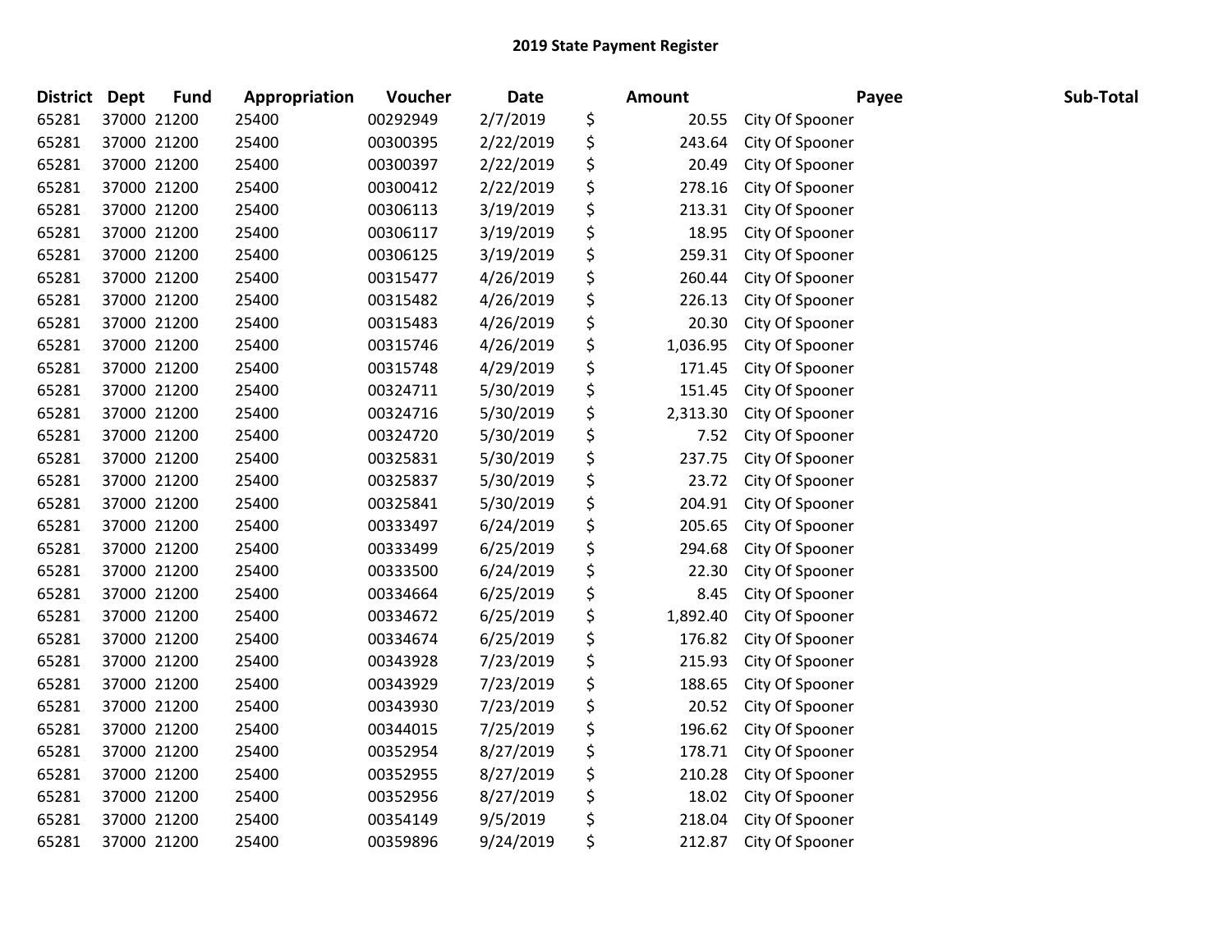## 2019 State Payment Register

| District | Dept | Fund | Appropriation | Voucher | Date | Amount | Payee | Sub-Total |
|---|---|---|---|---|---|---|---|---|
| 65281 | 37000 | 21200 | 25400 | 00292949 | 2/7/2019 | $ 20.55 | City Of Spooner | |
| 65281 | 37000 | 21200 | 25400 | 00300395 | 2/22/2019 | $ 243.64 | City Of Spooner | |
| 65281 | 37000 | 21200 | 25400 | 00300397 | 2/22/2019 | $ 20.49 | City Of Spooner | |
| 65281 | 37000 | 21200 | 25400 | 00300412 | 2/22/2019 | $ 278.16 | City Of Spooner | |
| 65281 | 37000 | 21200 | 25400 | 00306113 | 3/19/2019 | $ 213.31 | City Of Spooner | |
| 65281 | 37000 | 21200 | 25400 | 00306117 | 3/19/2019 | $ 18.95 | City Of Spooner | |
| 65281 | 37000 | 21200 | 25400 | 00306125 | 3/19/2019 | $ 259.31 | City Of Spooner | |
| 65281 | 37000 | 21200 | 25400 | 00315477 | 4/26/2019 | $ 260.44 | City Of Spooner | |
| 65281 | 37000 | 21200 | 25400 | 00315482 | 4/26/2019 | $ 226.13 | City Of Spooner | |
| 65281 | 37000 | 21200 | 25400 | 00315483 | 4/26/2019 | $ 20.30 | City Of Spooner | |
| 65281 | 37000 | 21200 | 25400 | 00315746 | 4/26/2019 | $ 1,036.95 | City Of Spooner | |
| 65281 | 37000 | 21200 | 25400 | 00315748 | 4/29/2019 | $ 171.45 | City Of Spooner | |
| 65281 | 37000 | 21200 | 25400 | 00324711 | 5/30/2019 | $ 151.45 | City Of Spooner | |
| 65281 | 37000 | 21200 | 25400 | 00324716 | 5/30/2019 | $ 2,313.30 | City Of Spooner | |
| 65281 | 37000 | 21200 | 25400 | 00324720 | 5/30/2019 | $ 7.52 | City Of Spooner | |
| 65281 | 37000 | 21200 | 25400 | 00325831 | 5/30/2019 | $ 237.75 | City Of Spooner | |
| 65281 | 37000 | 21200 | 25400 | 00325837 | 5/30/2019 | $ 23.72 | City Of Spooner | |
| 65281 | 37000 | 21200 | 25400 | 00325841 | 5/30/2019 | $ 204.91 | City Of Spooner | |
| 65281 | 37000 | 21200 | 25400 | 00333497 | 6/24/2019 | $ 205.65 | City Of Spooner | |
| 65281 | 37000 | 21200 | 25400 | 00333499 | 6/25/2019 | $ 294.68 | City Of Spooner | |
| 65281 | 37000 | 21200 | 25400 | 00333500 | 6/24/2019 | $ 22.30 | City Of Spooner | |
| 65281 | 37000 | 21200 | 25400 | 00334664 | 6/25/2019 | $ 8.45 | City Of Spooner | |
| 65281 | 37000 | 21200 | 25400 | 00334672 | 6/25/2019 | $ 1,892.40 | City Of Spooner | |
| 65281 | 37000 | 21200 | 25400 | 00334674 | 6/25/2019 | $ 176.82 | City Of Spooner | |
| 65281 | 37000 | 21200 | 25400 | 00343928 | 7/23/2019 | $ 215.93 | City Of Spooner | |
| 65281 | 37000 | 21200 | 25400 | 00343929 | 7/23/2019 | $ 188.65 | City Of Spooner | |
| 65281 | 37000 | 21200 | 25400 | 00343930 | 7/23/2019 | $ 20.52 | City Of Spooner | |
| 65281 | 37000 | 21200 | 25400 | 00344015 | 7/25/2019 | $ 196.62 | City Of Spooner | |
| 65281 | 37000 | 21200 | 25400 | 00352954 | 8/27/2019 | $ 178.71 | City Of Spooner | |
| 65281 | 37000 | 21200 | 25400 | 00352955 | 8/27/2019 | $ 210.28 | City Of Spooner | |
| 65281 | 37000 | 21200 | 25400 | 00352956 | 8/27/2019 | $ 18.02 | City Of Spooner | |
| 65281 | 37000 | 21200 | 25400 | 00354149 | 9/5/2019 | $ 218.04 | City Of Spooner | |
| 65281 | 37000 | 21200 | 25400 | 00359896 | 9/24/2019 | $ 212.87 | City Of Spooner | |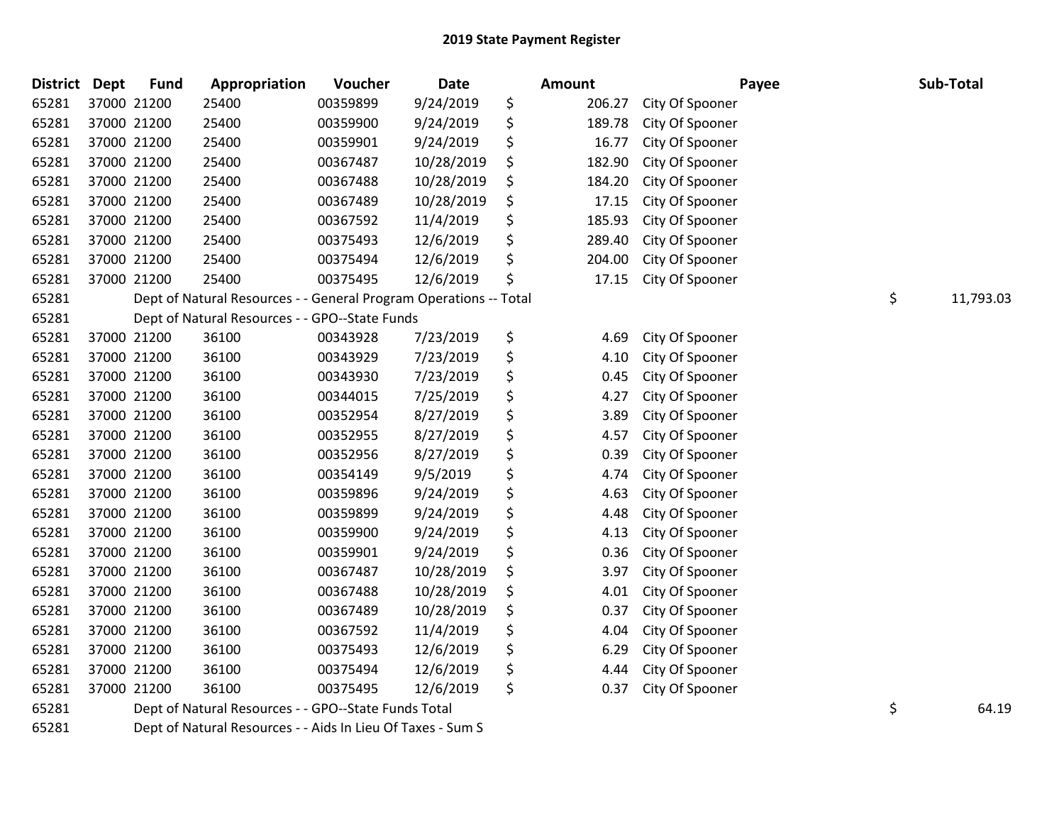# 2019 State Payment Register

| District | Dept | Fund | Appropriation | Voucher | Date | Amount | Payee | Sub-Total |
|---|---|---|---|---|---|---|---|---|
| 65281 | 37000 | 21200 | 25400 | 00359899 | 9/24/2019 | $ 206.27 | City Of Spooner | |
| 65281 | 37000 | 21200 | 25400 | 00359900 | 9/24/2019 | $ 189.78 | City Of Spooner | |
| 65281 | 37000 | 21200 | 25400 | 00359901 | 9/24/2019 | $ 16.77 | City Of Spooner | |
| 65281 | 37000 | 21200 | 25400 | 00367487 | 10/28/2019 | $ 182.90 | City Of Spooner | |
| 65281 | 37000 | 21200 | 25400 | 00367488 | 10/28/2019 | $ 184.20 | City Of Spooner | |
| 65281 | 37000 | 21200 | 25400 | 00367489 | 10/28/2019 | $ 17.15 | City Of Spooner | |
| 65281 | 37000 | 21200 | 25400 | 00367592 | 11/4/2019 | $ 185.93 | City Of Spooner | |
| 65281 | 37000 | 21200 | 25400 | 00375493 | 12/6/2019 | $ 289.40 | City Of Spooner | |
| 65281 | 37000 | 21200 | 25400 | 00375494 | 12/6/2019 | $ 204.00 | City Of Spooner | |
| 65281 | 37000 | 21200 | 25400 | 00375495 | 12/6/2019 | $ 17.15 | City Of Spooner | |
| 65281 | | Dept of Natural Resources - - General Program Operations -- Total | | | | | | $ 11,793.03 |
| 65281 | | Dept of Natural Resources - - GPO--State Funds | | | | | | |
| 65281 | 37000 | 21200 | 36100 | 00343928 | 7/23/2019 | $ 4.69 | City Of Spooner | |
| 65281 | 37000 | 21200 | 36100 | 00343929 | 7/23/2019 | $ 4.10 | City Of Spooner | |
| 65281 | 37000 | 21200 | 36100 | 00343930 | 7/23/2019 | $ 0.45 | City Of Spooner | |
| 65281 | 37000 | 21200 | 36100 | 00344015 | 7/25/2019 | $ 4.27 | City Of Spooner | |
| 65281 | 37000 | 21200 | 36100 | 00352954 | 8/27/2019 | $ 3.89 | City Of Spooner | |
| 65281 | 37000 | 21200 | 36100 | 00352955 | 8/27/2019 | $ 4.57 | City Of Spooner | |
| 65281 | 37000 | 21200 | 36100 | 00352956 | 8/27/2019 | $ 0.39 | City Of Spooner | |
| 65281 | 37000 | 21200 | 36100 | 00354149 | 9/5/2019 | $ 4.74 | City Of Spooner | |
| 65281 | 37000 | 21200 | 36100 | 00359896 | 9/24/2019 | $ 4.63 | City Of Spooner | |
| 65281 | 37000 | 21200 | 36100 | 00359899 | 9/24/2019 | $ 4.48 | City Of Spooner | |
| 65281 | 37000 | 21200 | 36100 | 00359900 | 9/24/2019 | $ 4.13 | City Of Spooner | |
| 65281 | 37000 | 21200 | 36100 | 00359901 | 9/24/2019 | $ 0.36 | City Of Spooner | |
| 65281 | 37000 | 21200 | 36100 | 00367487 | 10/28/2019 | $ 3.97 | City Of Spooner | |
| 65281 | 37000 | 21200 | 36100 | 00367488 | 10/28/2019 | $ 4.01 | City Of Spooner | |
| 65281 | 37000 | 21200 | 36100 | 00367489 | 10/28/2019 | $ 0.37 | City Of Spooner | |
| 65281 | 37000 | 21200 | 36100 | 00367592 | 11/4/2019 | $ 4.04 | City Of Spooner | |
| 65281 | 37000 | 21200 | 36100 | 00375493 | 12/6/2019 | $ 6.29 | City Of Spooner | |
| 65281 | 37000 | 21200 | 36100 | 00375494 | 12/6/2019 | $ 4.44 | City Of Spooner | |
| 65281 | 37000 | 21200 | 36100 | 00375495 | 12/6/2019 | $ 0.37 | City Of Spooner | |
| 65281 | | Dept of Natural Resources - - GPO--State Funds Total | | | | | | $ 64.19 |
| 65281 | | Dept of Natural Resources - - Aids In Lieu Of Taxes - Sum S | | | | | | |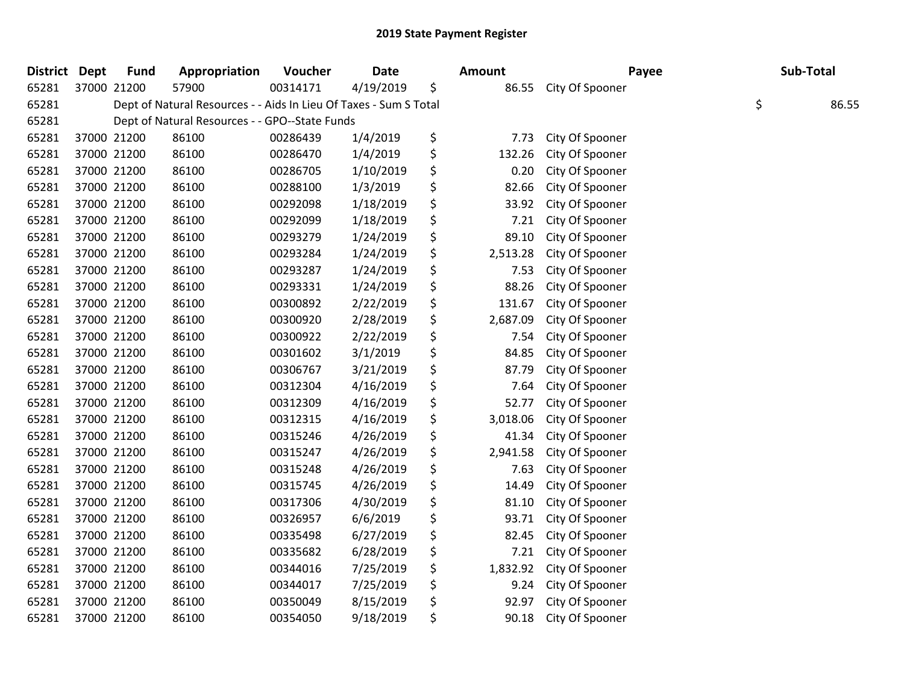## 2019 State Payment Register

| District | Dept | Fund | Appropriation | Voucher | Date | | Amount | Payee | | Sub-Total |
|---|---|---|---|---|---|---|---|---|---|---|
| 65281 | 37000 | 21200 | 57900 | 00314171 | 4/19/2019 | $ | 86.55 | City Of Spooner | | |
| 65281 | | Dept of Natural Resources - - Aids In Lieu Of Taxes - Sum S Total | | | | | | | $ | 86.55 |
| 65281 | | Dept of Natural Resources - - GPO--State Funds | | | | | | | | |
| 65281 | 37000 | 21200 | 86100 | 00286439 | 1/4/2019 | $ | 7.73 | City Of Spooner | | |
| 65281 | 37000 | 21200 | 86100 | 00286470 | 1/4/2019 | $ | 132.26 | City Of Spooner | | |
| 65281 | 37000 | 21200 | 86100 | 00286705 | 1/10/2019 | $ | 0.20 | City Of Spooner | | |
| 65281 | 37000 | 21200 | 86100 | 00288100 | 1/3/2019 | $ | 82.66 | City Of Spooner | | |
| 65281 | 37000 | 21200 | 86100 | 00292098 | 1/18/2019 | $ | 33.92 | City Of Spooner | | |
| 65281 | 37000 | 21200 | 86100 | 00292099 | 1/18/2019 | $ | 7.21 | City Of Spooner | | |
| 65281 | 37000 | 21200 | 86100 | 00293279 | 1/24/2019 | $ | 89.10 | City Of Spooner | | |
| 65281 | 37000 | 21200 | 86100 | 00293284 | 1/24/2019 | $ | 2,513.28 | City Of Spooner | | |
| 65281 | 37000 | 21200 | 86100 | 00293287 | 1/24/2019 | $ | 7.53 | City Of Spooner | | |
| 65281 | 37000 | 21200 | 86100 | 00293331 | 1/24/2019 | $ | 88.26 | City Of Spooner | | |
| 65281 | 37000 | 21200 | 86100 | 00300892 | 2/22/2019 | $ | 131.67 | City Of Spooner | | |
| 65281 | 37000 | 21200 | 86100 | 00300920 | 2/28/2019 | $ | 2,687.09 | City Of Spooner | | |
| 65281 | 37000 | 21200 | 86100 | 00300922 | 2/22/2019 | $ | 7.54 | City Of Spooner | | |
| 65281 | 37000 | 21200 | 86100 | 00301602 | 3/1/2019 | $ | 84.85 | City Of Spooner | | |
| 65281 | 37000 | 21200 | 86100 | 00306767 | 3/21/2019 | $ | 87.79 | City Of Spooner | | |
| 65281 | 37000 | 21200 | 86100 | 00312304 | 4/16/2019 | $ | 7.64 | City Of Spooner | | |
| 65281 | 37000 | 21200 | 86100 | 00312309 | 4/16/2019 | $ | 52.77 | City Of Spooner | | |
| 65281 | 37000 | 21200 | 86100 | 00312315 | 4/16/2019 | $ | 3,018.06 | City Of Spooner | | |
| 65281 | 37000 | 21200 | 86100 | 00315246 | 4/26/2019 | $ | 41.34 | City Of Spooner | | |
| 65281 | 37000 | 21200 | 86100 | 00315247 | 4/26/2019 | $ | 2,941.58 | City Of Spooner | | |
| 65281 | 37000 | 21200 | 86100 | 00315248 | 4/26/2019 | $ | 7.63 | City Of Spooner | | |
| 65281 | 37000 | 21200 | 86100 | 00315745 | 4/26/2019 | $ | 14.49 | City Of Spooner | | |
| 65281 | 37000 | 21200 | 86100 | 00317306 | 4/30/2019 | $ | 81.10 | City Of Spooner | | |
| 65281 | 37000 | 21200 | 86100 | 00326957 | 6/6/2019 | $ | 93.71 | City Of Spooner | | |
| 65281 | 37000 | 21200 | 86100 | 00335498 | 6/27/2019 | $ | 82.45 | City Of Spooner | | |
| 65281 | 37000 | 21200 | 86100 | 00335682 | 6/28/2019 | $ | 7.21 | City Of Spooner | | |
| 65281 | 37000 | 21200 | 86100 | 00344016 | 7/25/2019 | $ | 1,832.92 | City Of Spooner | | |
| 65281 | 37000 | 21200 | 86100 | 00344017 | 7/25/2019 | $ | 9.24 | City Of Spooner | | |
| 65281 | 37000 | 21200 | 86100 | 00350049 | 8/15/2019 | $ | 92.97 | City Of Spooner | | |
| 65281 | 37000 | 21200 | 86100 | 00354050 | 9/18/2019 | $ | 90.18 | City Of Spooner | | |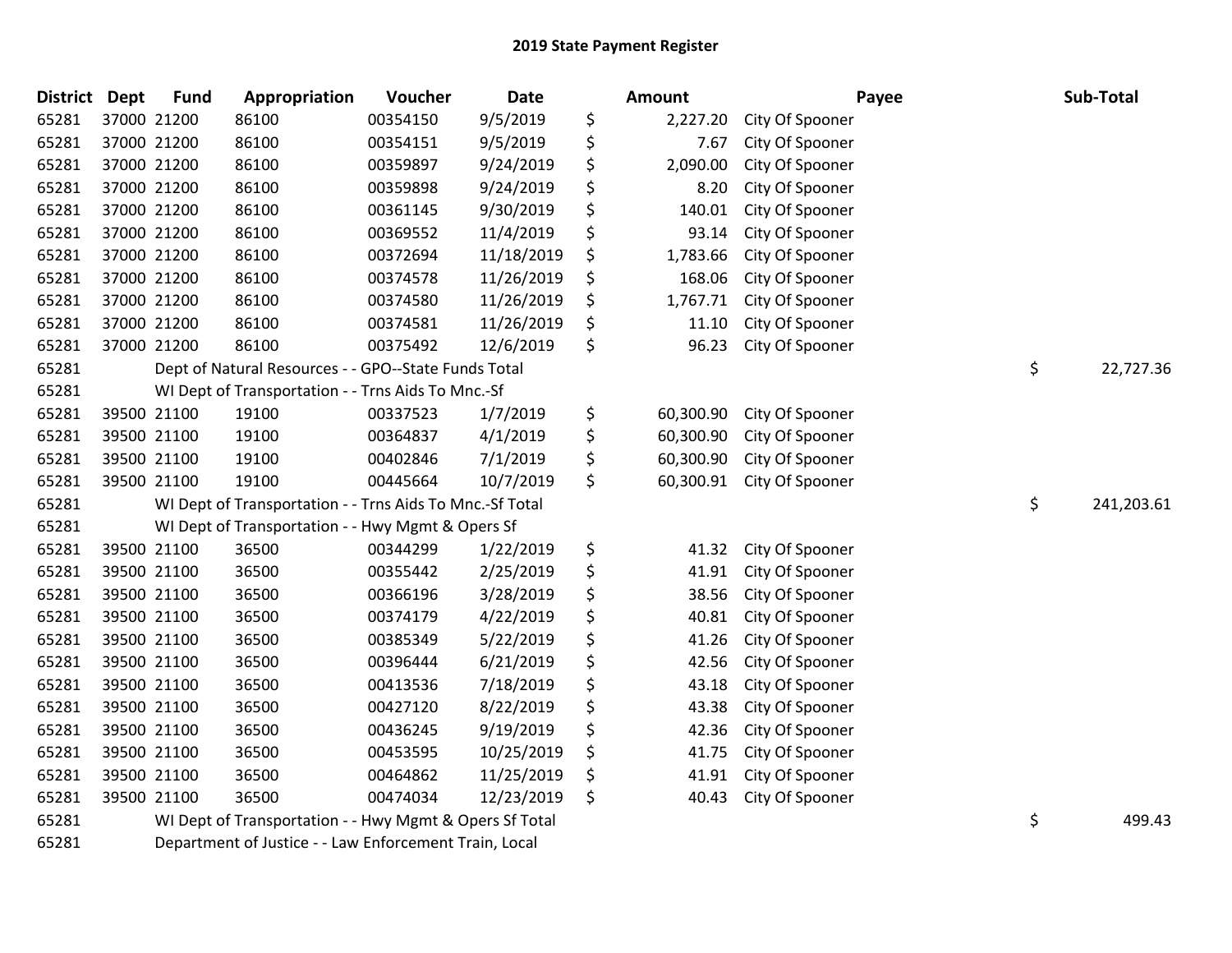# 2019 State Payment Register

| District | Dept | Fund | Appropriation | Voucher | Date | Amount | Payee | Sub-Total |
|---|---|---|---|---|---|---|---|---|
| 65281 | 37000 | 21200 | 86100 | 00354150 | 9/5/2019 | $ 2,227.20 | City Of Spooner | |
| 65281 | 37000 | 21200 | 86100 | 00354151 | 9/5/2019 | $ 7.67 | City Of Spooner | |
| 65281 | 37000 | 21200 | 86100 | 00359897 | 9/24/2019 | $ 2,090.00 | City Of Spooner | |
| 65281 | 37000 | 21200 | 86100 | 00359898 | 9/24/2019 | $ 8.20 | City Of Spooner | |
| 65281 | 37000 | 21200 | 86100 | 00361145 | 9/30/2019 | $ 140.01 | City Of Spooner | |
| 65281 | 37000 | 21200 | 86100 | 00369552 | 11/4/2019 | $ 93.14 | City Of Spooner | |
| 65281 | 37000 | 21200 | 86100 | 00372694 | 11/18/2019 | $ 1,783.66 | City Of Spooner | |
| 65281 | 37000 | 21200 | 86100 | 00374578 | 11/26/2019 | $ 168.06 | City Of Spooner | |
| 65281 | 37000 | 21200 | 86100 | 00374580 | 11/26/2019 | $ 1,767.71 | City Of Spooner | |
| 65281 | 37000 | 21200 | 86100 | 00374581 | 11/26/2019 | $ 11.10 | City Of Spooner | |
| 65281 | 37000 | 21200 | 86100 | 00375492 | 12/6/2019 | $ 96.23 | City Of Spooner | |
| 65281 | | Dept of Natural Resources - - GPO--State Funds Total | | | | | | $ 22,727.36 |
| 65281 | | WI Dept of Transportation - - Trns Aids To Mnc.-Sf | | | | | | |
| 65281 | 39500 | 21100 | 19100 | 00337523 | 1/7/2019 | $ 60,300.90 | City Of Spooner | |
| 65281 | 39500 | 21100 | 19100 | 00364837 | 4/1/2019 | $ 60,300.90 | City Of Spooner | |
| 65281 | 39500 | 21100 | 19100 | 00402846 | 7/1/2019 | $ 60,300.90 | City Of Spooner | |
| 65281 | 39500 | 21100 | 19100 | 00445664 | 10/7/2019 | $ 60,300.91 | City Of Spooner | |
| 65281 | | WI Dept of Transportation - - Trns Aids To Mnc.-Sf Total | | | | | | $ 241,203.61 |
| 65281 | | WI Dept of Transportation - - Hwy Mgmt & Opers Sf | | | | | | |
| 65281 | 39500 | 21100 | 36500 | 00344299 | 1/22/2019 | $ 41.32 | City Of Spooner | |
| 65281 | 39500 | 21100 | 36500 | 00355442 | 2/25/2019 | $ 41.91 | City Of Spooner | |
| 65281 | 39500 | 21100 | 36500 | 00366196 | 3/28/2019 | $ 38.56 | City Of Spooner | |
| 65281 | 39500 | 21100 | 36500 | 00374179 | 4/22/2019 | $ 40.81 | City Of Spooner | |
| 65281 | 39500 | 21100 | 36500 | 00385349 | 5/22/2019 | $ 41.26 | City Of Spooner | |
| 65281 | 39500 | 21100 | 36500 | 00396444 | 6/21/2019 | $ 42.56 | City Of Spooner | |
| 65281 | 39500 | 21100 | 36500 | 00413536 | 7/18/2019 | $ 43.18 | City Of Spooner | |
| 65281 | 39500 | 21100 | 36500 | 00427120 | 8/22/2019 | $ 43.38 | City Of Spooner | |
| 65281 | 39500 | 21100 | 36500 | 00436245 | 9/19/2019 | $ 42.36 | City Of Spooner | |
| 65281 | 39500 | 21100 | 36500 | 00453595 | 10/25/2019 | $ 41.75 | City Of Spooner | |
| 65281 | 39500 | 21100 | 36500 | 00464862 | 11/25/2019 | $ 41.91 | City Of Spooner | |
| 65281 | 39500 | 21100 | 36500 | 00474034 | 12/23/2019 | $ 40.43 | City Of Spooner | |
| 65281 | | WI Dept of Transportation - - Hwy Mgmt & Opers Sf Total | | | | | | $ 499.43 |
| 65281 | | Department of Justice - - Law Enforcement Train, Local | | | | | | |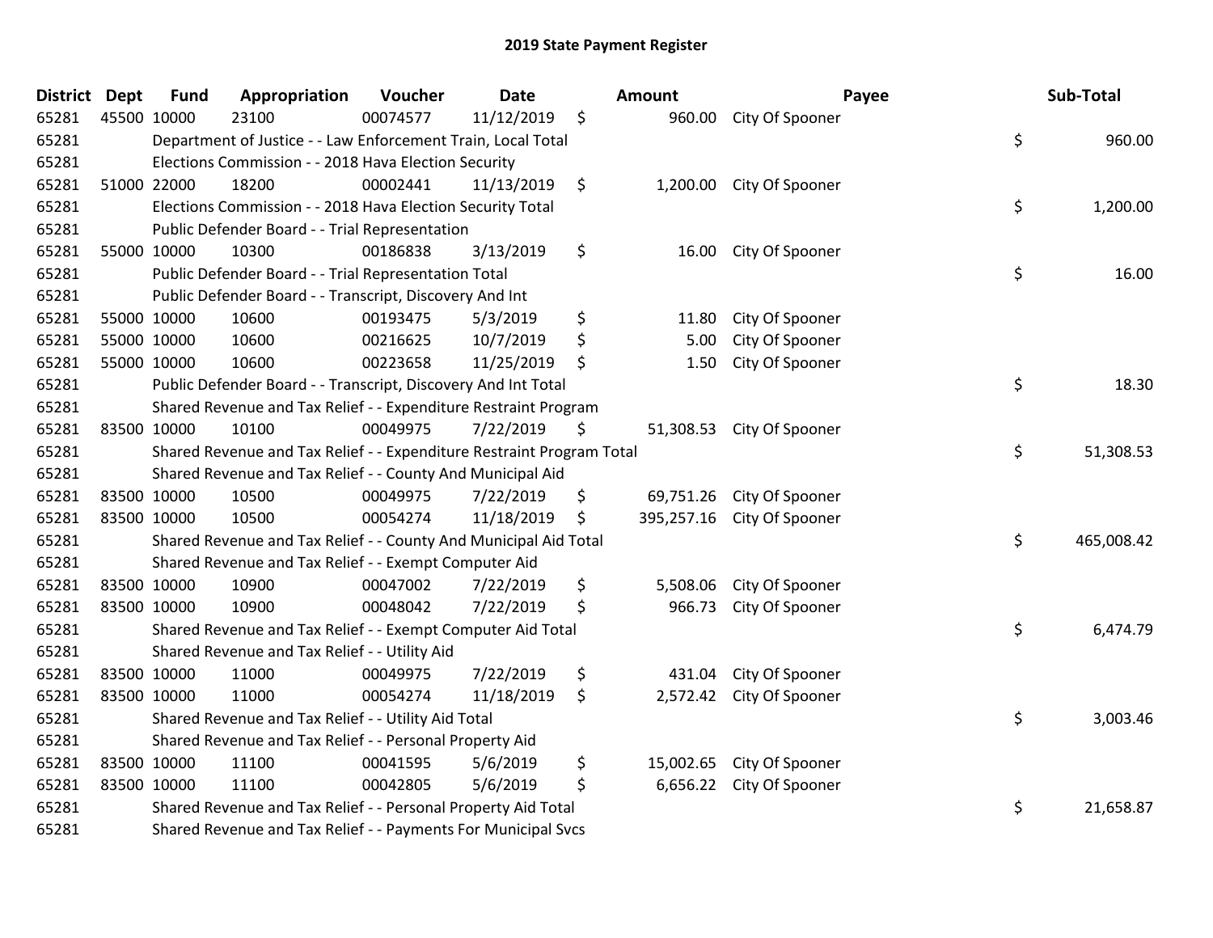# 2019 State Payment Register

| District | Dept | Fund | Appropriation | Voucher | Date | Amount | Payee | Sub-Total |
|---|---|---|---|---|---|---|---|---|
| 65281 | 45500 | 10000 | 23100 | 00074577 | 11/12/2019 | $ 960.00 | City Of Spooner | |
| 65281 | | Department of Justice - - Law Enforcement Train, Local Total | | | | | | $ 960.00 |
| 65281 | | Elections Commission - - 2018 Hava Election Security | | | | | | |
| 65281 | 51000 | 22000 | 18200 | 00002441 | 11/13/2019 | $ 1,200.00 | City Of Spooner | |
| 65281 | | Elections Commission - - 2018 Hava Election Security Total | | | | | | $ 1,200.00 |
| 65281 | | Public Defender Board - - Trial Representation | | | | | | |
| 65281 | 55000 | 10000 | 10300 | 00186838 | 3/13/2019 | $ 16.00 | City Of Spooner | |
| 65281 | | Public Defender Board - - Trial Representation Total | | | | | | $ 16.00 |
| 65281 | | Public Defender Board - - Transcript, Discovery And Int | | | | | | |
| 65281 | 55000 | 10000 | 10600 | 00193475 | 5/3/2019 | $ 11.80 | City Of Spooner | |
| 65281 | 55000 | 10000 | 10600 | 00216625 | 10/7/2019 | $ 5.00 | City Of Spooner | |
| 65281 | 55000 | 10000 | 10600 | 00223658 | 11/25/2019 | $ 1.50 | City Of Spooner | |
| 65281 | | Public Defender Board - - Transcript, Discovery And Int Total | | | | | | $ 18.30 |
| 65281 | | Shared Revenue and Tax Relief - - Expenditure Restraint Program | | | | | | |
| 65281 | 83500 | 10000 | 10100 | 00049975 | 7/22/2019 | $ 51,308.53 | City Of Spooner | |
| 65281 | | Shared Revenue and Tax Relief - - Expenditure Restraint Program Total | | | | | | $ 51,308.53 |
| 65281 | | Shared Revenue and Tax Relief - - County And Municipal Aid | | | | | | |
| 65281 | 83500 | 10000 | 10500 | 00049975 | 7/22/2019 | $ 69,751.26 | City Of Spooner | |
| 65281 | 83500 | 10000 | 10500 | 00054274 | 11/18/2019 | $ 395,257.16 | City Of Spooner | |
| 65281 | | Shared Revenue and Tax Relief - - County And Municipal Aid Total | | | | | | $ 465,008.42 |
| 65281 | | Shared Revenue and Tax Relief - - Exempt Computer Aid | | | | | | |
| 65281 | 83500 | 10000 | 10900 | 00047002 | 7/22/2019 | $ 5,508.06 | City Of Spooner | |
| 65281 | 83500 | 10000 | 10900 | 00048042 | 7/22/2019 | $ 966.73 | City Of Spooner | |
| 65281 | | Shared Revenue and Tax Relief - - Exempt Computer Aid Total | | | | | | $ 6,474.79 |
| 65281 | | Shared Revenue and Tax Relief - - Utility Aid | | | | | | |
| 65281 | 83500 | 10000 | 11000 | 00049975 | 7/22/2019 | $ 431.04 | City Of Spooner | |
| 65281 | 83500 | 10000 | 11000 | 00054274 | 11/18/2019 | $ 2,572.42 | City Of Spooner | |
| 65281 | | Shared Revenue and Tax Relief - - Utility Aid Total | | | | | | $ 3,003.46 |
| 65281 | | Shared Revenue and Tax Relief - - Personal Property Aid | | | | | | |
| 65281 | 83500 | 10000 | 11100 | 00041595 | 5/6/2019 | $ 15,002.65 | City Of Spooner | |
| 65281 | 83500 | 10000 | 11100 | 00042805 | 5/6/2019 | $ 6,656.22 | City Of Spooner | |
| 65281 | | Shared Revenue and Tax Relief - - Personal Property Aid Total | | | | | | $ 21,658.87 |
| 65281 | | Shared Revenue and Tax Relief - - Payments For Municipal Svcs | | | | | | |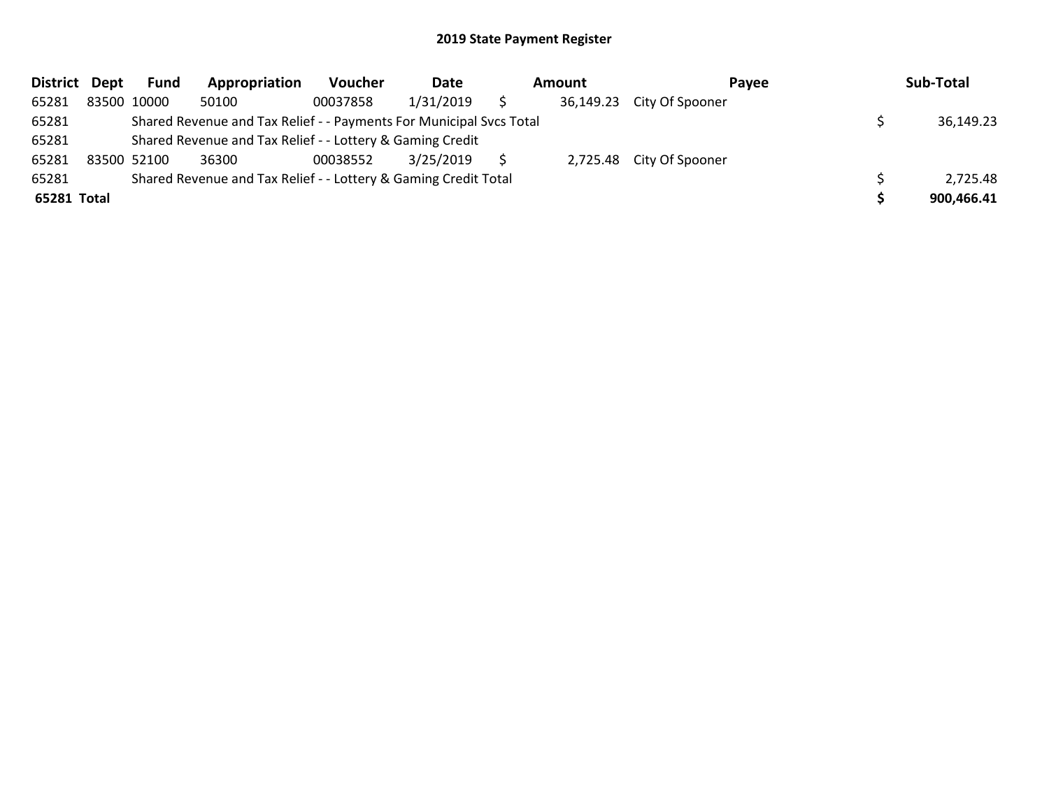# 2019 State Payment Register

| District | Dept | Fund | Appropriation | Voucher | Date | Amount | Payee | Sub-Total |
|---|---|---|---|---|---|---|---|---|
| 65281 | 83500 | 10000 | 50100 | 00037858 | 1/31/2019 | $ 36,149.23 | City Of Spooner | |
| 65281 | | Shared Revenue and Tax Relief - - Payments For Municipal Svcs Total | | | | | | $ 36,149.23 |
| 65281 | | Shared Revenue and Tax Relief - - Lottery & Gaming Credit | | | | | | |
| 65281 | 83500 | 52100 | 36300 | 00038552 | 3/25/2019 | $ 2,725.48 | City Of Spooner | |
| 65281 | | Shared Revenue and Tax Relief - - Lottery & Gaming Credit Total | | | | | | $ 2,725.48 |
| **65281 Total** | | | | | | | | **$ 900,466.41** |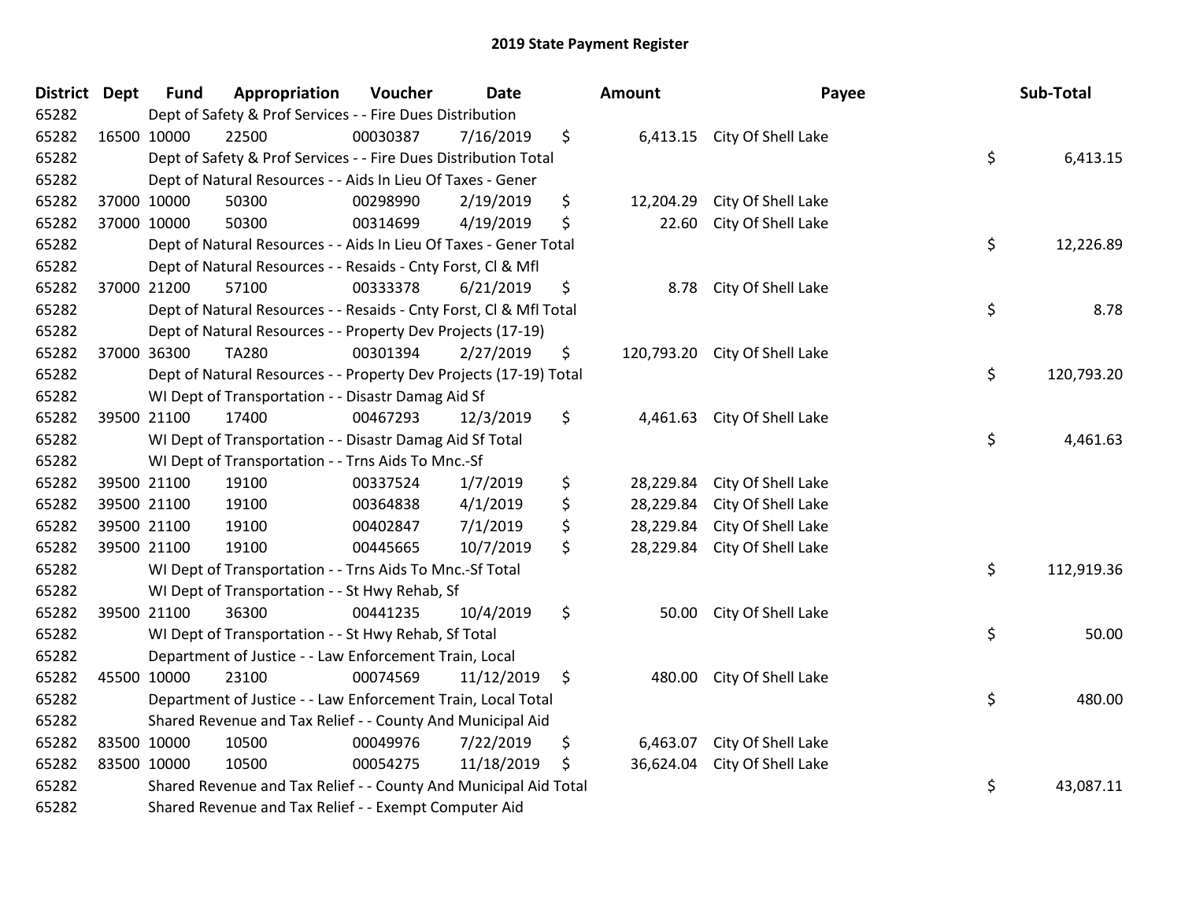## 2019 State Payment Register

| District | Dept | Fund | Appropriation | Voucher | Date | Amount | Payee | Sub-Total |
|---|---|---|---|---|---|---|---|---|
| 65282 | | Dept of Safety & Prof Services - - Fire Dues Distribution | | | | | | |
| 65282 | 16500 | 10000 | 22500 | 00030387 | 7/16/2019 | $ 6,413.15 | City Of Shell Lake | |
| 65282 | | Dept of Safety & Prof Services - - Fire Dues Distribution Total | | | | | | $ 6,413.15 |
| 65282 | | Dept of Natural Resources - - Aids In Lieu Of Taxes - Gener | | | | | | |
| 65282 | 37000 | 10000 | 50300 | 00298990 | 2/19/2019 | $ 12,204.29 | City Of Shell Lake | |
| 65282 | 37000 | 10000 | 50300 | 00314699 | 4/19/2019 | $ 22.60 | City Of Shell Lake | |
| 65282 | | Dept of Natural Resources - - Aids In Lieu Of Taxes - Gener Total | | | | | | $ 12,226.89 |
| 65282 | | Dept of Natural Resources - - Resaids - Cnty Forst, Cl & Mfl | | | | | | |
| 65282 | 37000 | 21200 | 57100 | 00333378 | 6/21/2019 | $ 8.78 | City Of Shell Lake | |
| 65282 | | Dept of Natural Resources - - Resaids - Cnty Forst, Cl & Mfl Total | | | | | | $ 8.78 |
| 65282 | | Dept of Natural Resources - - Property Dev Projects (17-19) | | | | | | |
| 65282 | 37000 | 36300 | TA280 | 00301394 | 2/27/2019 | $ 120,793.20 | City Of Shell Lake | |
| 65282 | | Dept of Natural Resources - - Property Dev Projects (17-19) Total | | | | | | $ 120,793.20 |
| 65282 | | WI Dept of Transportation - - Disastr Damag Aid Sf | | | | | | |
| 65282 | 39500 | 21100 | 17400 | 00467293 | 12/3/2019 | $ 4,461.63 | City Of Shell Lake | |
| 65282 | | WI Dept of Transportation - - Disastr Damag Aid Sf Total | | | | | | $ 4,461.63 |
| 65282 | | WI Dept of Transportation - - Trns Aids To Mnc.-Sf | | | | | | |
| 65282 | 39500 | 21100 | 19100 | 00337524 | 1/7/2019 | $ 28,229.84 | City Of Shell Lake | |
| 65282 | 39500 | 21100 | 19100 | 00364838 | 4/1/2019 | $ 28,229.84 | City Of Shell Lake | |
| 65282 | 39500 | 21100 | 19100 | 00402847 | 7/1/2019 | $ 28,229.84 | City Of Shell Lake | |
| 65282 | 39500 | 21100 | 19100 | 00445665 | 10/7/2019 | $ 28,229.84 | City Of Shell Lake | |
| 65282 | | WI Dept of Transportation - - Trns Aids To Mnc.-Sf Total | | | | | | $ 112,919.36 |
| 65282 | | WI Dept of Transportation - - St Hwy Rehab, Sf | | | | | | |
| 65282 | 39500 | 21100 | 36300 | 00441235 | 10/4/2019 | $ 50.00 | City Of Shell Lake | |
| 65282 | | WI Dept of Transportation - - St Hwy Rehab, Sf Total | | | | | | $ 50.00 |
| 65282 | | Department of Justice - - Law Enforcement Train, Local | | | | | | |
| 65282 | 45500 | 10000 | 23100 | 00074569 | 11/12/2019 | $ 480.00 | City Of Shell Lake | |
| 65282 | | Department of Justice - - Law Enforcement Train, Local Total | | | | | | $ 480.00 |
| 65282 | | Shared Revenue and Tax Relief - - County And Municipal Aid | | | | | | |
| 65282 | 83500 | 10000 | 10500 | 00049976 | 7/22/2019 | $ 6,463.07 | City Of Shell Lake | |
| 65282 | 83500 | 10000 | 10500 | 00054275 | 11/18/2019 | $ 36,624.04 | City Of Shell Lake | |
| 65282 | | Shared Revenue and Tax Relief - - County And Municipal Aid Total | | | | | | $ 43,087.11 |
| 65282 | | Shared Revenue and Tax Relief - - Exempt Computer Aid | | | | | | |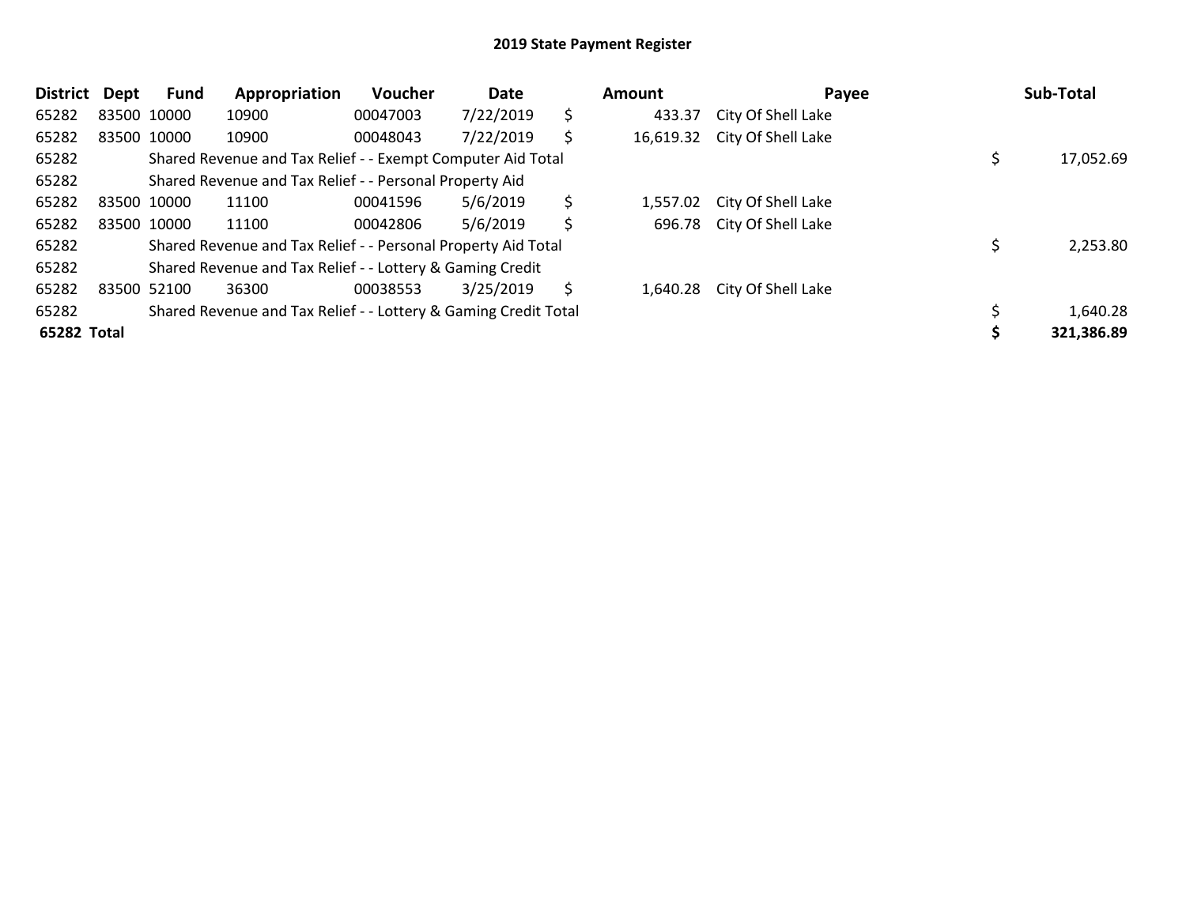# 2019 State Payment Register

| District | Dept | Fund | Appropriation | Voucher | Date | | Amount | Payee | | Sub-Total |
|---|---|---|---|---|---|---|---|---|---|---|
| 65282 | 83500 | 10000 | 10900 | 00047003 | 7/22/2019 | $ | 433.37 | City Of Shell Lake | | |
| 65282 | 83500 | 10000 | 10900 | 00048043 | 7/22/2019 | $ | 16,619.32 | City Of Shell Lake | | |
| 65282 | | Shared Revenue and Tax Relief - - Exempt Computer Aid Total | | | | | | | $ | 17,052.69 |
| 65282 | | Shared Revenue and Tax Relief - - Personal Property Aid | | | | | | | | |
| 65282 | 83500 | 10000 | 11100 | 00041596 | 5/6/2019 | $ | 1,557.02 | City Of Shell Lake | | |
| 65282 | 83500 | 10000 | 11100 | 00042806 | 5/6/2019 | $ | 696.78 | City Of Shell Lake | | |
| 65282 | | Shared Revenue and Tax Relief - - Personal Property Aid Total | | | | | | | $ | 2,253.80 |
| 65282 | | Shared Revenue and Tax Relief - - Lottery & Gaming Credit | | | | | | | | |
| 65282 | 83500 | 52100 | 36300 | 00038553 | 3/25/2019 | $ | 1,640.28 | City Of Shell Lake | | |
| 65282 | | Shared Revenue and Tax Relief - - Lottery & Gaming Credit Total | | | | | | | $ | 1,640.28 |
| **65282** | **Total** | | | | | | | | **$** | **321,386.89** |